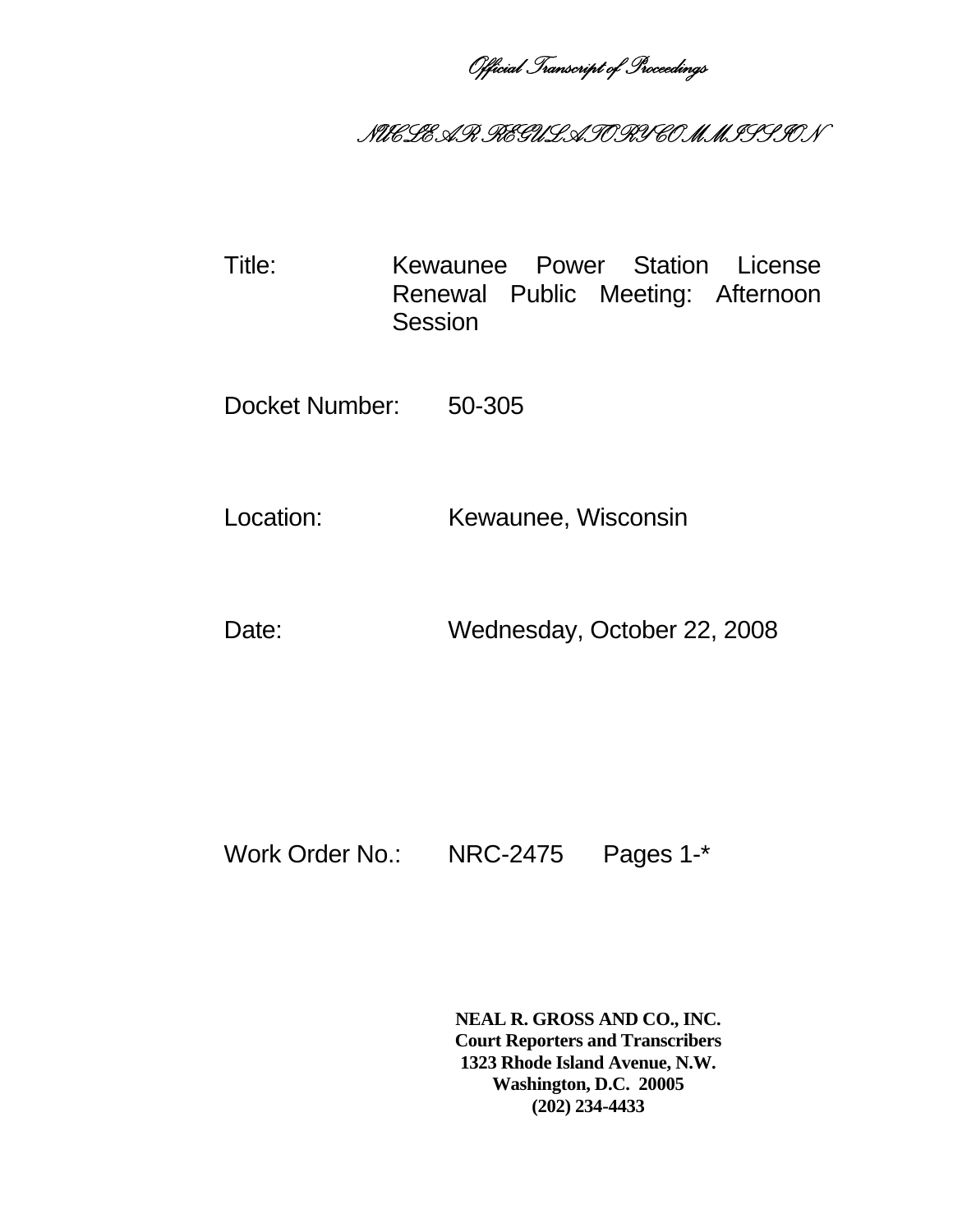*Official Transcript of Proceedings*

# *NUCLEAR REGULATORY COMMISSION*

| | |
|---|---|
| Title: | Kewaunee Power Station License Renewal Public Meeting: Afternoon Session |
| Docket Number: | 50-305 |
| Location: | Kewaunee, Wisconsin |
| Date: | Wednesday, October 22, 2008 |
| Work Order No.: | NRC-2475 Pages 1-* |

**NEAL R. GROSS AND CO., INC.**
**Court Reporters and Transcribers**
**1323 Rhode Island Avenue, N.W.**
**Washington, D.C. 20005**
**(202) 234-4433**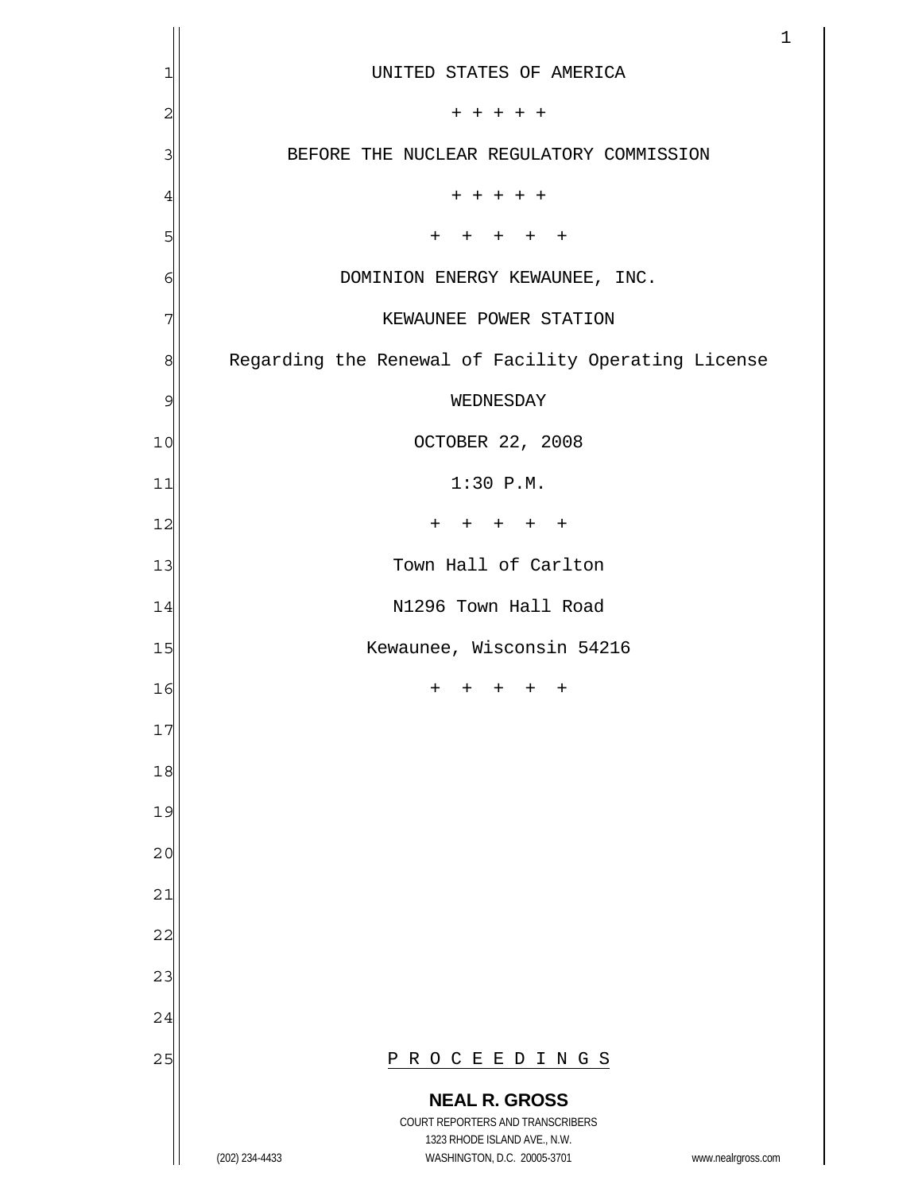UNITED STATES OF AMERICA

+ + + + +

BEFORE THE NUCLEAR REGULATORY COMMISSION

+ + + + +

+ + + + +

DOMINION ENERGY KEWAUNEE, INC.

KEWAUNEE POWER STATION

Regarding the Renewal of Facility Operating License

WEDNESDAY

OCTOBER 22, 2008

1:30 P.M.

+ + + + +

Town Hall of Carlton

N1296 Town Hall Road

Kewaunee, Wisconsin 54216

+ + + + +

P R O C E E D I N G S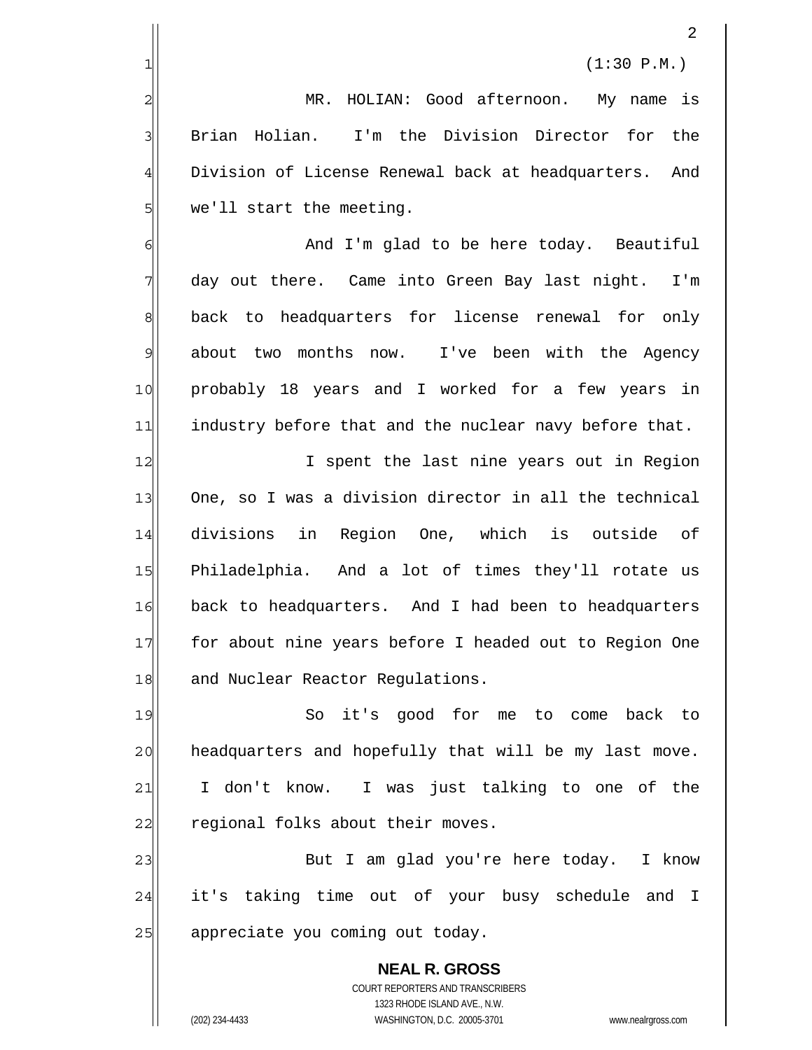(1:30 P.M.)

MR. HOLIAN: Good afternoon. My name is Brian Holian. I'm the Division Director for the Division of License Renewal back at headquarters. And we'll start the meeting.

And I'm glad to be here today. Beautiful day out there. Came into Green Bay last night. I'm back to headquarters for license renewal for only about two months now. I've been with the Agency probably 18 years and I worked for a few years in industry before that and the nuclear navy before that.

I spent the last nine years out in Region One, so I was a division director in all the technical divisions in Region One, which is outside of Philadelphia. And a lot of times they'll rotate us back to headquarters. And I had been to headquarters for about nine years before I headed out to Region One and Nuclear Reactor Regulations.

So it's good for me to come back to headquarters and hopefully that will be my last move. I don't know. I was just talking to one of the regional folks about their moves.

But I am glad you're here today. I know it's taking time out of your busy schedule and I appreciate you coming out today.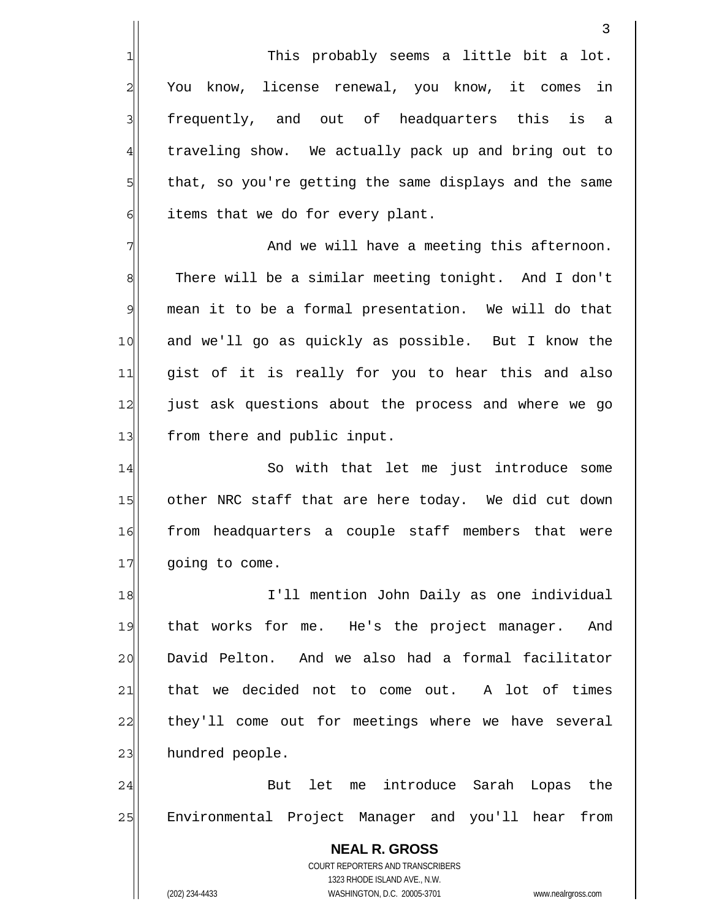This probably seems a little bit a lot. You know, license renewal, you know, it comes in frequently, and out of headquarters this is a traveling show. We actually pack up and bring out to that, so you're getting the same displays and the same items that we do for every plant.

And we will have a meeting this afternoon. There will be a similar meeting tonight. And I don't mean it to be a formal presentation. We will do that and we'll go as quickly as possible. But I know the gist of it is really for you to hear this and also just ask questions about the process and where we go from there and public input.

So with that let me just introduce some other NRC staff that are here today. We did cut down from headquarters a couple staff members that were going to come.

I'll mention John Daily as one individual that works for me. He's the project manager. And David Pelton. And we also had a formal facilitator that we decided not to come out. A lot of times they'll come out for meetings where we have several hundred people.

But let me introduce Sarah Lopas the Environmental Project Manager and you'll hear from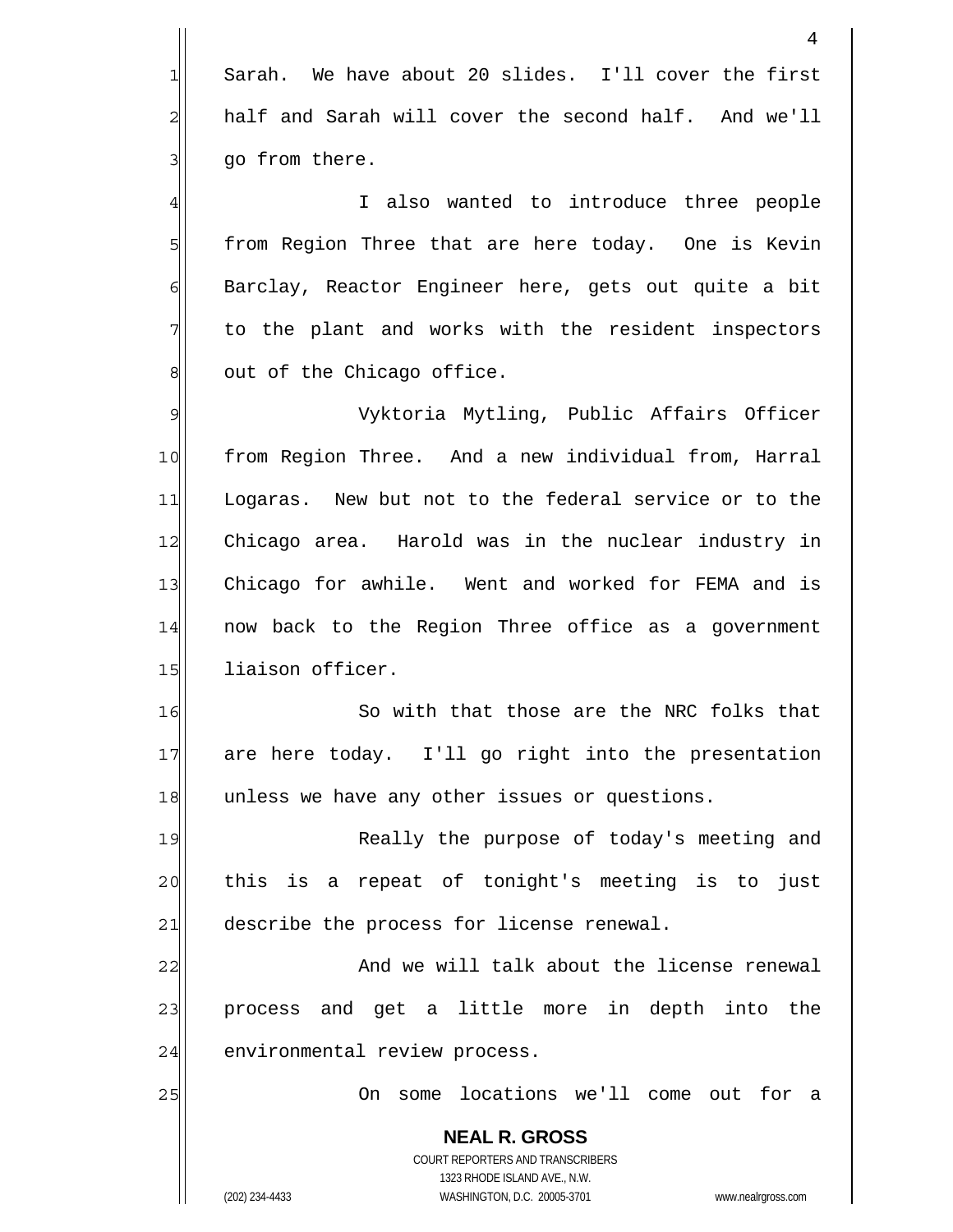Sarah. We have about 20 slides. I'll cover the first half and Sarah will cover the second half. And we'll go from there.

I also wanted to introduce three people from Region Three that are here today. One is Kevin Barclay, Reactor Engineer here, gets out quite a bit to the plant and works with the resident inspectors out of the Chicago office.

Vyktoria Mytling, Public Affairs Officer from Region Three. And a new individual from, Harral Logaras. New but not to the federal service or to the Chicago area. Harold was in the nuclear industry in Chicago for awhile. Went and worked for FEMA and is now back to the Region Three office as a government liaison officer.

So with that those are the NRC folks that are here today. I'll go right into the presentation unless we have any other issues or questions.

Really the purpose of today's meeting and this is a repeat of tonight's meeting is to just describe the process for license renewal.

And we will talk about the license renewal process and get a little more in depth into the environmental review process.

On some locations we'll come out for a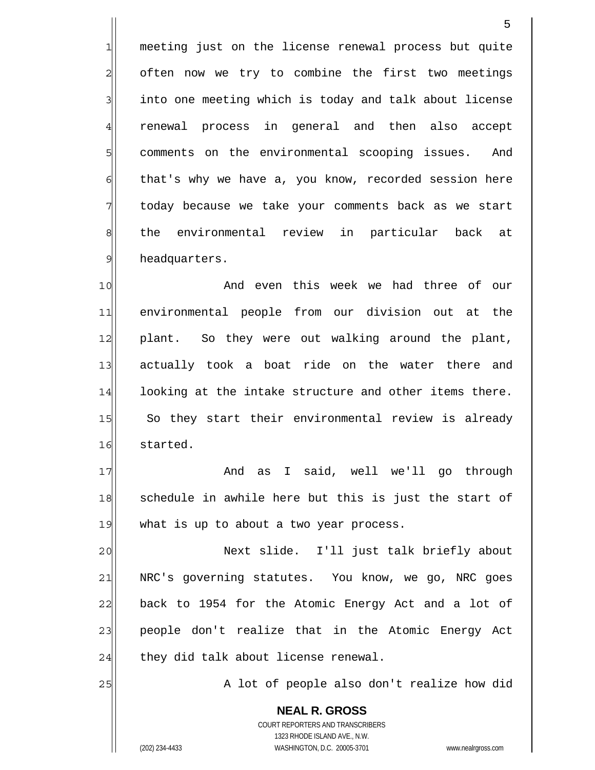meeting just on the license renewal process but quite often now we try to combine the first two meetings into one meeting which is today and talk about license renewal process in general and then also accept comments on the environmental scooping issues. And that's why we have a, you know, recorded session here today because we take your comments back as we start the environmental review in particular back at headquarters.

And even this week we had three of our environmental people from our division out at the plant. So they were out walking around the plant, actually took a boat ride on the water there and looking at the intake structure and other items there. So they start their environmental review is already started.

And as I said, well we'll go through schedule in awhile here but this is just the start of what is up to about a two year process.

Next slide. I'll just talk briefly about NRC's governing statutes. You know, we go, NRC goes back to 1954 for the Atomic Energy Act and a lot of people don't realize that in the Atomic Energy Act they did talk about license renewal.

A lot of people also don't realize how did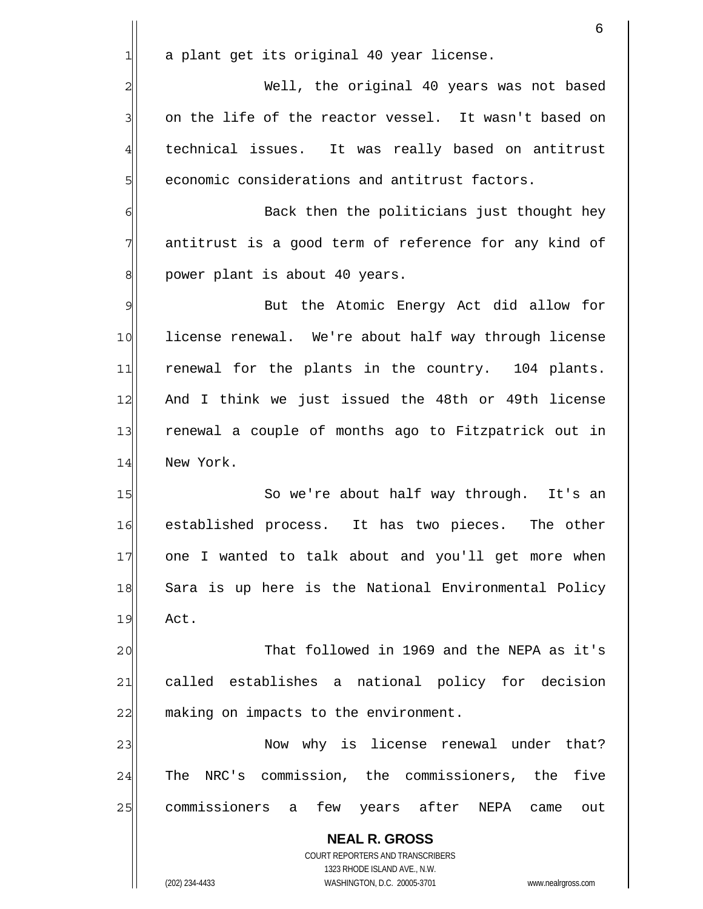a plant get its original 40 year license.

Well, the original 40 years was not based on the life of the reactor vessel. It wasn't based on technical issues. It was really based on antitrust economic considerations and antitrust factors.

Back then the politicians just thought hey antitrust is a good term of reference for any kind of power plant is about 40 years.

But the Atomic Energy Act did allow for license renewal. We're about half way through license renewal for the plants in the country. 104 plants. And I think we just issued the 48th or 49th license renewal a couple of months ago to Fitzpatrick out in New York.

So we're about half way through. It's an established process. It has two pieces. The other one I wanted to talk about and you'll get more when Sara is up here is the National Environmental Policy Act.

That followed in 1969 and the NEPA as it's called establishes a national policy for decision making on impacts to the environment.

Now why is license renewal under that? The NRC's commission, the commissioners, the five commissioners a few years after NEPA came out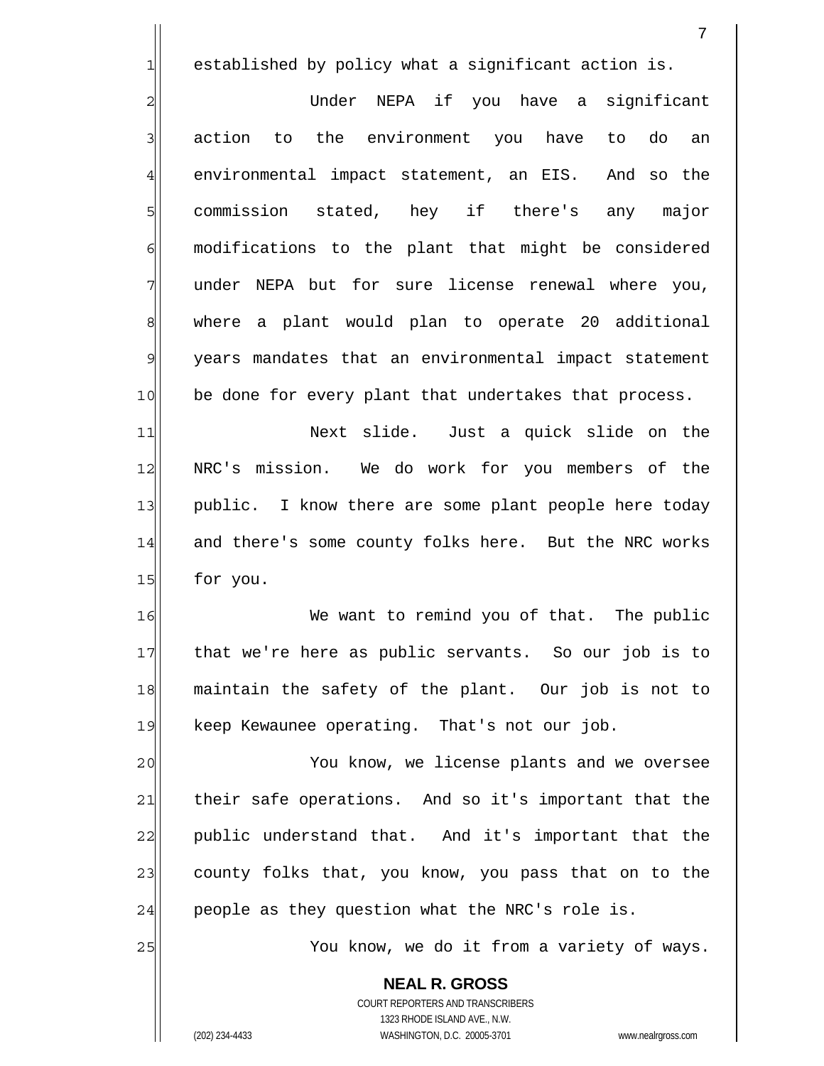established by policy what a significant action is.

Under NEPA if you have a significant action to the environment you have to do an environmental impact statement, an EIS. And so the commission stated, hey if there's any major modifications to the plant that might be considered under NEPA but for sure license renewal where you, where a plant would plan to operate 20 additional years mandates that an environmental impact statement be done for every plant that undertakes that process.

Next slide. Just a quick slide on the NRC's mission. We do work for you members of the public. I know there are some plant people here today and there's some county folks here. But the NRC works for you.

We want to remind you of that. The public that we're here as public servants. So our job is to maintain the safety of the plant. Our job is not to keep Kewaunee operating. That's not our job.

You know, we license plants and we oversee their safe operations. And so it's important that the public understand that. And it's important that the county folks that, you know, you pass that on to the people as they question what the NRC's role is.

You know, we do it from a variety of ways.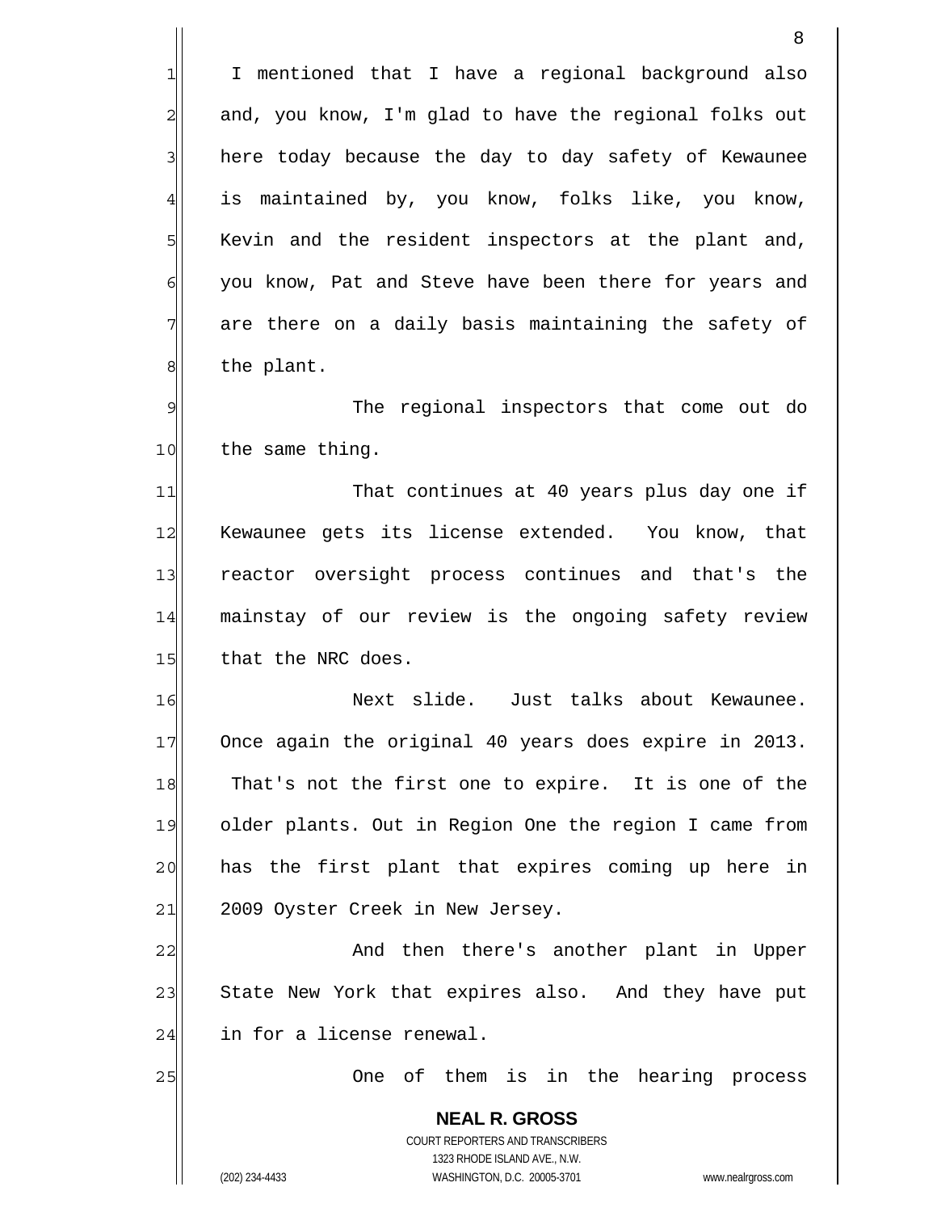I mentioned that I have a regional background also and, you know, I'm glad to have the regional folks out here today because the day to day safety of Kewaunee is maintained by, you know, folks like, you know, Kevin and the resident inspectors at the plant and, you know, Pat and Steve have been there for years and are there on a daily basis maintaining the safety of the plant.

The regional inspectors that come out do the same thing.

That continues at 40 years plus day one if Kewaunee gets its license extended. You know, that reactor oversight process continues and that's the mainstay of our review is the ongoing safety review that the NRC does.

Next slide. Just talks about Kewaunee. Once again the original 40 years does expire in 2013. That's not the first one to expire. It is one of the older plants. Out in Region One the region I came from has the first plant that expires coming up here in 2009 Oyster Creek in New Jersey.

And then there's another plant in Upper State New York that expires also. And they have put in for a license renewal.

One of them is in the hearing process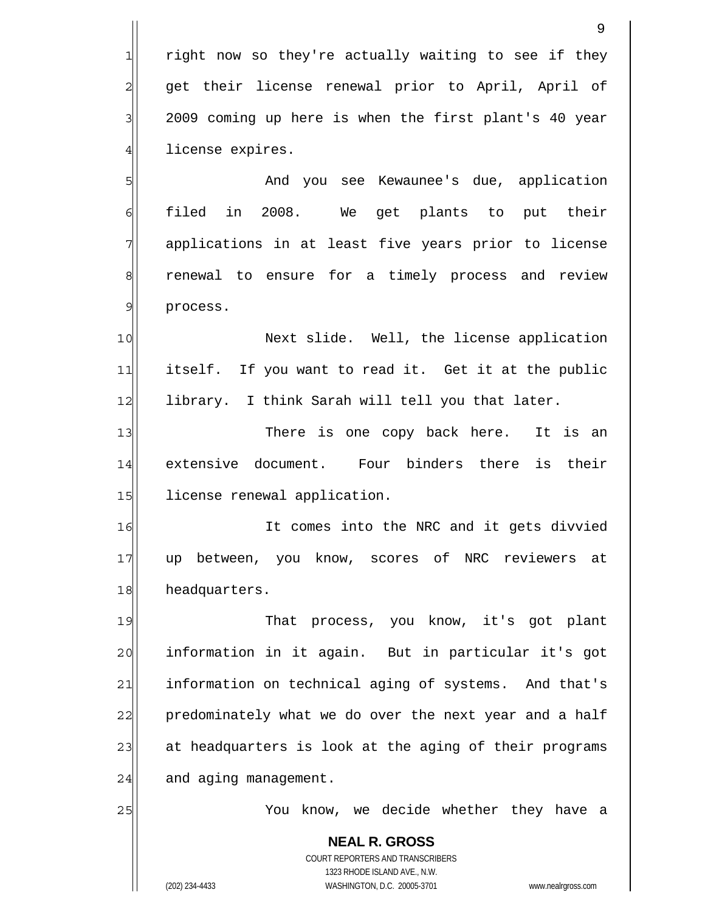right now so they're actually waiting to see if they get their license renewal prior to April, April of 2009 coming up here is when the first plant's 40 year license expires.

And you see Kewaunee's due, application filed in 2008. We get plants to put their applications in at least five years prior to license renewal to ensure for a timely process and review process.

Next slide. Well, the license application itself. If you want to read it. Get it at the public library. I think Sarah will tell you that later.

There is one copy back here. It is an extensive document. Four binders there is their license renewal application.

It comes into the NRC and it gets divvied up between, you know, scores of NRC reviewers at headquarters.

That process, you know, it's got plant information in it again. But in particular it's got information on technical aging of systems. And that's predominately what we do over the next year and a half at headquarters is look at the aging of their programs and aging management.

You know, we decide whether they have a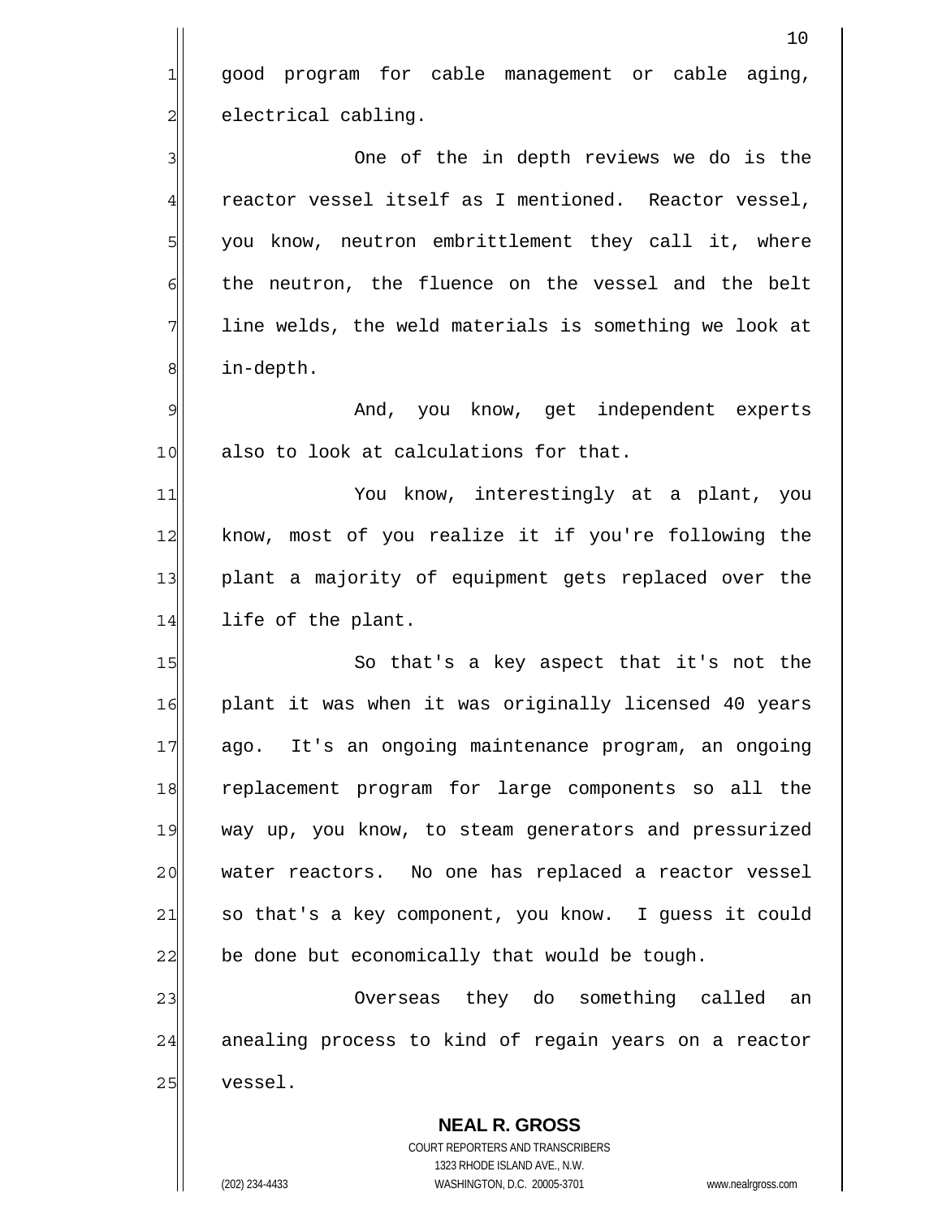good program for cable management or cable aging, electrical cabling.

One of the in depth reviews we do is the reactor vessel itself as I mentioned. Reactor vessel, you know, neutron embrittlement they call it, where the neutron, the fluence on the vessel and the belt line welds, the weld materials is something we look at in-depth.

And, you know, get independent experts also to look at calculations for that.

You know, interestingly at a plant, you know, most of you realize it if you're following the plant a majority of equipment gets replaced over the life of the plant.

So that's a key aspect that it's not the plant it was when it was originally licensed 40 years ago. It's an ongoing maintenance program, an ongoing replacement program for large components so all the way up, you know, to steam generators and pressurized water reactors. No one has replaced a reactor vessel so that's a key component, you know. I guess it could be done but economically that would be tough.

Overseas they do something called an anealing process to kind of regain years on a reactor vessel.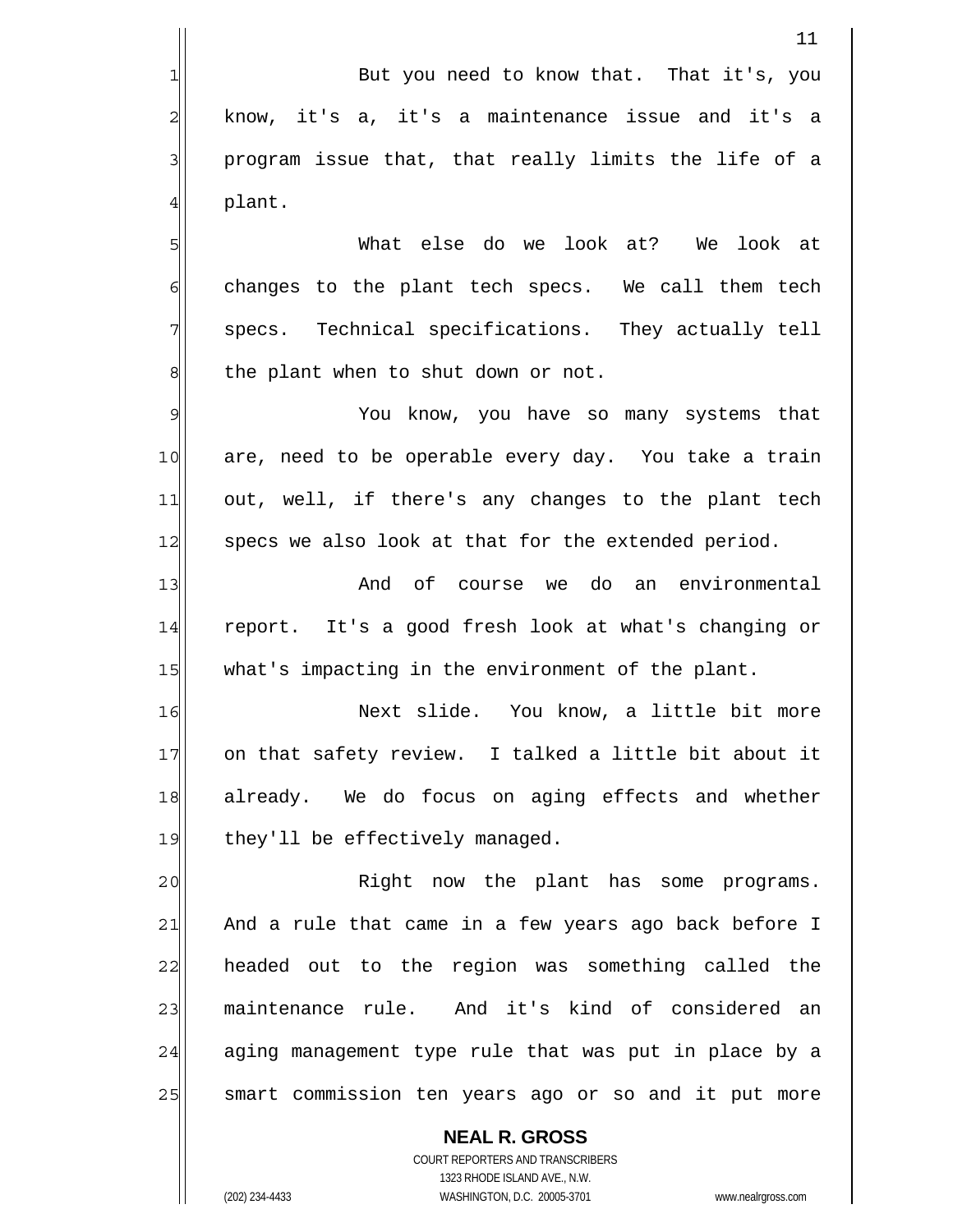But you need to know that. That it's, you know, it's a, it's a maintenance issue and it's a program issue that, that really limits the life of a plant.

What else do we look at? We look at changes to the plant tech specs. We call them tech specs. Technical specifications. They actually tell the plant when to shut down or not.

You know, you have so many systems that are, need to be operable every day. You take a train out, well, if there's any changes to the plant tech specs we also look at that for the extended period.

And of course we do an environmental report. It's a good fresh look at what's changing or what's impacting in the environment of the plant.

Next slide. You know, a little bit more on that safety review. I talked a little bit about it already. We do focus on aging effects and whether they'll be effectively managed.

Right now the plant has some programs. And a rule that came in a few years ago back before I headed out to the region was something called the maintenance rule. And it's kind of considered an aging management type rule that was put in place by a smart commission ten years ago or so and it put more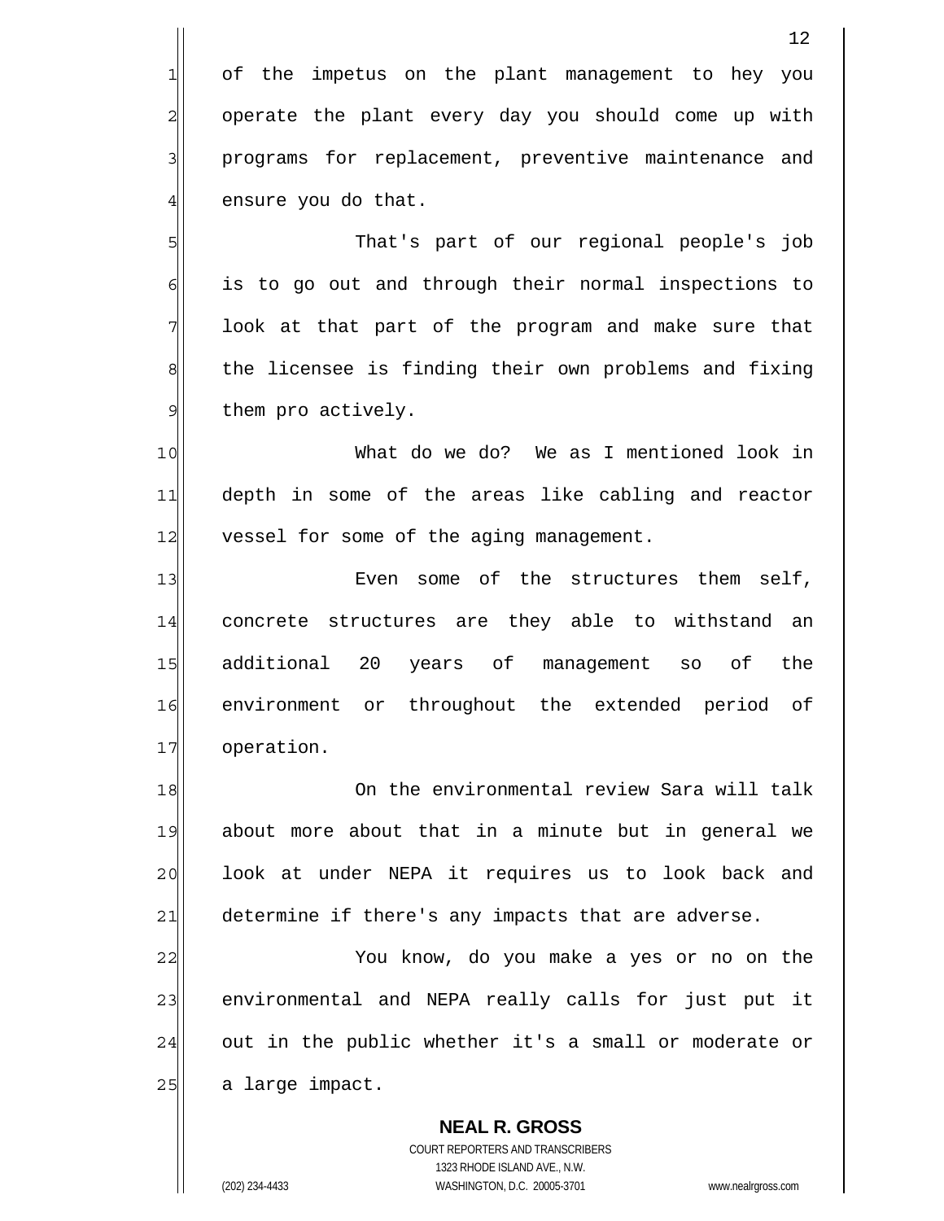of the impetus on the plant management to hey you operate the plant every day you should come up with programs for replacement, preventive maintenance and ensure you do that.

That's part of our regional people's job is to go out and through their normal inspections to look at that part of the program and make sure that the licensee is finding their own problems and fixing them pro actively.

What do we do? We as I mentioned look in depth in some of the areas like cabling and reactor vessel for some of the aging management.

Even some of the structures them self, concrete structures are they able to withstand an additional 20 years of management so of the environment or throughout the extended period of operation.

On the environmental review Sara will talk about more about that in a minute but in general we look at under NEPA it requires us to look back and determine if there's any impacts that are adverse.

You know, do you make a yes or no on the environmental and NEPA really calls for just put it out in the public whether it's a small or moderate or a large impact.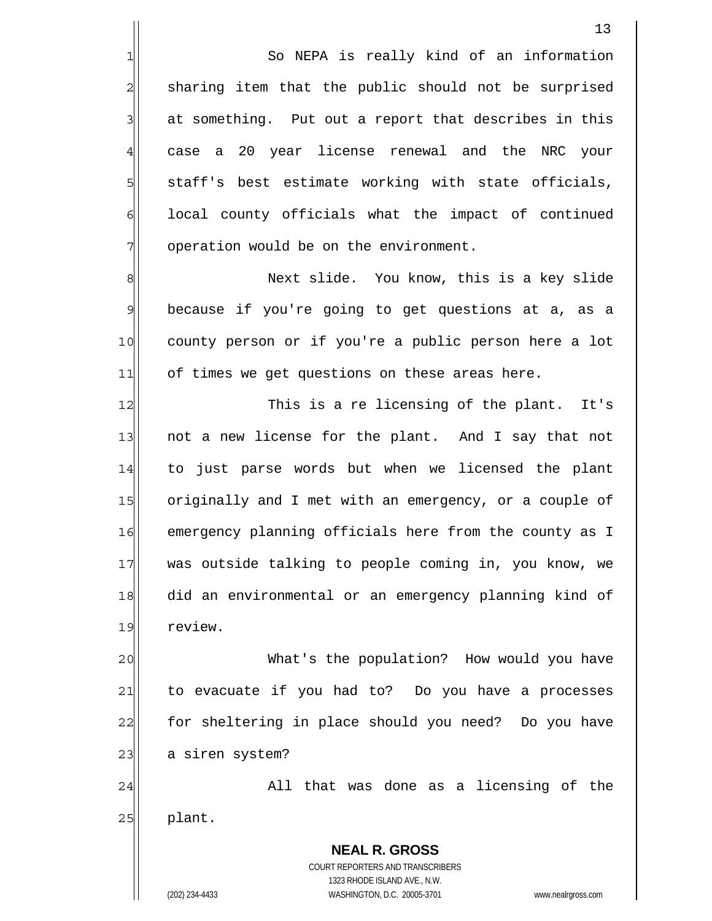So NEPA is really kind of an information sharing item that the public should not be surprised at something. Put out a report that describes in this case a 20 year license renewal and the NRC your staff's best estimate working with state officials, local county officials what the impact of continued operation would be on the environment.

Next slide. You know, this is a key slide because if you're going to get questions at a, as a county person or if you're a public person here a lot of times we get questions on these areas here.

This is a re licensing of the plant. It's not a new license for the plant. And I say that not to just parse words but when we licensed the plant originally and I met with an emergency, or a couple of emergency planning officials here from the county as I was outside talking to people coming in, you know, we did an environmental or an emergency planning kind of review.

What's the population? How would you have to evacuate if you had to? Do you have a processes for sheltering in place should you need? Do you have a siren system?

All that was done as a licensing of the plant.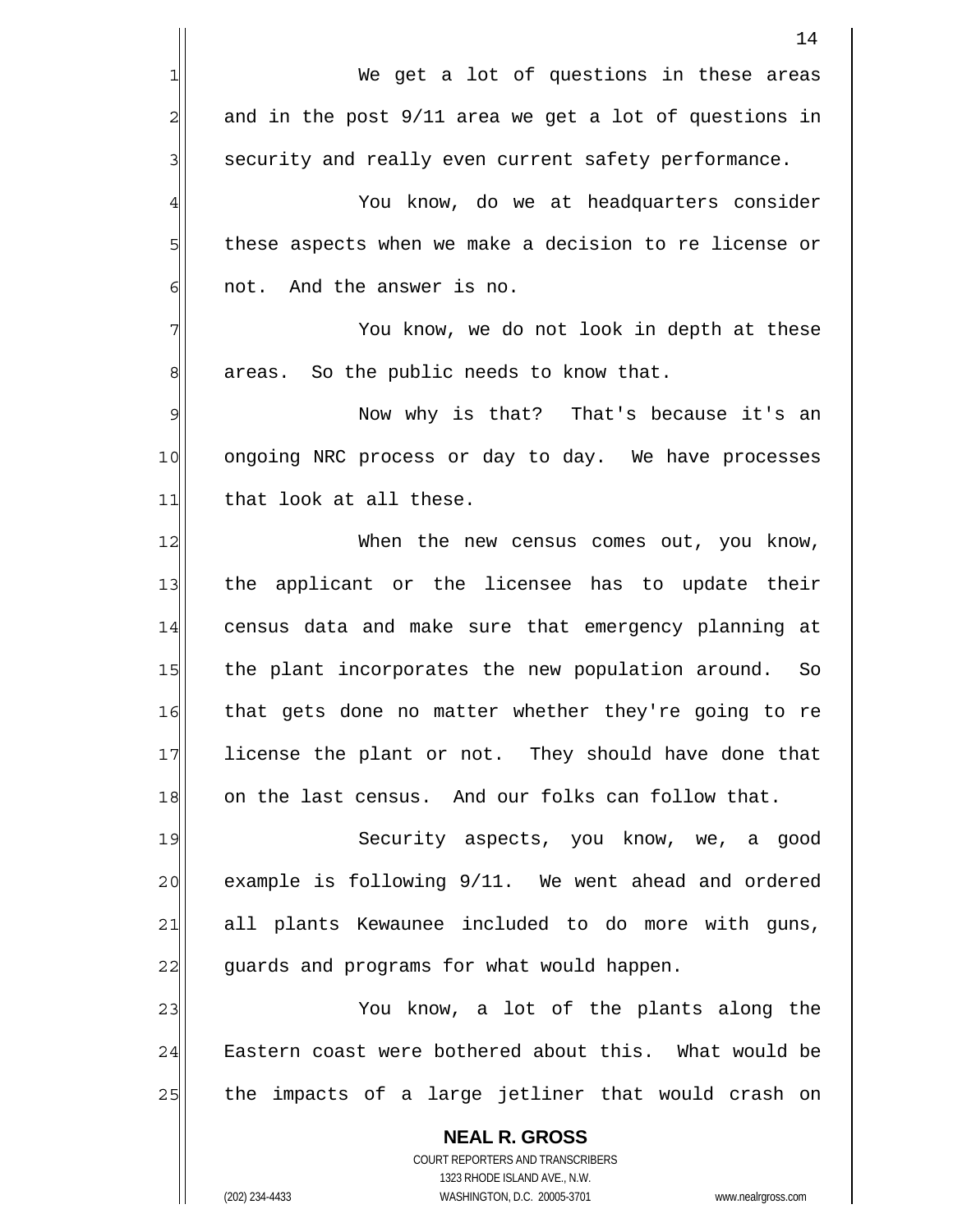We get a lot of questions in these areas and in the post 9/11 area we get a lot of questions in security and really even current safety performance.

You know, do we at headquarters consider these aspects when we make a decision to re license or not. And the answer is no.

You know, we do not look in depth at these areas. So the public needs to know that.

Now why is that? That's because it's an ongoing NRC process or day to day. We have processes that look at all these.

When the new census comes out, you know, the applicant or the licensee has to update their census data and make sure that emergency planning at the plant incorporates the new population around. So that gets done no matter whether they're going to re license the plant or not. They should have done that on the last census. And our folks can follow that.

Security aspects, you know, we, a good example is following 9/11. We went ahead and ordered all plants Kewaunee included to do more with guns, guards and programs for what would happen.

You know, a lot of the plants along the Eastern coast were bothered about this. What would be the impacts of a large jetliner that would crash on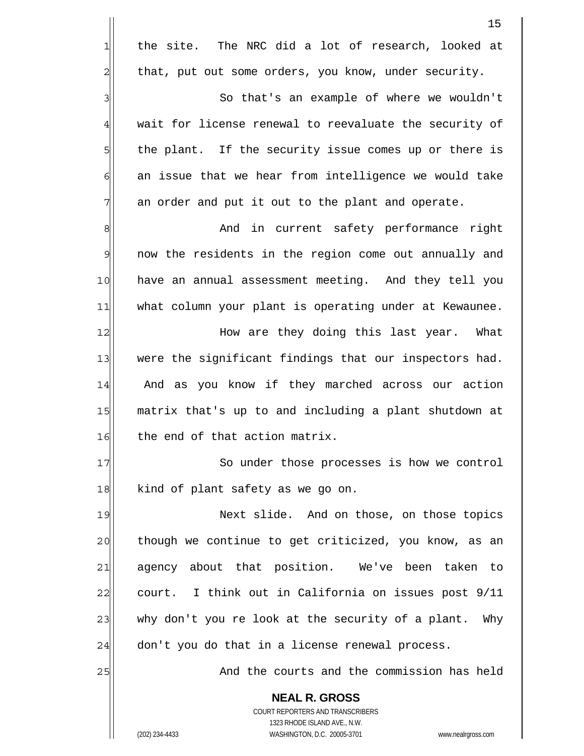the site. The NRC did a lot of research, looked at that, put out some orders, you know, under security.

So that's an example of where we wouldn't wait for license renewal to reevaluate the security of the plant. If the security issue comes up or there is an issue that we hear from intelligence we would take an order and put it out to the plant and operate.

And in current safety performance right now the residents in the region come out annually and have an annual assessment meeting. And they tell you what column your plant is operating under at Kewaunee.

How are they doing this last year. What were the significant findings that our inspectors had. And as you know if they marched across our action matrix that's up to and including a plant shutdown at the end of that action matrix.

So under those processes is how we control kind of plant safety as we go on.

Next slide. And on those, on those topics though we continue to get criticized, you know, as an agency about that position. We've been taken to court. I think out in California on issues post 9/11 why don't you re look at the security of a plant. Why don't you do that in a license renewal process.

And the courts and the commission has held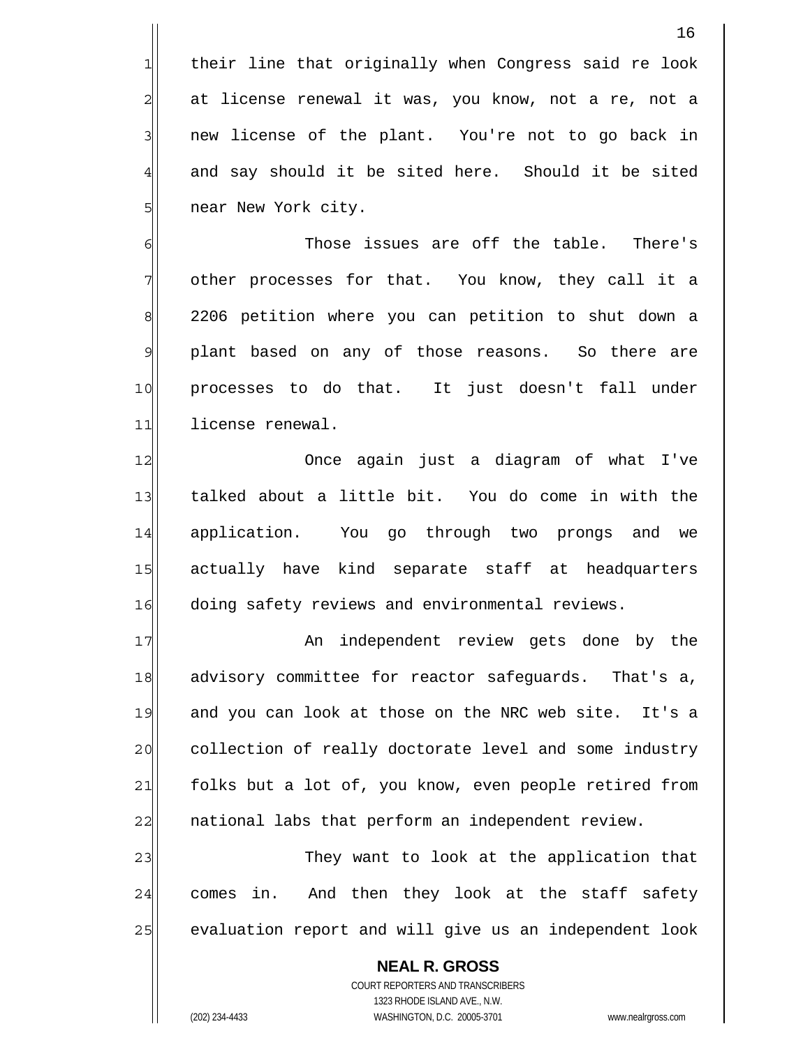their line that originally when Congress said re look at license renewal it was, you know, not a re, not a new license of the plant. You're not to go back in and say should it be sited here. Should it be sited near New York city.

Those issues are off the table. There's other processes for that. You know, they call it a 2206 petition where you can petition to shut down a plant based on any of those reasons. So there are processes to do that. It just doesn't fall under license renewal.

Once again just a diagram of what I've talked about a little bit. You do come in with the application. You go through two prongs and we actually have kind separate staff at headquarters doing safety reviews and environmental reviews.

An independent review gets done by the advisory committee for reactor safeguards. That's a, and you can look at those on the NRC web site. It's a collection of really doctorate level and some industry folks but a lot of, you know, even people retired from national labs that perform an independent review.

They want to look at the application that comes in. And then they look at the staff safety evaluation report and will give us an independent look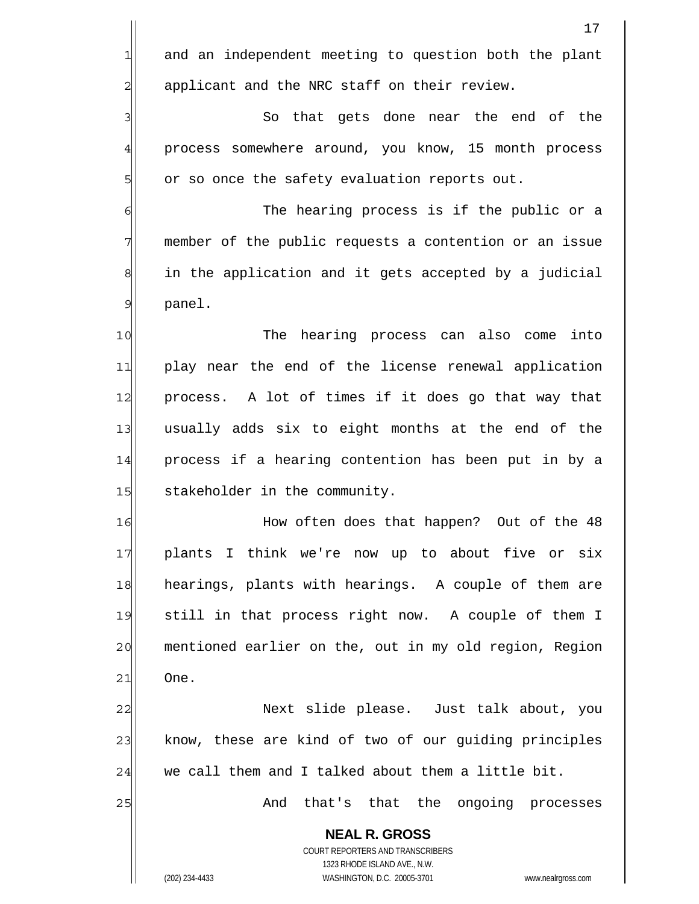and an independent meeting to question both the plant applicant and the NRC staff on their review.

So that gets done near the end of the process somewhere around, you know, 15 month process or so once the safety evaluation reports out.

The hearing process is if the public or a member of the public requests a contention or an issue in the application and it gets accepted by a judicial panel.

The hearing process can also come into play near the end of the license renewal application process. A lot of times if it does go that way that usually adds six to eight months at the end of the process if a hearing contention has been put in by a stakeholder in the community.

How often does that happen? Out of the 48 plants I think we're now up to about five or six hearings, plants with hearings. A couple of them are still in that process right now. A couple of them I mentioned earlier on the, out in my old region, Region One.

Next slide please. Just talk about, you know, these are kind of two of our guiding principles we call them and I talked about them a little bit.

And that's that the ongoing processes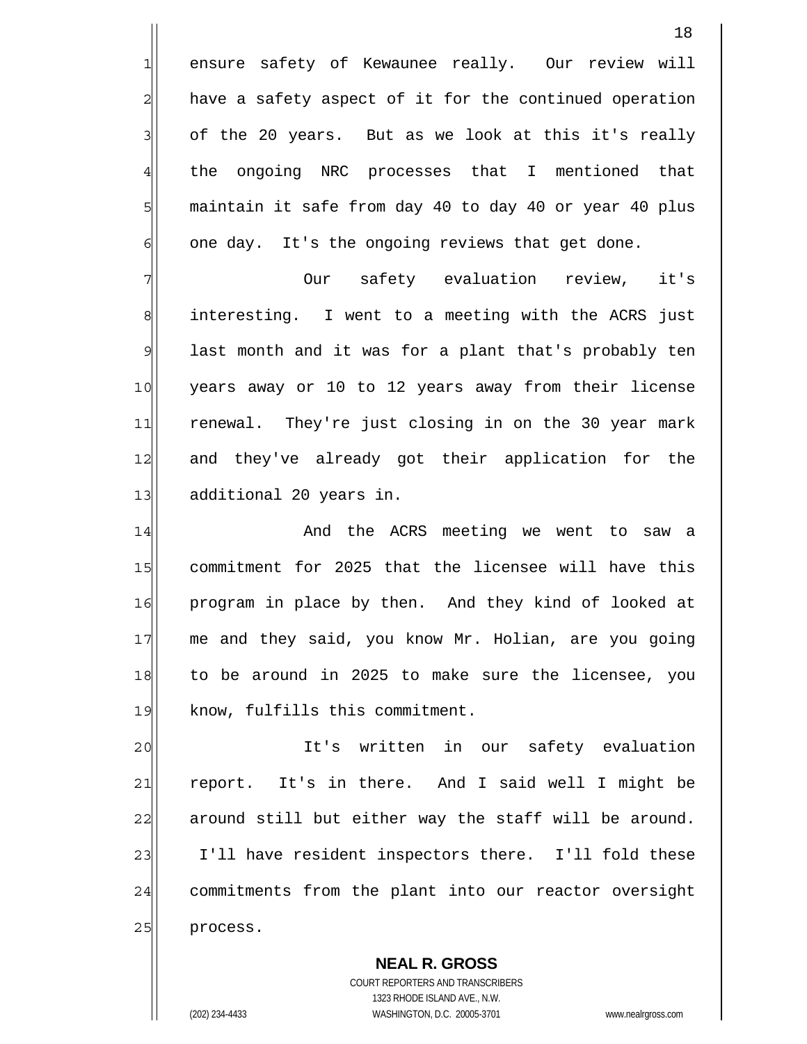ensure safety of Kewaunee really. Our review will have a safety aspect of it for the continued operation of the 20 years. But as we look at this it's really the ongoing NRC processes that I mentioned that maintain it safe from day 40 to day 40 or year 40 plus one day. It's the ongoing reviews that get done.

Our safety evaluation review, it's interesting. I went to a meeting with the ACRS just last month and it was for a plant that's probably ten years away or 10 to 12 years away from their license renewal. They're just closing in on the 30 year mark and they've already got their application for the additional 20 years in.

And the ACRS meeting we went to saw a commitment for 2025 that the licensee will have this program in place by then. And they kind of looked at me and they said, you know Mr. Holian, are you going to be around in 2025 to make sure the licensee, you know, fulfills this commitment.

It's written in our safety evaluation report. It's in there. And I said well I might be around still but either way the staff will be around. I'll have resident inspectors there. I'll fold these commitments from the plant into our reactor oversight process.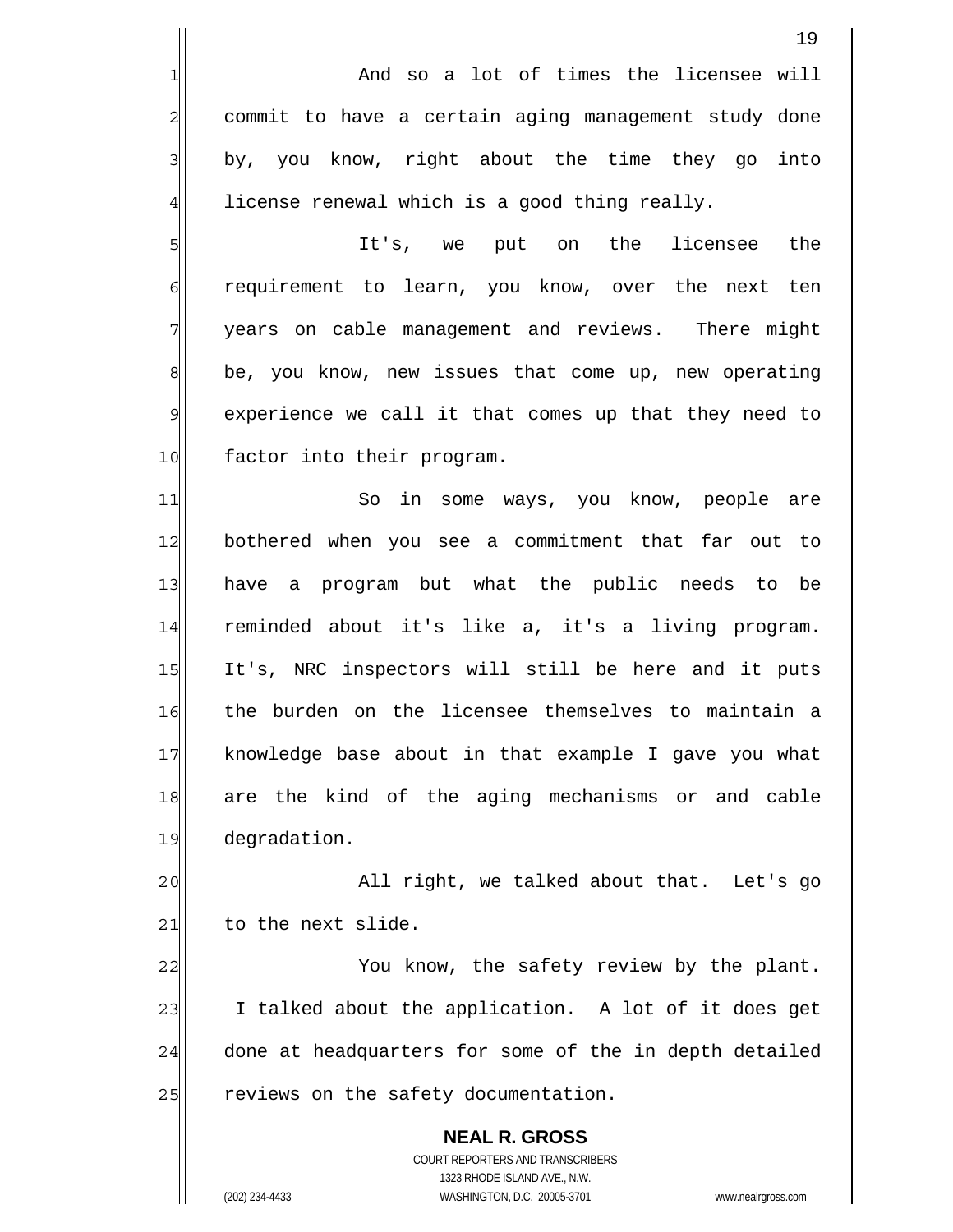And so a lot of times the licensee will commit to have a certain aging management study done by, you know, right about the time they go into license renewal which is a good thing really.

It's, we put on the licensee the requirement to learn, you know, over the next ten years on cable management and reviews. There might be, you know, new issues that come up, new operating experience we call it that comes up that they need to factor into their program.

So in some ways, you know, people are bothered when you see a commitment that far out to have a program but what the public needs to be reminded about it's like a, it's a living program. It's, NRC inspectors will still be here and it puts the burden on the licensee themselves to maintain a knowledge base about in that example I gave you what are the kind of the aging mechanisms or and cable degradation.

All right, we talked about that. Let's go to the next slide.

You know, the safety review by the plant. I talked about the application. A lot of it does get done at headquarters for some of the in depth detailed reviews on the safety documentation.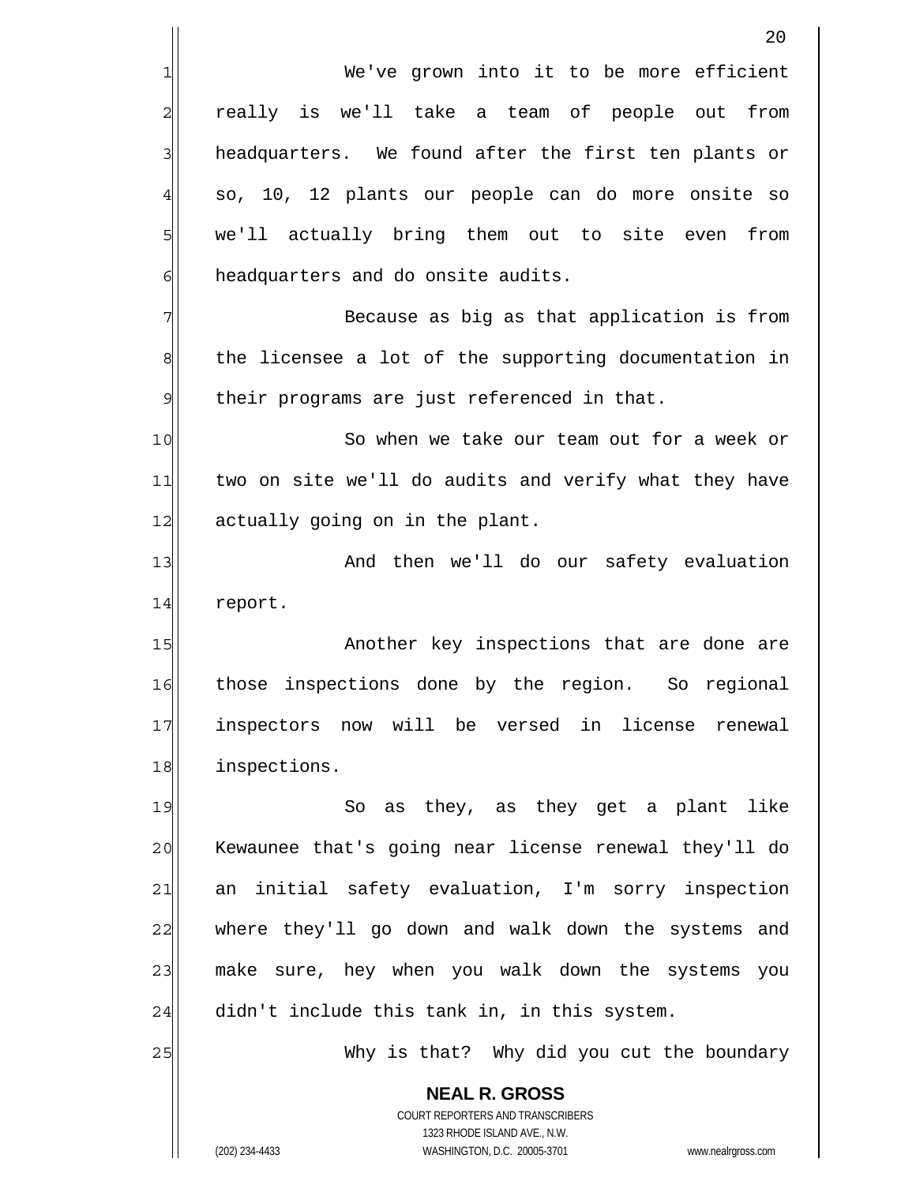We've grown into it to be more efficient really is we'll take a team of people out from headquarters. We found after the first ten plants or so, 10, 12 plants our people can do more onsite so we'll actually bring them out to site even from headquarters and do onsite audits.

Because as big as that application is from the licensee a lot of the supporting documentation in their programs are just referenced in that.

So when we take our team out for a week or two on site we'll do audits and verify what they have actually going on in the plant.

And then we'll do our safety evaluation report.

Another key inspections that are done are those inspections done by the region. So regional inspectors now will be versed in license renewal inspections.

So as they, as they get a plant like Kewaunee that's going near license renewal they'll do an initial safety evaluation, I'm sorry inspection where they'll go down and walk down the systems and make sure, hey when you walk down the systems you didn't include this tank in, in this system.

Why is that? Why did you cut the boundary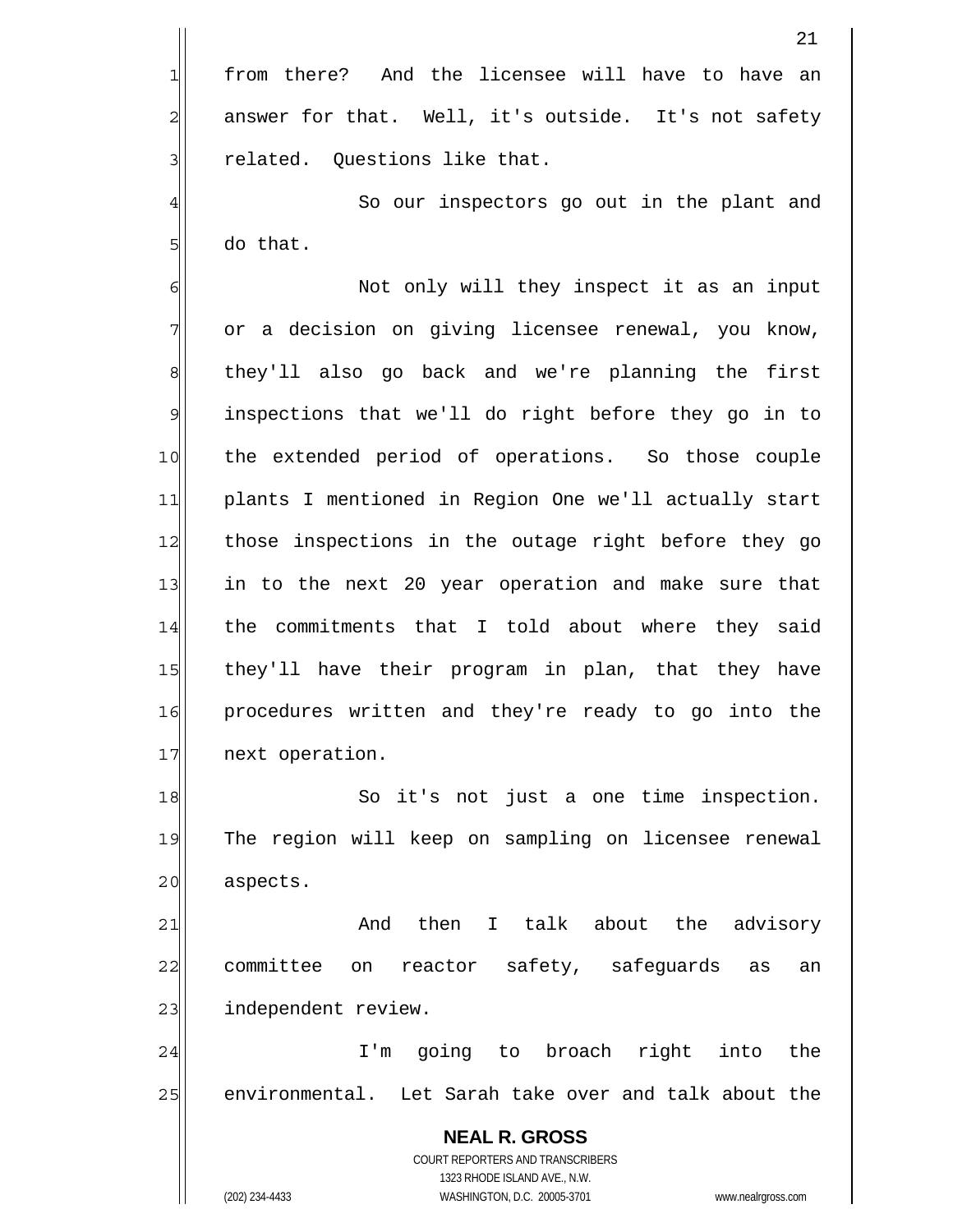from there? And the licensee will have to have an answer for that. Well, it's outside. It's not safety related. Questions like that.

So our inspectors go out in the plant and do that.

Not only will they inspect it as an input or a decision on giving licensee renewal, you know, they'll also go back and we're planning the first inspections that we'll do right before they go in to the extended period of operations. So those couple plants I mentioned in Region One we'll actually start those inspections in the outage right before they go in to the next 20 year operation and make sure that the commitments that I told about where they said they'll have their program in plan, that they have procedures written and they're ready to go into the next operation.

So it's not just a one time inspection. The region will keep on sampling on licensee renewal aspects.

And then I talk about the advisory committee on reactor safety, safeguards as an independent review.

I'm going to broach right into the environmental. Let Sarah take over and talk about the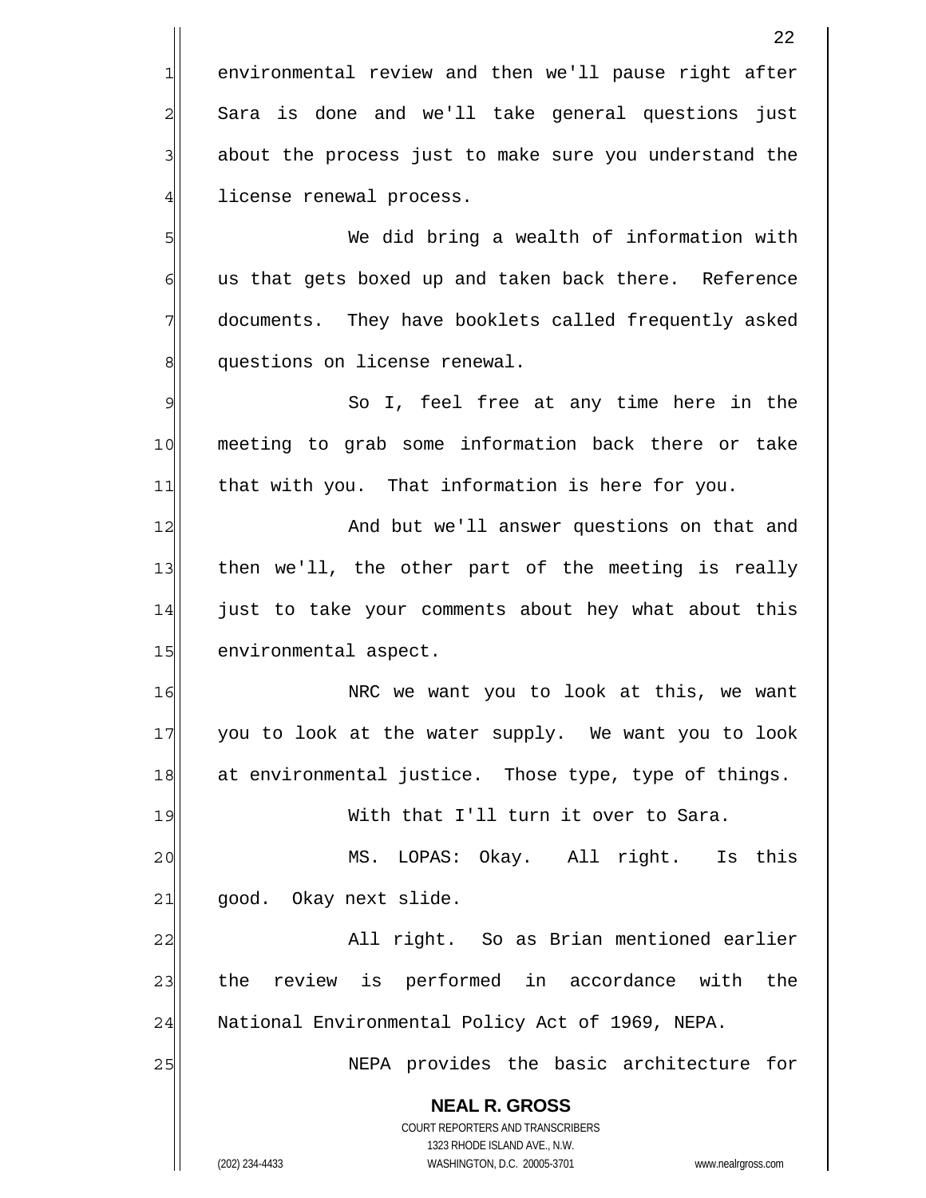environmental review and then we'll pause right after Sara is done and we'll take general questions just about the process just to make sure you understand the license renewal process.

We did bring a wealth of information with us that gets boxed up and taken back there. Reference documents. They have booklets called frequently asked questions on license renewal.

So I, feel free at any time here in the meeting to grab some information back there or take that with you. That information is here for you.

And but we'll answer questions on that and then we'll, the other part of the meeting is really just to take your comments about hey what about this environmental aspect.

NRC we want you to look at this, we want you to look at the water supply. We want you to look at environmental justice. Those type, type of things.

With that I'll turn it over to Sara.

MS. LOPAS: Okay. All right. Is this good. Okay next slide.

All right. So as Brian mentioned earlier the review is performed in accordance with the National Environmental Policy Act of 1969, NEPA.

NEPA provides the basic architecture for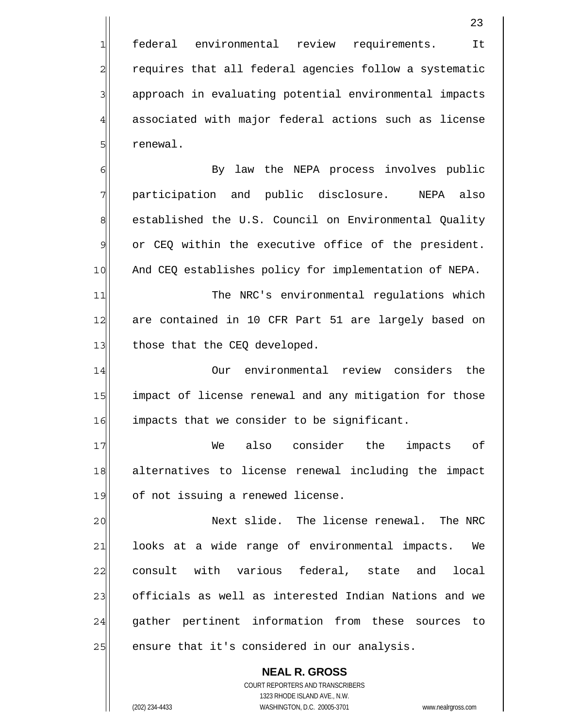federal environmental review requirements. It requires that all federal agencies follow a systematic approach in evaluating potential environmental impacts associated with major federal actions such as license renewal.

By law the NEPA process involves public participation and public disclosure. NEPA also established the U.S. Council on Environmental Quality or CEQ within the executive office of the president. And CEQ establishes policy for implementation of NEPA.

The NRC's environmental regulations which are contained in 10 CFR Part 51 are largely based on those that the CEQ developed.

Our environmental review considers the impact of license renewal and any mitigation for those impacts that we consider to be significant.

We also consider the impacts of alternatives to license renewal including the impact of not issuing a renewed license.

Next slide. The license renewal. The NRC looks at a wide range of environmental impacts. We consult with various federal, state and local officials as well as interested Indian Nations and we gather pertinent information from these sources to ensure that it's considered in our analysis.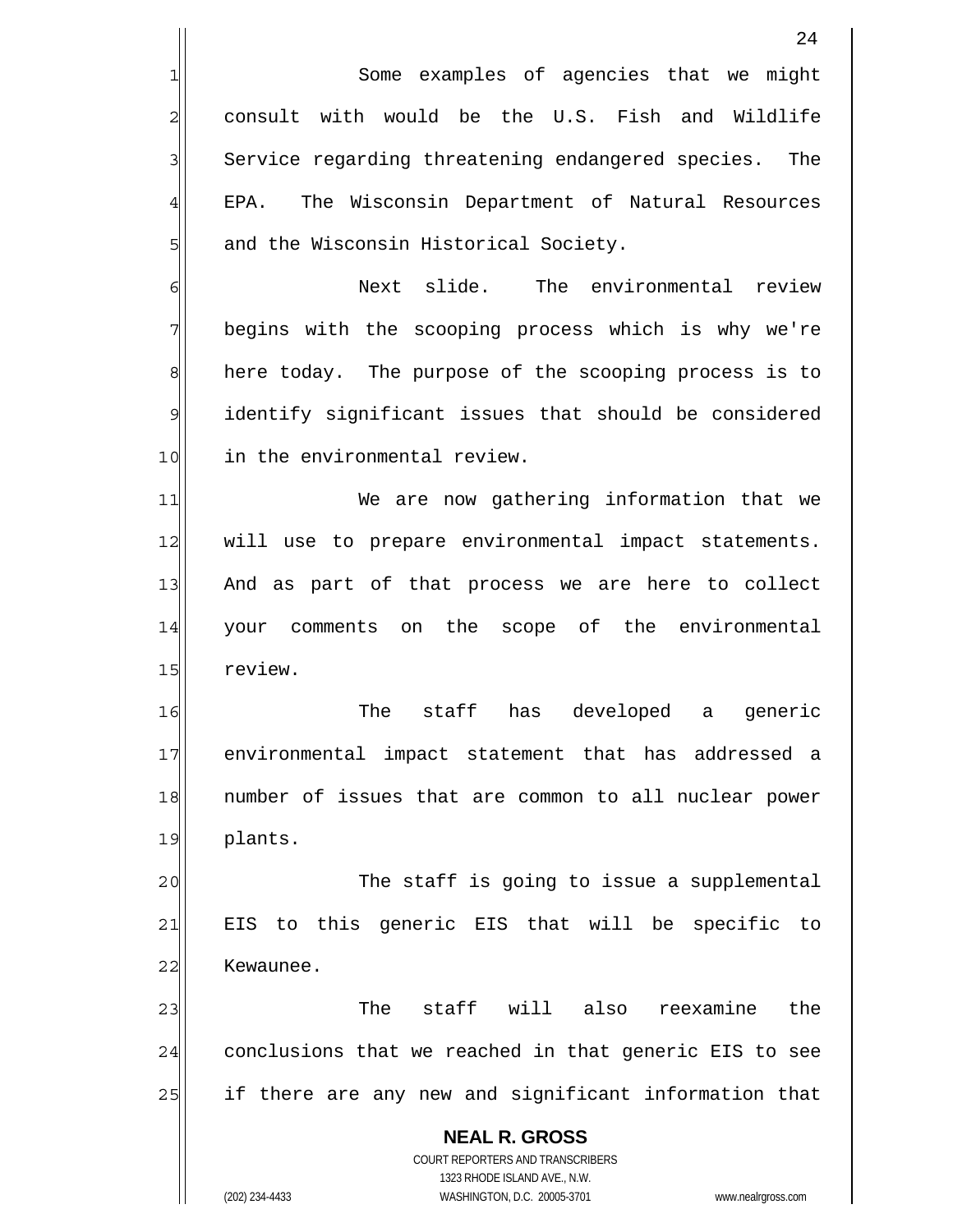Some examples of agencies that we might consult with would be the U.S. Fish and Wildlife Service regarding threatening endangered species. The EPA. The Wisconsin Department of Natural Resources and the Wisconsin Historical Society.

Next slide. The environmental review begins with the scooping process which is why we're here today. The purpose of the scooping process is to identify significant issues that should be considered in the environmental review.

We are now gathering information that we will use to prepare environmental impact statements. And as part of that process we are here to collect your comments on the scope of the environmental review.

The staff has developed a generic environmental impact statement that has addressed a number of issues that are common to all nuclear power plants.

The staff is going to issue a supplemental EIS to this generic EIS that will be specific to Kewaunee.

The staff will also reexamine the conclusions that we reached in that generic EIS to see if there are any new and significant information that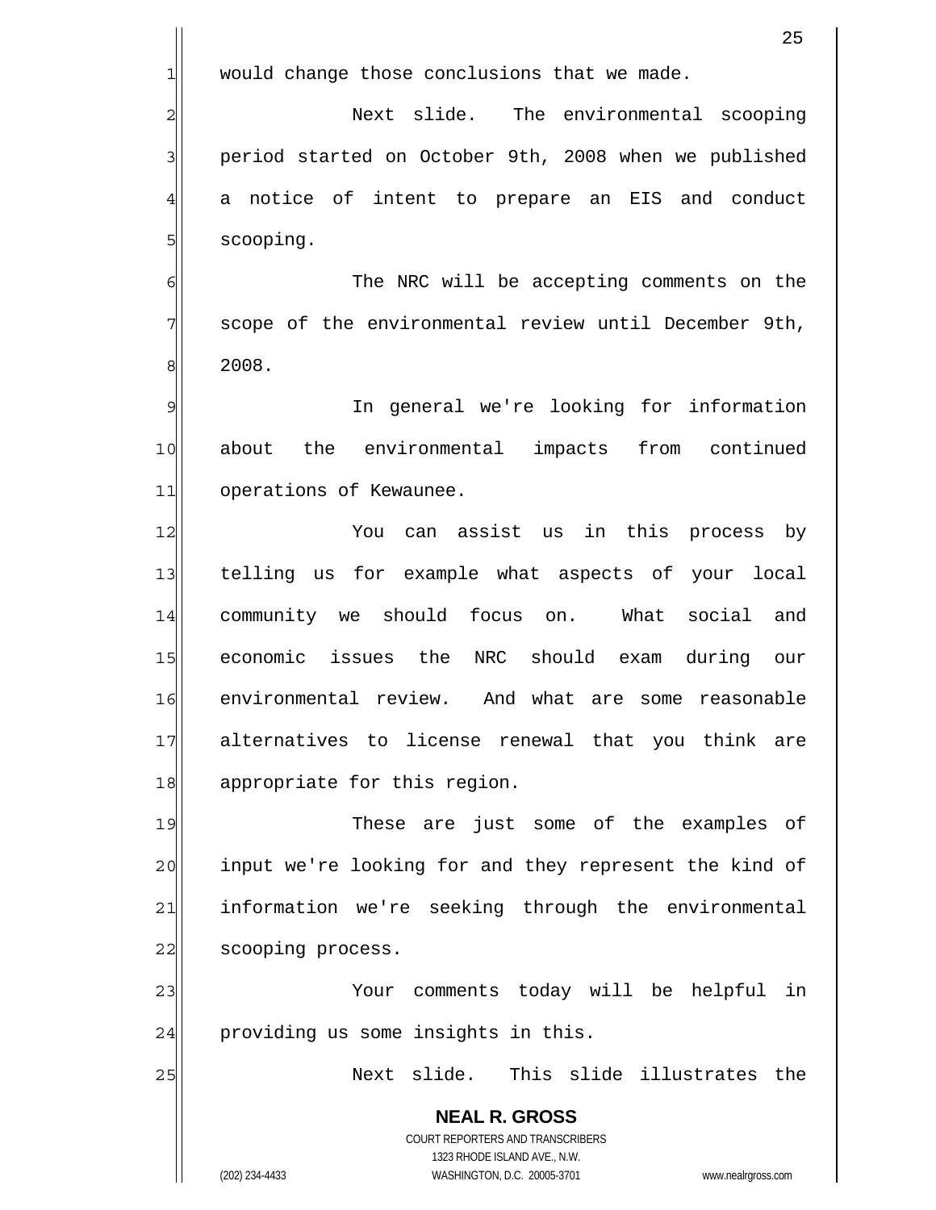would change those conclusions that we made.

Next slide. The environmental scooping period started on October 9th, 2008 when we published a notice of intent to prepare an EIS and conduct scooping.

The NRC will be accepting comments on the scope of the environmental review until December 9th, 2008.

In general we're looking for information about the environmental impacts from continued operations of Kewaunee.

You can assist us in this process by telling us for example what aspects of your local community we should focus on. What social and economic issues the NRC should exam during our environmental review. And what are some reasonable alternatives to license renewal that you think are appropriate for this region.

These are just some of the examples of input we're looking for and they represent the kind of information we're seeking through the environmental scooping process.

Your comments today will be helpful in providing us some insights in this.

Next slide. This slide illustrates the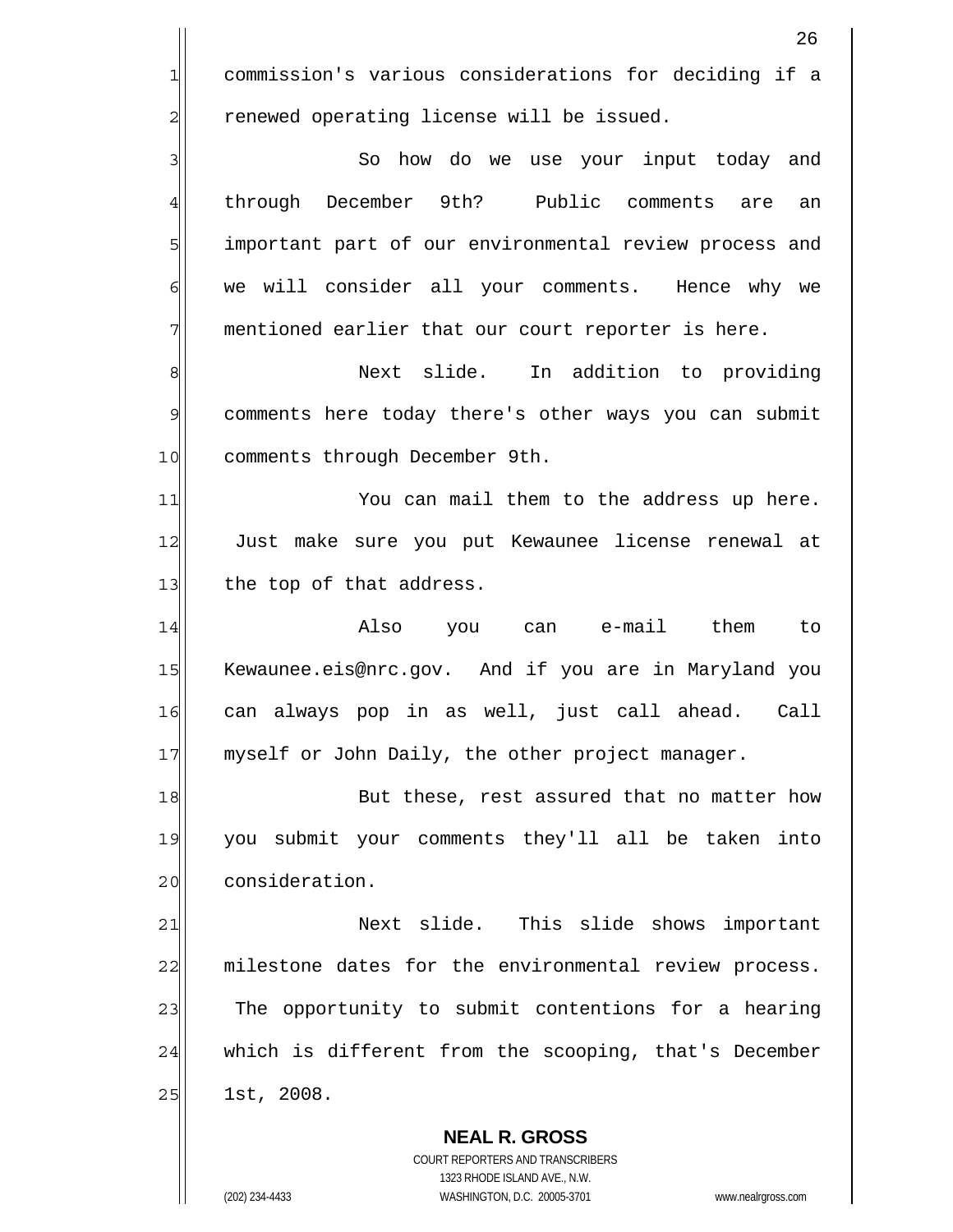commission's various considerations for deciding if a renewed operating license will be issued.

So how do we use your input today and through December 9th? Public comments are an important part of our environmental review process and we will consider all your comments. Hence why we mentioned earlier that our court reporter is here.

Next slide. In addition to providing comments here today there's other ways you can submit comments through December 9th.

You can mail them to the address up here. Just make sure you put Kewaunee license renewal at the top of that address.

Also you can e-mail them to Kewaunee.eis@nrc.gov. And if you are in Maryland you can always pop in as well, just call ahead. Call myself or John Daily, the other project manager.

But these, rest assured that no matter how you submit your comments they'll all be taken into consideration.

Next slide. This slide shows important milestone dates for the environmental review process. The opportunity to submit contentions for a hearing which is different from the scooping, that's December 1st, 2008.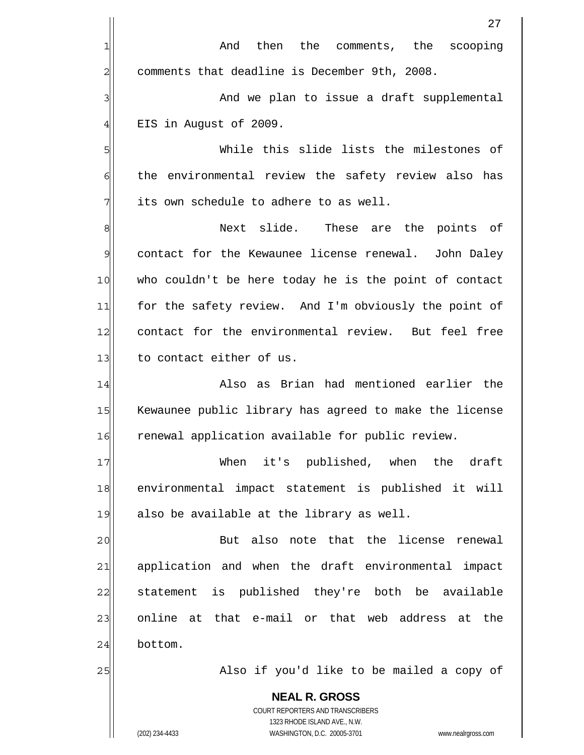And then the comments, the scooping comments that deadline is December 9th, 2008.

And we plan to issue a draft supplemental EIS in August of 2009.

While this slide lists the milestones of the environmental review the safety review also has its own schedule to adhere to as well.

Next slide. These are the points of contact for the Kewaunee license renewal. John Daley who couldn't be here today he is the point of contact for the safety review. And I'm obviously the point of contact for the environmental review. But feel free to contact either of us.

Also as Brian had mentioned earlier the Kewaunee public library has agreed to make the license renewal application available for public review.

When it's published, when the draft environmental impact statement is published it will also be available at the library as well.

But also note that the license renewal application and when the draft environmental impact statement is published they're both be available online at that e-mail or that web address at the bottom.

Also if you'd like to be mailed a copy of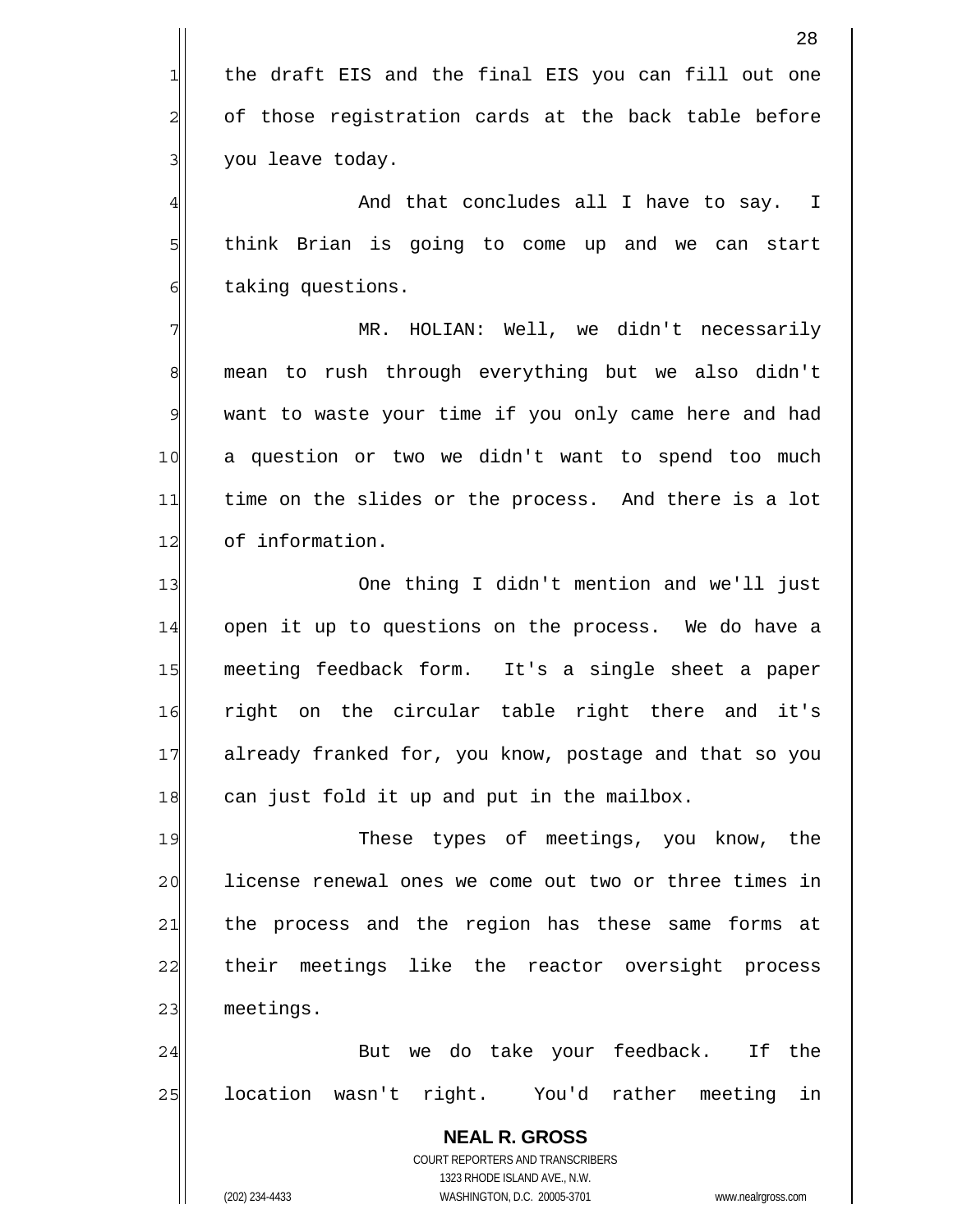the draft EIS and the final EIS you can fill out one of those registration cards at the back table before you leave today.

And that concludes all I have to say. I think Brian is going to come up and we can start taking questions.

MR. HOLIAN: Well, we didn't necessarily mean to rush through everything but we also didn't want to waste your time if you only came here and had a question or two we didn't want to spend too much time on the slides or the process. And there is a lot of information.

One thing I didn't mention and we'll just open it up to questions on the process. We do have a meeting feedback form. It's a single sheet a paper right on the circular table right there and it's already franked for, you know, postage and that so you can just fold it up and put in the mailbox.

These types of meetings, you know, the license renewal ones we come out two or three times in the process and the region has these same forms at their meetings like the reactor oversight process meetings.

But we do take your feedback. If the location wasn't right. You'd rather meeting in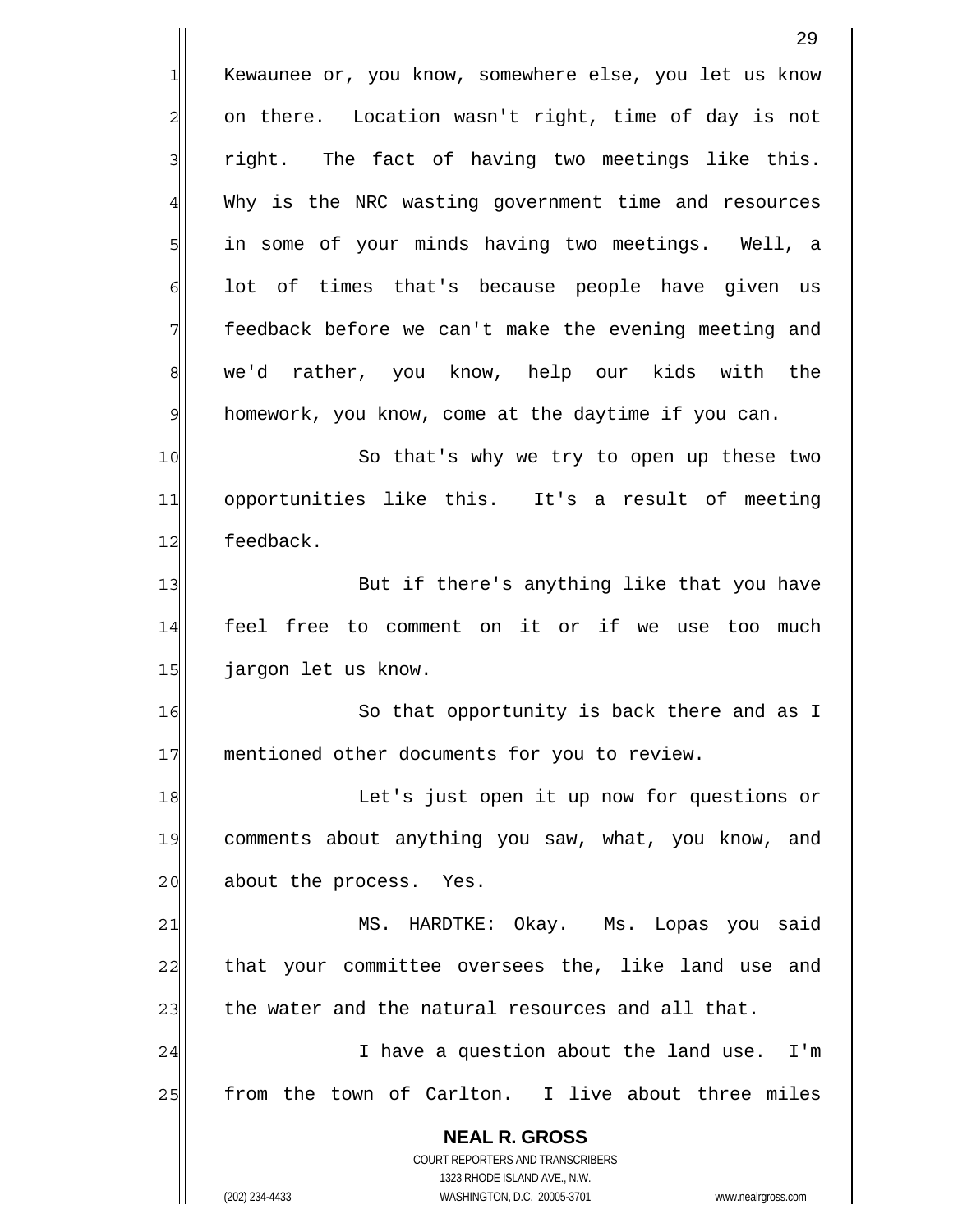Kewaunee or, you know, somewhere else, you let us know on there. Location wasn't right, time of day is not right. The fact of having two meetings like this. Why is the NRC wasting government time and resources in some of your minds having two meetings. Well, a lot of times that's because people have given us feedback before we can't make the evening meeting and we'd rather, you know, help our kids with the homework, you know, come at the daytime if you can.

So that's why we try to open up these two opportunities like this. It's a result of meeting feedback.

But if there's anything like that you have feel free to comment on it or if we use too much jargon let us know.

So that opportunity is back there and as I mentioned other documents for you to review.

Let's just open it up now for questions or comments about anything you saw, what, you know, and about the process. Yes.

MS. HARDTKE: Okay. Ms. Lopas you said that your committee oversees the, like land use and the water and the natural resources and all that.

I have a question about the land use. I'm from the town of Carlton. I live about three miles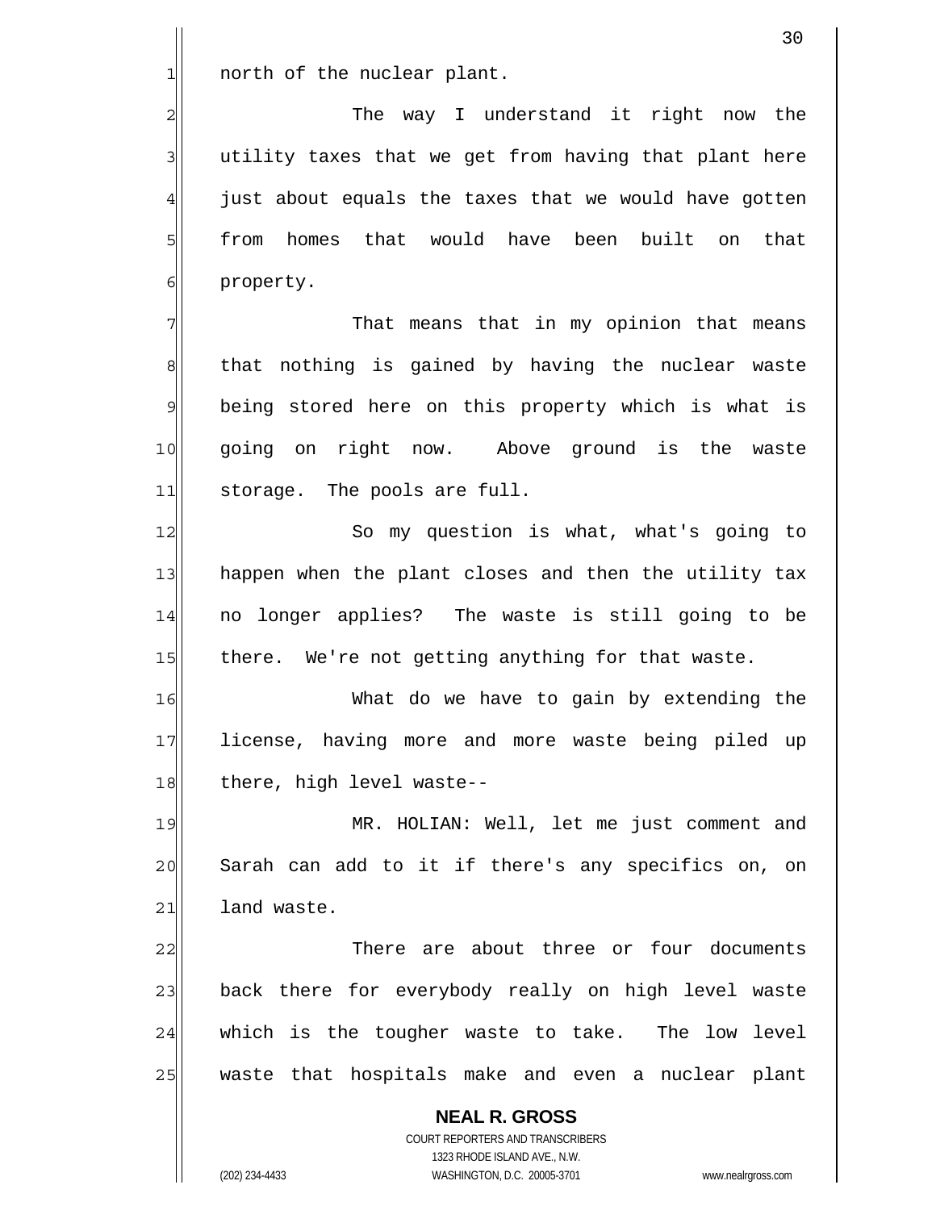north of the nuclear plant.

The way I understand it right now the utility taxes that we get from having that plant here just about equals the taxes that we would have gotten from homes that would have been built on that property.

That means that in my opinion that means that nothing is gained by having the nuclear waste being stored here on this property which is what is going on right now. Above ground is the waste storage. The pools are full.

So my question is what, what's going to happen when the plant closes and then the utility tax no longer applies? The waste is still going to be there. We're not getting anything for that waste.

What do we have to gain by extending the license, having more and more waste being piled up there, high level waste--

MR. HOLIAN: Well, let me just comment and Sarah can add to it if there's any specifics on, on land waste.

There are about three or four documents back there for everybody really on high level waste which is the tougher waste to take. The low level waste that hospitals make and even a nuclear plant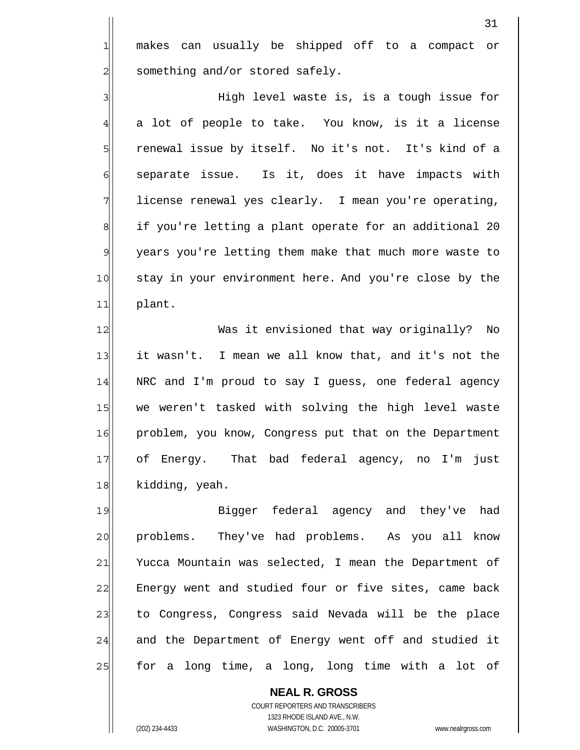makes can usually be shipped off to a compact or something and/or stored safely.

High level waste is, is a tough issue for a lot of people to take. You know, is it a license renewal issue by itself. No it's not. It's kind of a separate issue. Is it, does it have impacts with license renewal yes clearly. I mean you're operating, if you're letting a plant operate for an additional 20 years you're letting them make that much more waste to stay in your environment here. And you're close by the plant.

Was it envisioned that way originally? No it wasn't. I mean we all know that, and it's not the NRC and I'm proud to say I guess, one federal agency we weren't tasked with solving the high level waste problem, you know, Congress put that on the Department of Energy. That bad federal agency, no I'm just kidding, yeah.

Bigger federal agency and they've had problems. They've had problems. As you all know Yucca Mountain was selected, I mean the Department of Energy went and studied four or five sites, came back to Congress, Congress said Nevada will be the place and the Department of Energy went off and studied it for a long time, a long, long time with a lot of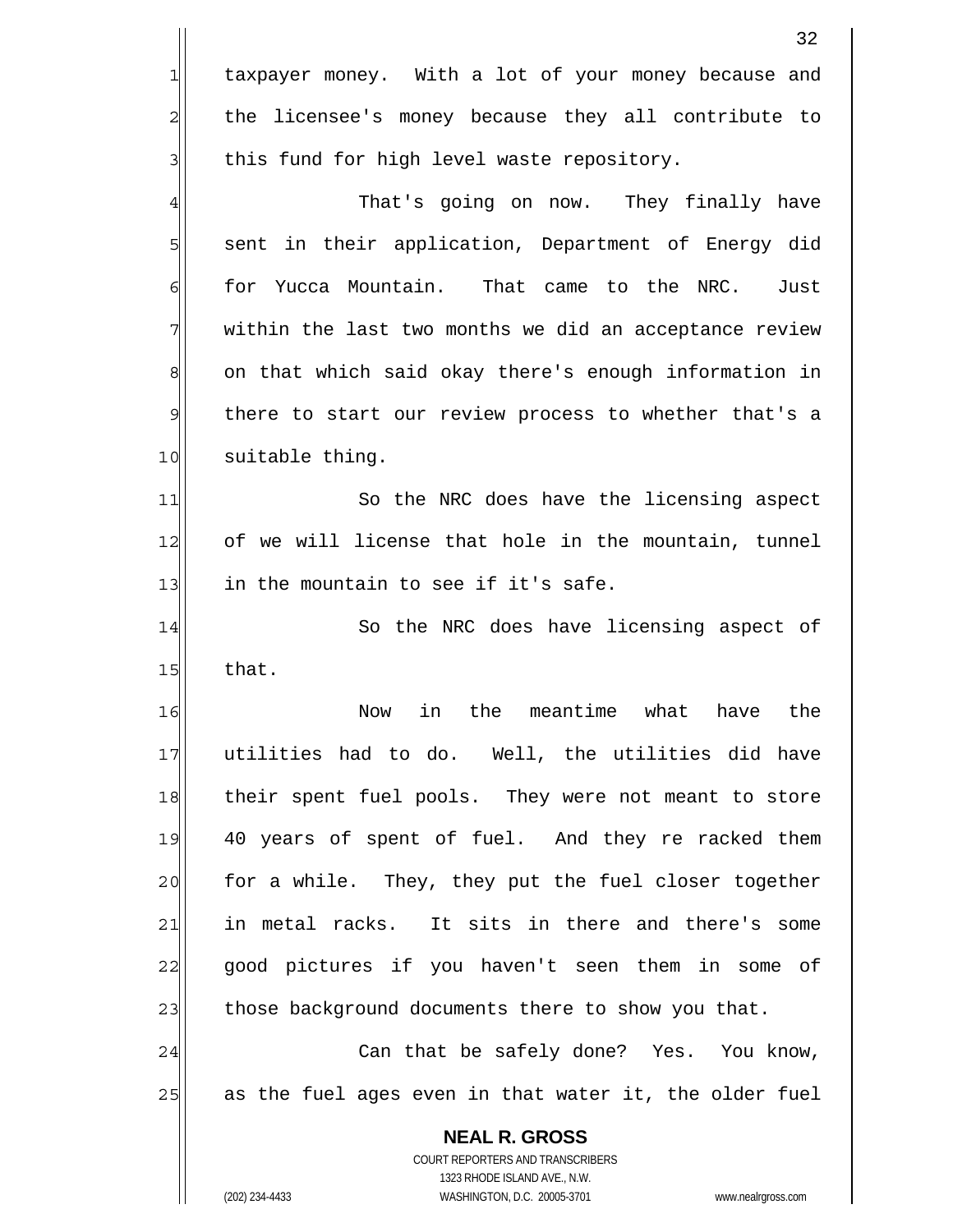taxpayer money. With a lot of your money because and the licensee's money because they all contribute to this fund for high level waste repository.

That's going on now. They finally have sent in their application, Department of Energy did for Yucca Mountain. That came to the NRC. Just within the last two months we did an acceptance review on that which said okay there's enough information in there to start our review process to whether that's a suitable thing.

So the NRC does have the licensing aspect of we will license that hole in the mountain, tunnel in the mountain to see if it's safe.

So the NRC does have licensing aspect of that.

Now in the meantime what have the utilities had to do. Well, the utilities did have their spent fuel pools. They were not meant to store 40 years of spent of fuel. And they re racked them for a while. They, they put the fuel closer together in metal racks. It sits in there and there's some good pictures if you haven't seen them in some of those background documents there to show you that.

Can that be safely done? Yes. You know, as the fuel ages even in that water it, the older fuel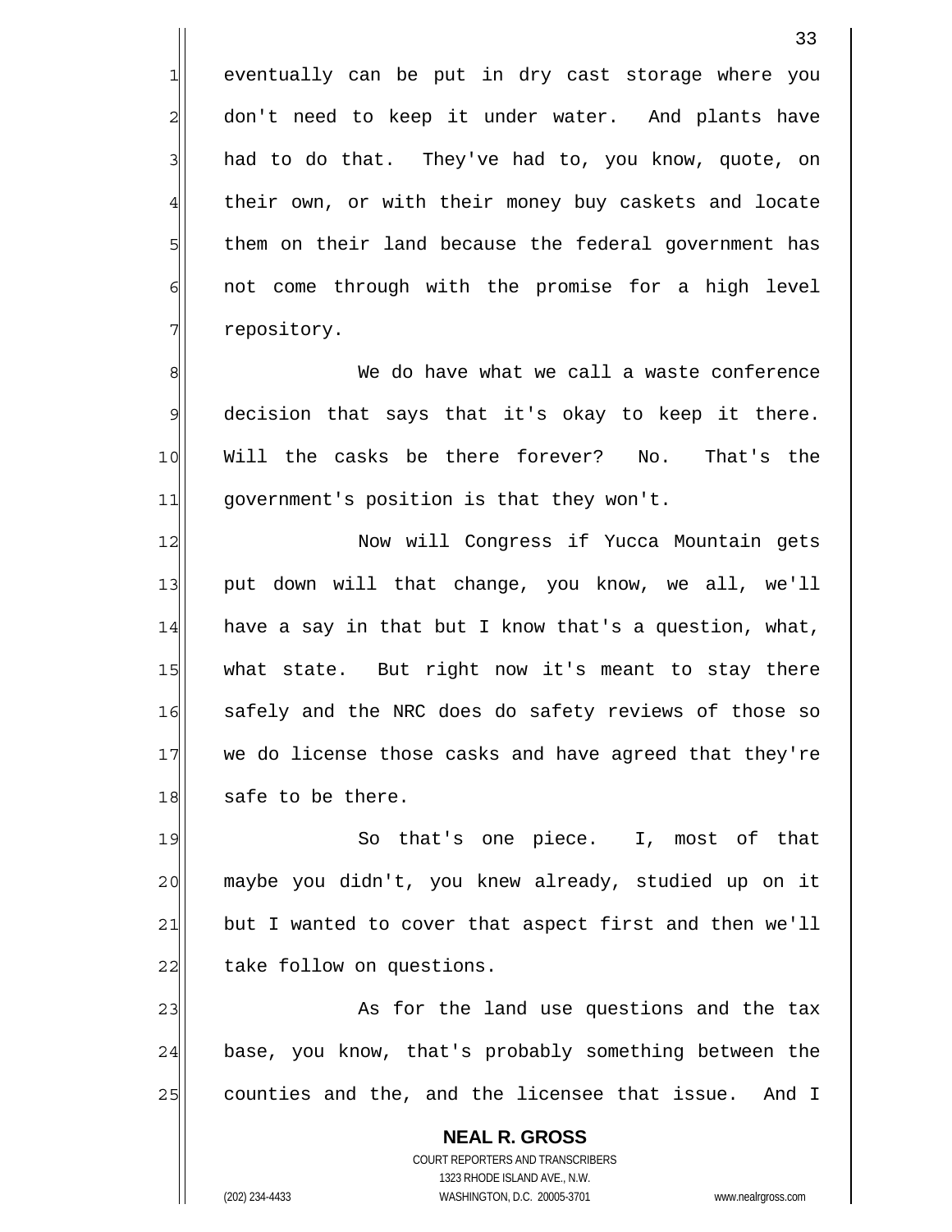eventually can be put in dry cast storage where you don't need to keep it under water. And plants have had to do that. They've had to, you know, quote, on their own, or with their money buy caskets and locate them on their land because the federal government has not come through with the promise for a high level repository.

We do have what we call a waste conference decision that says that it's okay to keep it there. Will the casks be there forever? No. That's the government's position is that they won't.

Now will Congress if Yucca Mountain gets put down will that change, you know, we all, we'll have a say in that but I know that's a question, what, what state. But right now it's meant to stay there safely and the NRC does do safety reviews of those so we do license those casks and have agreed that they're safe to be there.

So that's one piece. I, most of that maybe you didn't, you knew already, studied up on it but I wanted to cover that aspect first and then we'll take follow on questions.

As for the land use questions and the tax base, you know, that's probably something between the counties and the, and the licensee that issue. And I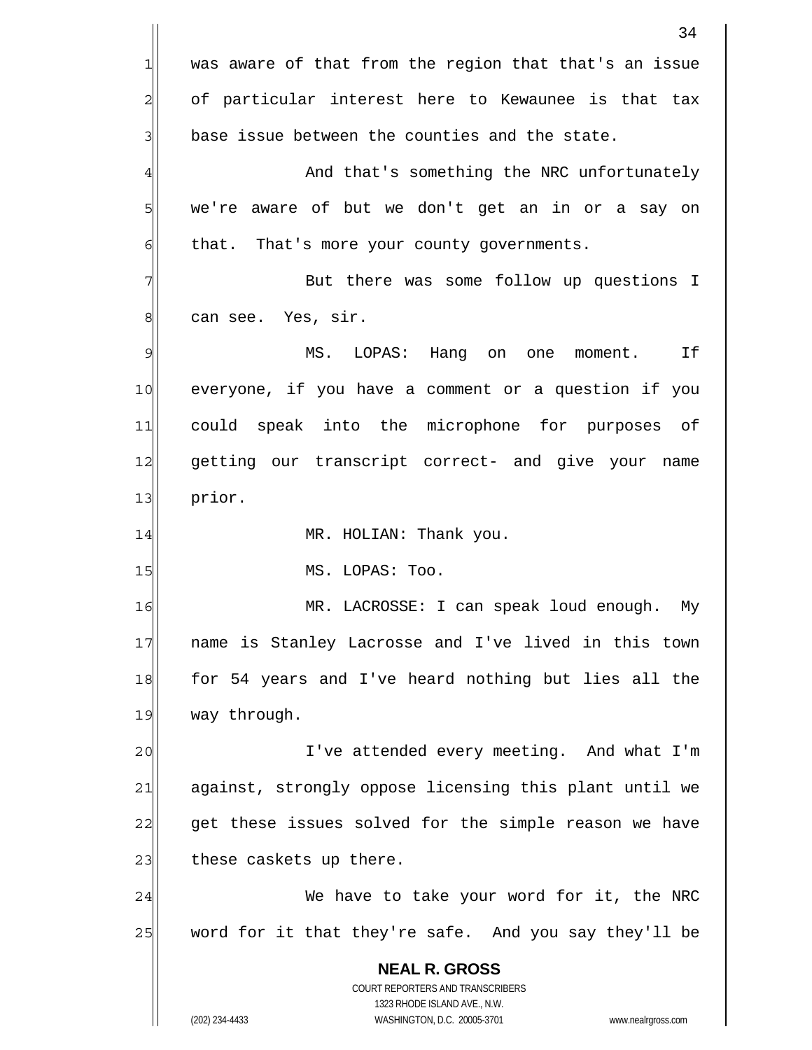was aware of that from the region that that's an issue of particular interest here to Kewaunee is that tax base issue between the counties and the state.

And that's something the NRC unfortunately we're aware of but we don't get an in or a say on that. That's more your county governments.

But there was some follow up questions I can see. Yes, sir.

MS. LOPAS: Hang on one moment. If everyone, if you have a comment or a question if you could speak into the microphone for purposes of getting our transcript correct- and give your name prior.

MR. HOLIAN: Thank you.

MS. LOPAS: Too.

MR. LACROSSE: I can speak loud enough. My name is Stanley Lacrosse and I've lived in this town for 54 years and I've heard nothing but lies all the way through.

I've attended every meeting. And what I'm against, strongly oppose licensing this plant until we get these issues solved for the simple reason we have these caskets up there.

We have to take your word for it, the NRC word for it that they're safe. And you say they'll be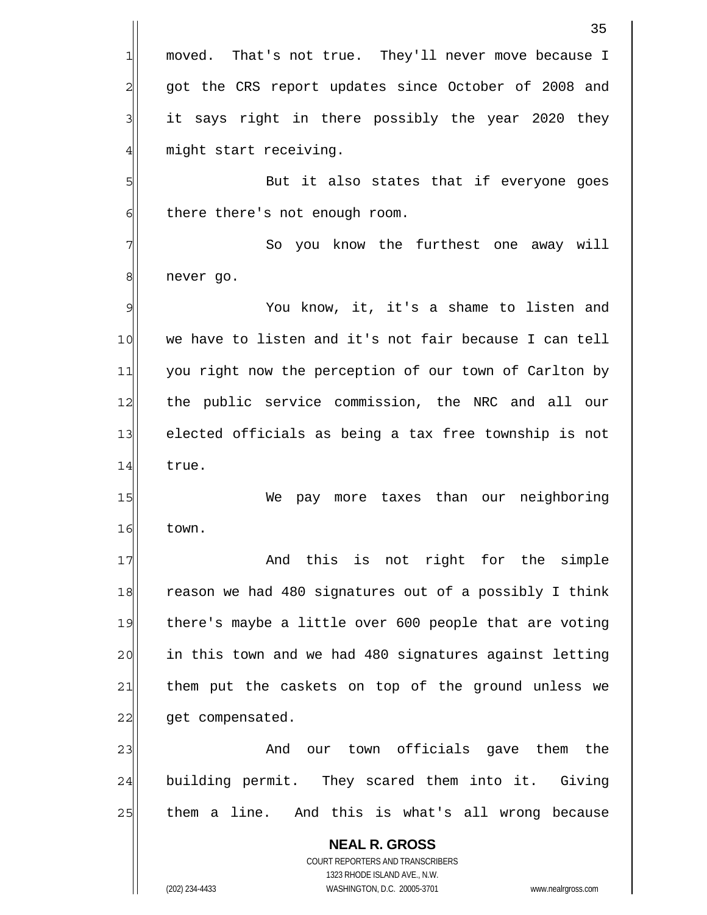moved. That's not true. They'll never move because I got the CRS report updates since October of 2008 and it says right in there possibly the year 2020 they might start receiving.

But it also states that if everyone goes there there's not enough room.

So you know the furthest one away will never go.

You know, it, it's a shame to listen and we have to listen and it's not fair because I can tell you right now the perception of our town of Carlton by the public service commission, the NRC and all our elected officials as being a tax free township is not true.

We pay more taxes than our neighboring town.

And this is not right for the simple reason we had 480 signatures out of a possibly I think there's maybe a little over 600 people that are voting in this town and we had 480 signatures against letting them put the caskets on top of the ground unless we get compensated.

And our town officials gave them the building permit. They scared them into it. Giving them a line. And this is what's all wrong because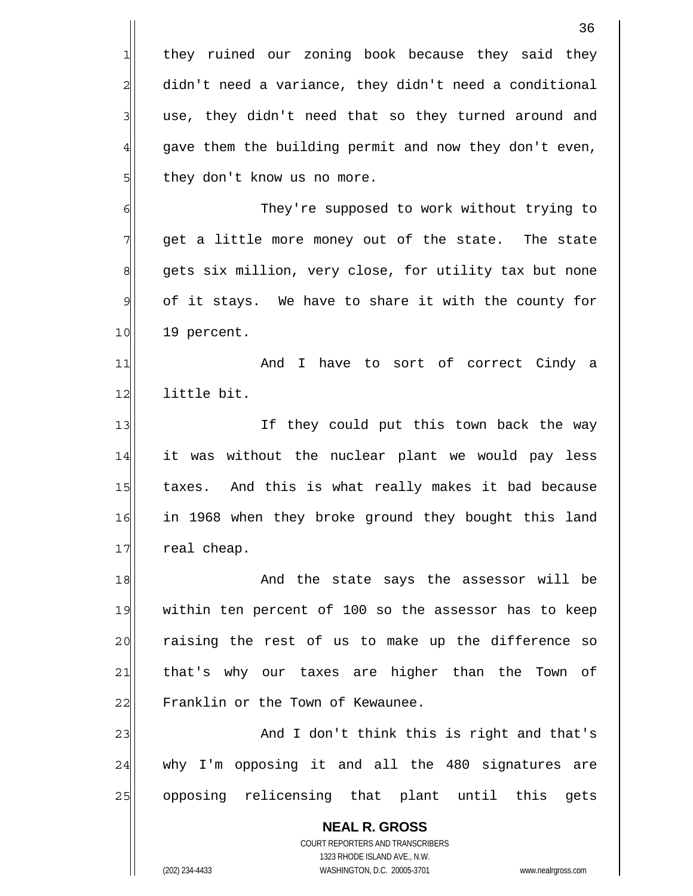they ruined our zoning book because they said they didn't need a variance, they didn't need a conditional use, they didn't need that so they turned around and gave them the building permit and now they don't even, they don't know us no more.

They're supposed to work without trying to get a little more money out of the state. The state gets six million, very close, for utility tax but none of it stays. We have to share it with the county for 19 percent.

And I have to sort of correct Cindy a little bit.

If they could put this town back the way it was without the nuclear plant we would pay less taxes. And this is what really makes it bad because in 1968 when they broke ground they bought this land real cheap.

And the state says the assessor will be within ten percent of 100 so the assessor has to keep raising the rest of us to make up the difference so that's why our taxes are higher than the Town of Franklin or the Town of Kewaunee.

And I don't think this is right and that's why I'm opposing it and all the 480 signatures are opposing relicensing that plant until this gets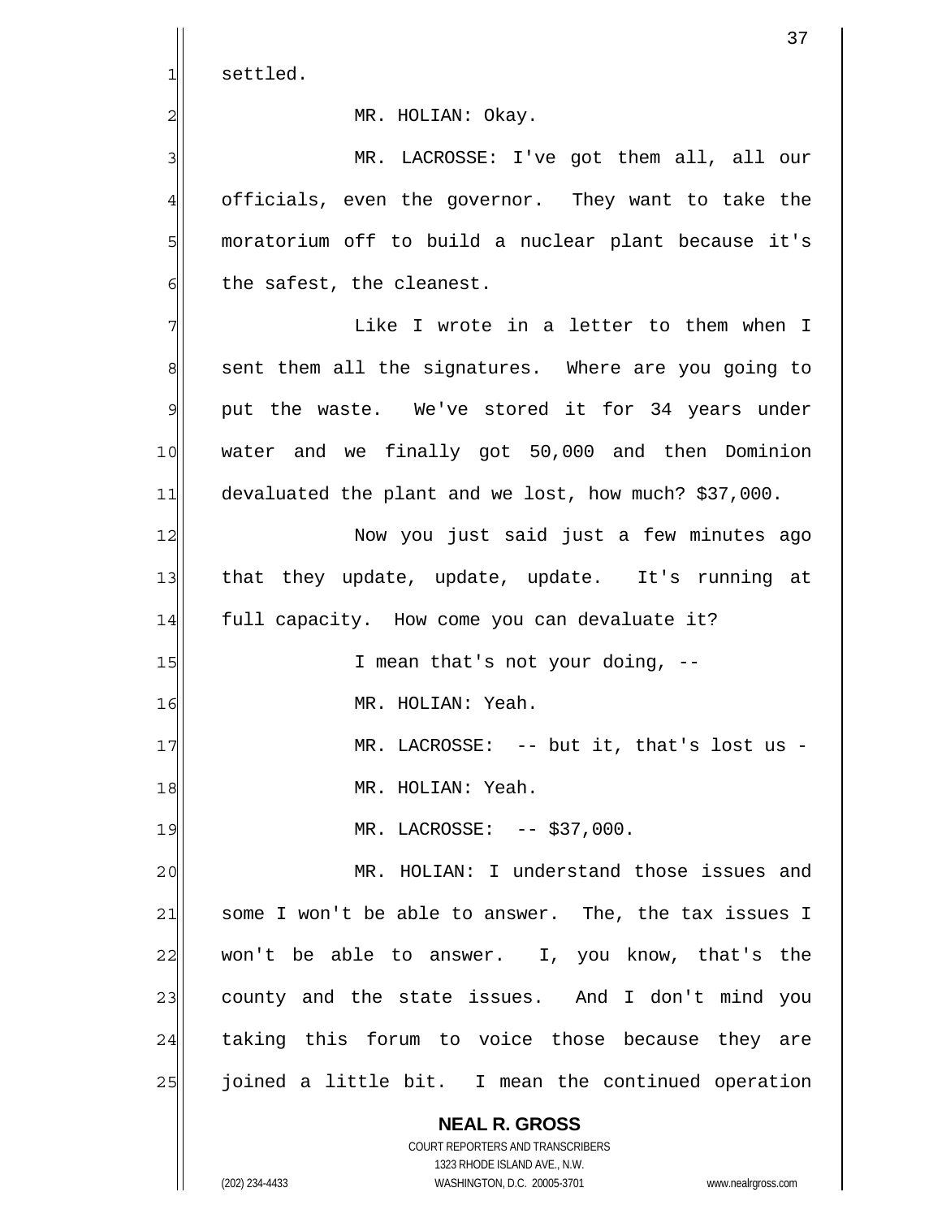settled.

MR. HOLIAN: Okay.

MR. LACROSSE: I've got them all, all our officials, even the governor. They want to take the moratorium off to build a nuclear plant because it's the safest, the cleanest.

Like I wrote in a letter to them when I sent them all the signatures. Where are you going to put the waste. We've stored it for 34 years under water and we finally got 50,000 and then Dominion devaluated the plant and we lost, how much? $37,000.

Now you just said just a few minutes ago that they update, update, update. It's running at full capacity. How come you can devaluate it?

I mean that's not your doing, --

MR. HOLIAN: Yeah.

MR. LACROSSE: -- but it, that's lost us -

MR. HOLIAN: Yeah.

MR. LACROSSE: -- $37,000.

MR. HOLIAN: I understand those issues and some I won't be able to answer. The, the tax issues I won't be able to answer. I, you know, that's the county and the state issues. And I don't mind you taking this forum to voice those because they are joined a little bit. I mean the continued operation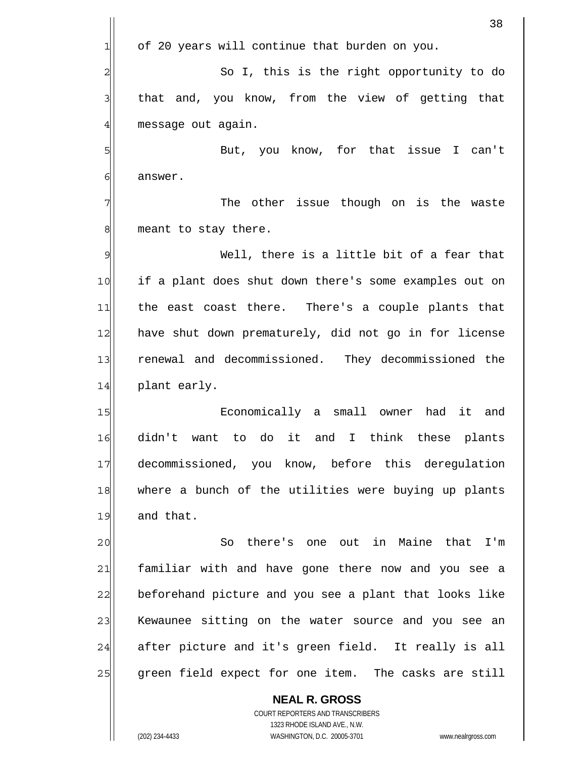of 20 years will continue that burden on you.

So I, this is the right opportunity to do that and, you know, from the view of getting that message out again.

But, you know, for that issue I can't answer.

The other issue though on is the waste meant to stay there.

Well, there is a little bit of a fear that if a plant does shut down there's some examples out on the east coast there. There's a couple plants that have shut down prematurely, did not go in for license renewal and decommissioned. They decommissioned the plant early.

Economically a small owner had it and didn't want to do it and I think these plants decommissioned, you know, before this deregulation where a bunch of the utilities were buying up plants and that.

So there's one out in Maine that I'm familiar with and have gone there now and you see a beforehand picture and you see a plant that looks like Kewaunee sitting on the water source and you see an after picture and it's green field. It really is all green field expect for one item. The casks are still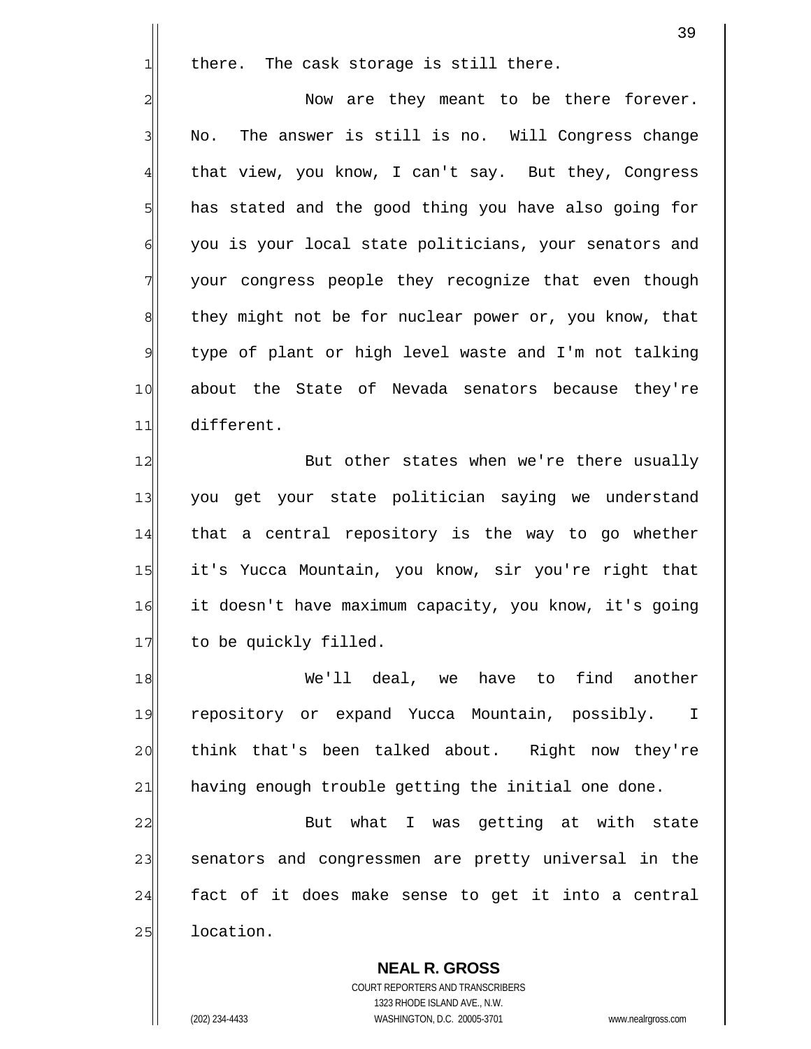there. The cask storage is still there.

Now are they meant to be there forever. No. The answer is still is no. Will Congress change that view, you know, I can't say. But they, Congress has stated and the good thing you have also going for you is your local state politicians, your senators and your congress people they recognize that even though they might not be for nuclear power or, you know, that type of plant or high level waste and I'm not talking about the State of Nevada senators because they're different.

But other states when we're there usually you get your state politician saying we understand that a central repository is the way to go whether it's Yucca Mountain, you know, sir you're right that it doesn't have maximum capacity, you know, it's going to be quickly filled.

We'll deal, we have to find another repository or expand Yucca Mountain, possibly. I think that's been talked about. Right now they're having enough trouble getting the initial one done.

But what I was getting at with state senators and congressmen are pretty universal in the fact of it does make sense to get it into a central location.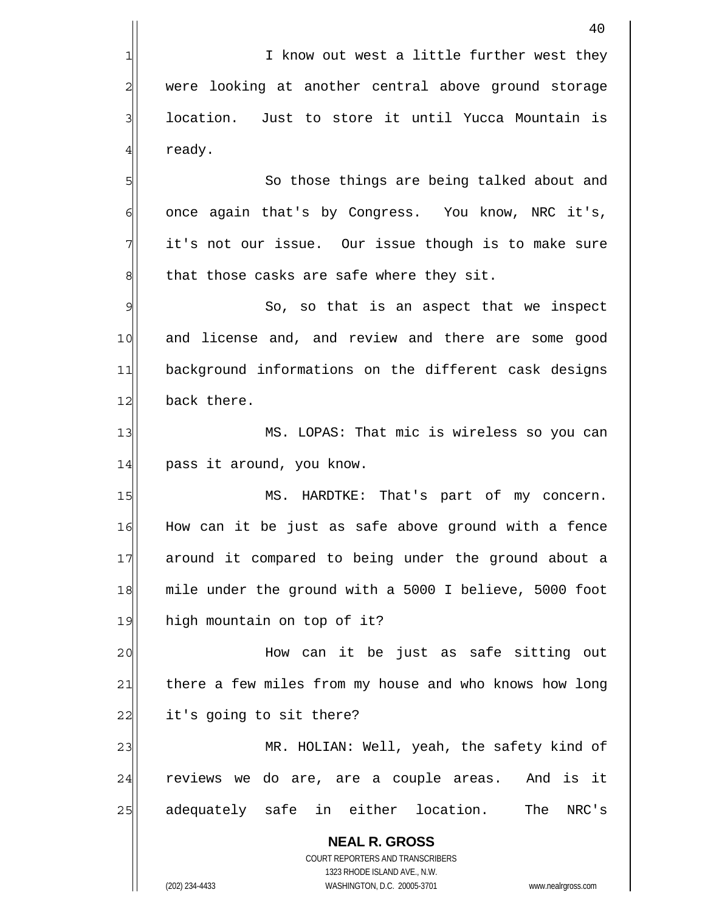I know out west a little further west they were looking at another central above ground storage location. Just to store it until Yucca Mountain is ready.

So those things are being talked about and once again that's by Congress. You know, NRC it's, it's not our issue. Our issue though is to make sure that those casks are safe where they sit.

So, so that is an aspect that we inspect and license and, and review and there are some good background informations on the different cask designs back there.

MS. LOPAS: That mic is wireless so you can pass it around, you know.

MS. HARDTKE: That's part of my concern. How can it be just as safe above ground with a fence around it compared to being under the ground about a mile under the ground with a 5000 I believe, 5000 foot high mountain on top of it?

How can it be just as safe sitting out there a few miles from my house and who knows how long it's going to sit there?

MR. HOLIAN: Well, yeah, the safety kind of reviews we do are, are a couple areas. And is it adequately safe in either location. The NRC's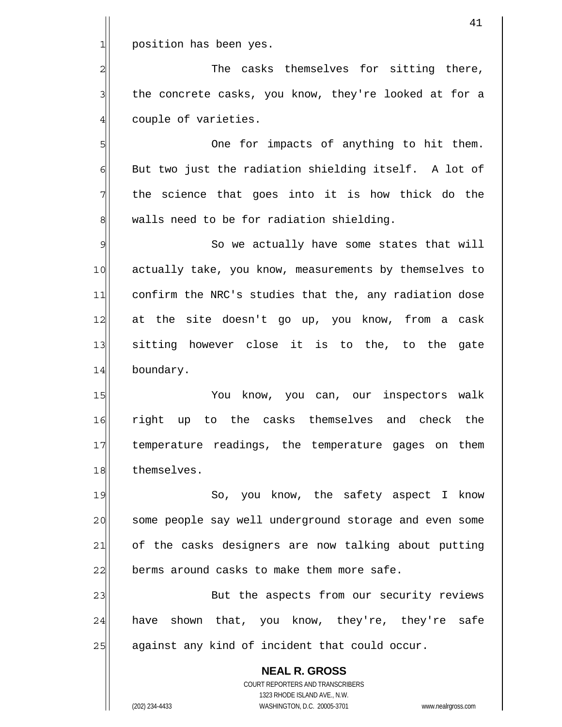position has been yes.

The casks themselves for sitting there, the concrete casks, you know, they're looked at for a couple of varieties.

One for impacts of anything to hit them. But two just the radiation shielding itself. A lot of the science that goes into it is how thick do the walls need to be for radiation shielding.

So we actually have some states that will actually take, you know, measurements by themselves to confirm the NRC's studies that the, any radiation dose at the site doesn't go up, you know, from a cask sitting however close it is to the, to the gate boundary.

You know, you can, our inspectors walk right up to the casks themselves and check the temperature readings, the temperature gages on them themselves.

So, you know, the safety aspect I know some people say well underground storage and even some of the casks designers are now talking about putting berms around casks to make them more safe.

But the aspects from our security reviews have shown that, you know, they're, they're safe against any kind of incident that could occur.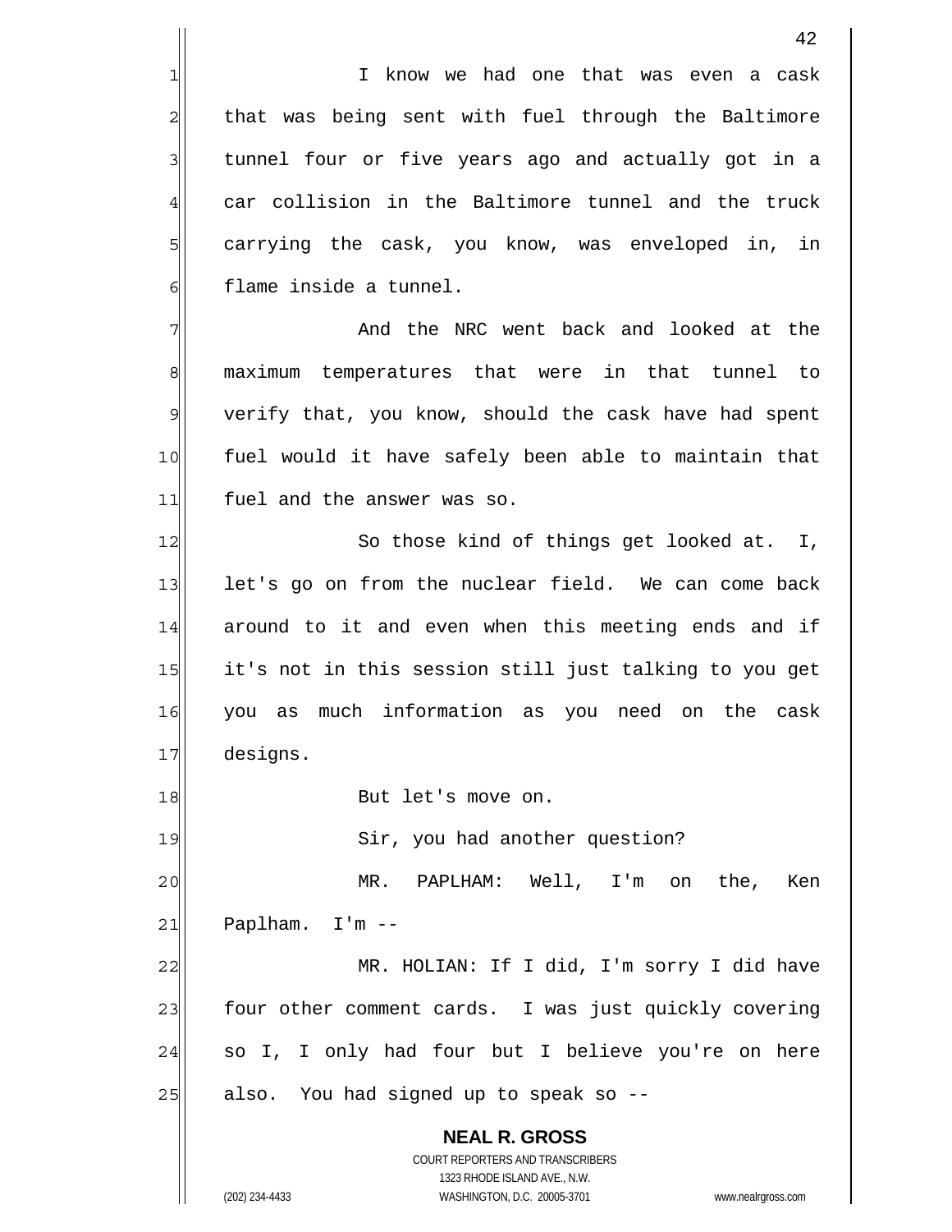I know we had one that was even a cask that was being sent with fuel through the Baltimore tunnel four or five years ago and actually got in a car collision in the Baltimore tunnel and the truck carrying the cask, you know, was enveloped in, in flame inside a tunnel.

And the NRC went back and looked at the maximum temperatures that were in that tunnel to verify that, you know, should the cask have had spent fuel would it have safely been able to maintain that fuel and the answer was so.

So those kind of things get looked at. I, let's go on from the nuclear field. We can come back around to it and even when this meeting ends and if it's not in this session still just talking to you get you as much information as you need on the cask designs.

But let's move on.

Sir, you had another question?

MR. PAPLHAM: Well, I'm on the, Ken Paplham. I'm --

MR. HOLIAN: If I did, I'm sorry I did have four other comment cards. I was just quickly covering so I, I only had four but I believe you're on here also. You had signed up to speak so --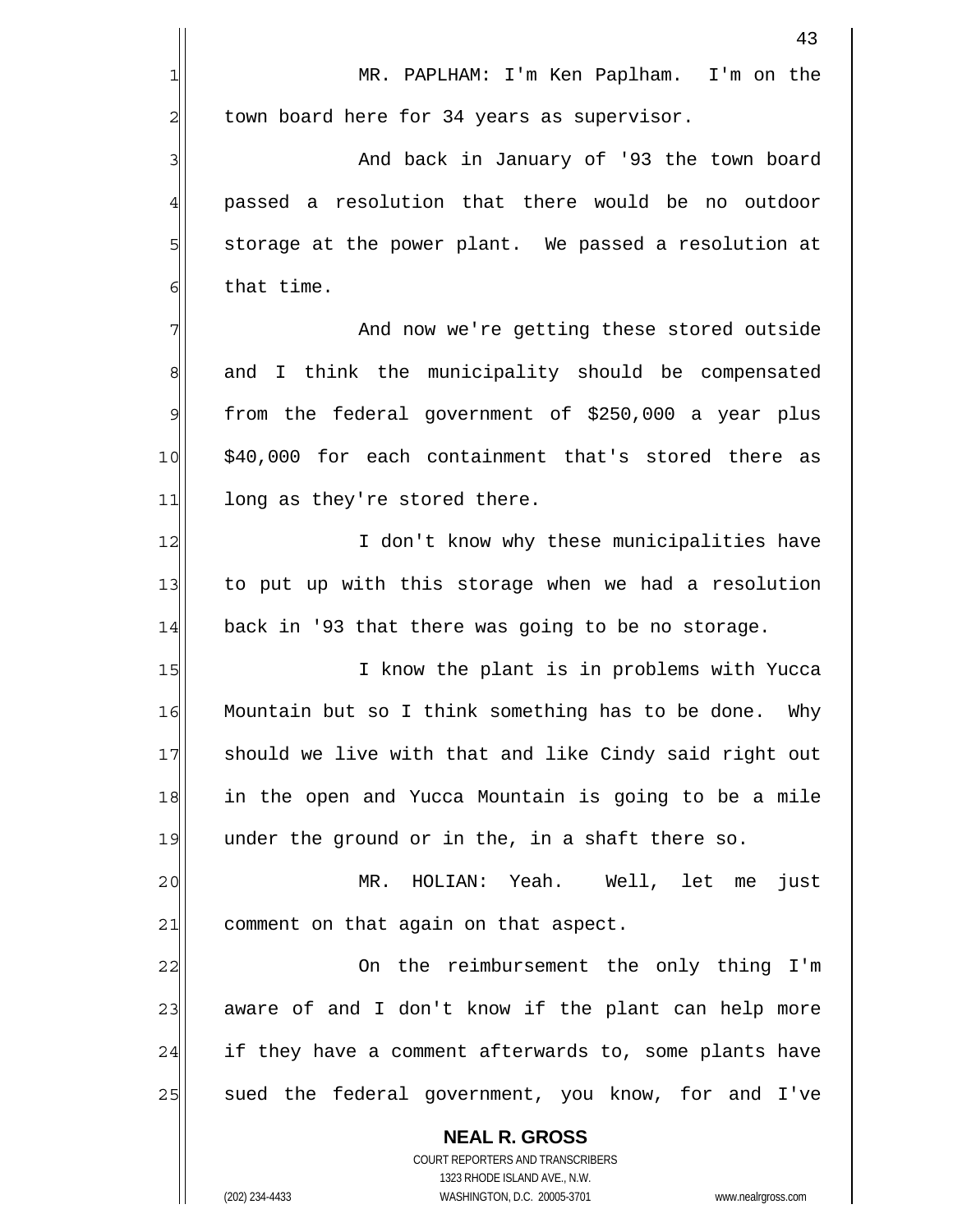MR. PAPLHAM: I'm Ken Paplham. I'm on the town board here for 34 years as supervisor.

And back in January of '93 the town board passed a resolution that there would be no outdoor storage at the power plant. We passed a resolution at that time.

And now we're getting these stored outside and I think the municipality should be compensated from the federal government of $250,000 a year plus $40,000 for each containment that's stored there as long as they're stored there.

I don't know why these municipalities have to put up with this storage when we had a resolution back in '93 that there was going to be no storage.

I know the plant is in problems with Yucca Mountain but so I think something has to be done. Why should we live with that and like Cindy said right out in the open and Yucca Mountain is going to be a mile under the ground or in the, in a shaft there so.

MR. HOLIAN: Yeah. Well, let me just comment on that again on that aspect.

On the reimbursement the only thing I'm aware of and I don't know if the plant can help more if they have a comment afterwards to, some plants have sued the federal government, you know, for and I've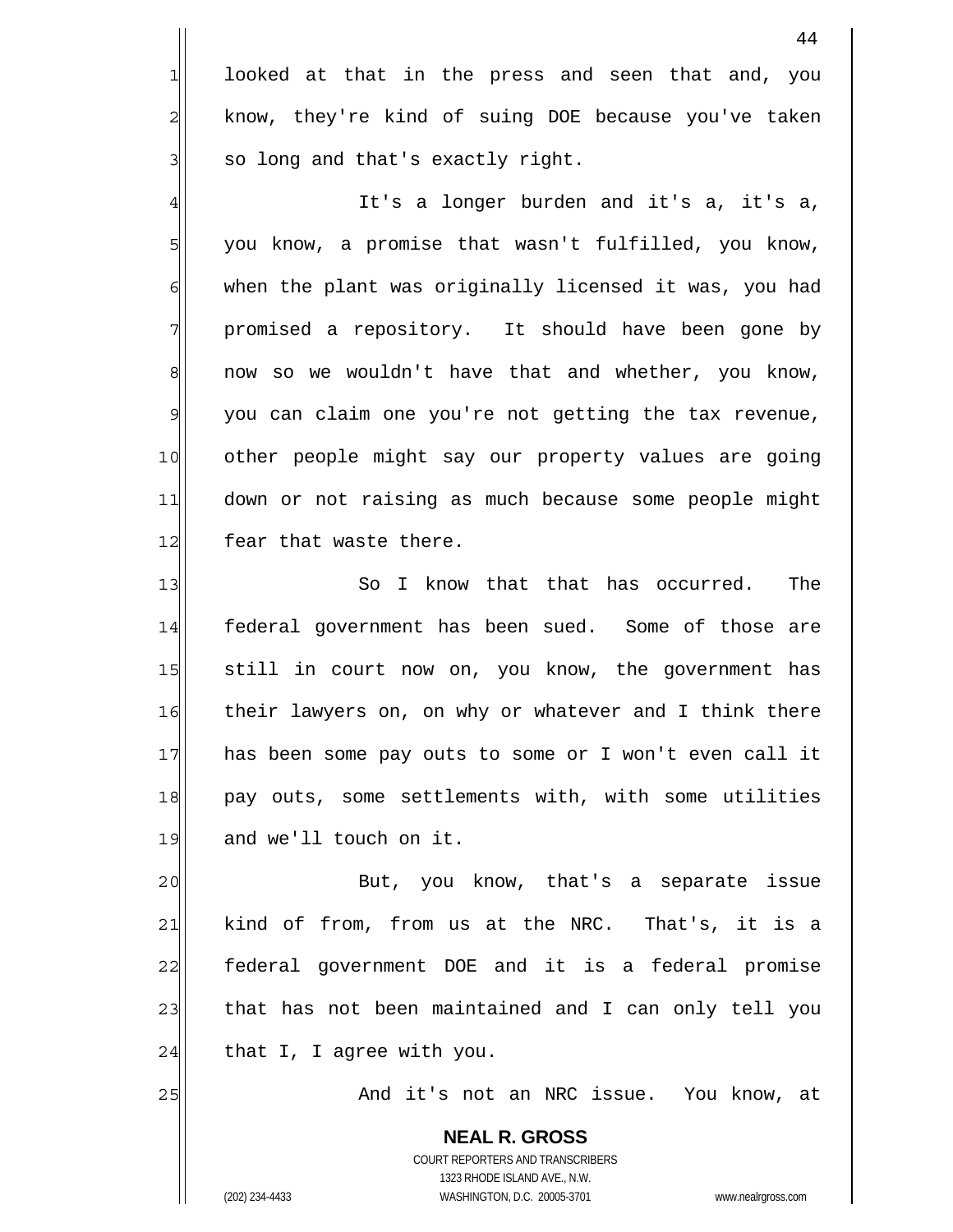looked at that in the press and seen that and, you know, they're kind of suing DOE because you've taken so long and that's exactly right.

It's a longer burden and it's a, it's a, you know, a promise that wasn't fulfilled, you know, when the plant was originally licensed it was, you had promised a repository. It should have been gone by now so we wouldn't have that and whether, you know, you can claim one you're not getting the tax revenue, other people might say our property values are going down or not raising as much because some people might fear that waste there.

So I know that that has occurred. The federal government has been sued. Some of those are still in court now on, you know, the government has their lawyers on, on why or whatever and I think there has been some pay outs to some or I won't even call it pay outs, some settlements with, with some utilities and we'll touch on it.

But, you know, that's a separate issue kind of from, from us at the NRC. That's, it is a federal government DOE and it is a federal promise that has not been maintained and I can only tell you that I, I agree with you.

And it's not an NRC issue. You know, at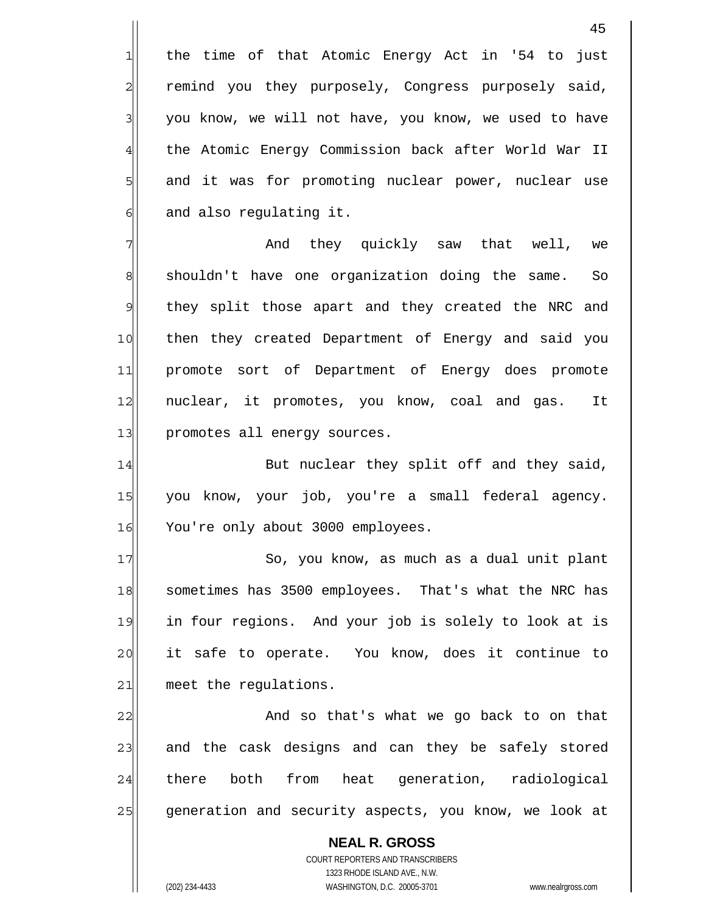the time of that Atomic Energy Act in '54 to just remind you they purposely, Congress purposely said, you know, we will not have, you know, we used to have the Atomic Energy Commission back after World War II and it was for promoting nuclear power, nuclear use and also regulating it.

And they quickly saw that well, we shouldn't have one organization doing the same. So they split those apart and they created the NRC and then they created Department of Energy and said you promote sort of Department of Energy does promote nuclear, it promotes, you know, coal and gas. It promotes all energy sources.

But nuclear they split off and they said, you know, your job, you're a small federal agency. You're only about 3000 employees.

So, you know, as much as a dual unit plant sometimes has 3500 employees. That's what the NRC has in four regions. And your job is solely to look at is it safe to operate. You know, does it continue to meet the regulations.

And so that's what we go back to on that and the cask designs and can they be safely stored there both from heat generation, radiological generation and security aspects, you know, we look at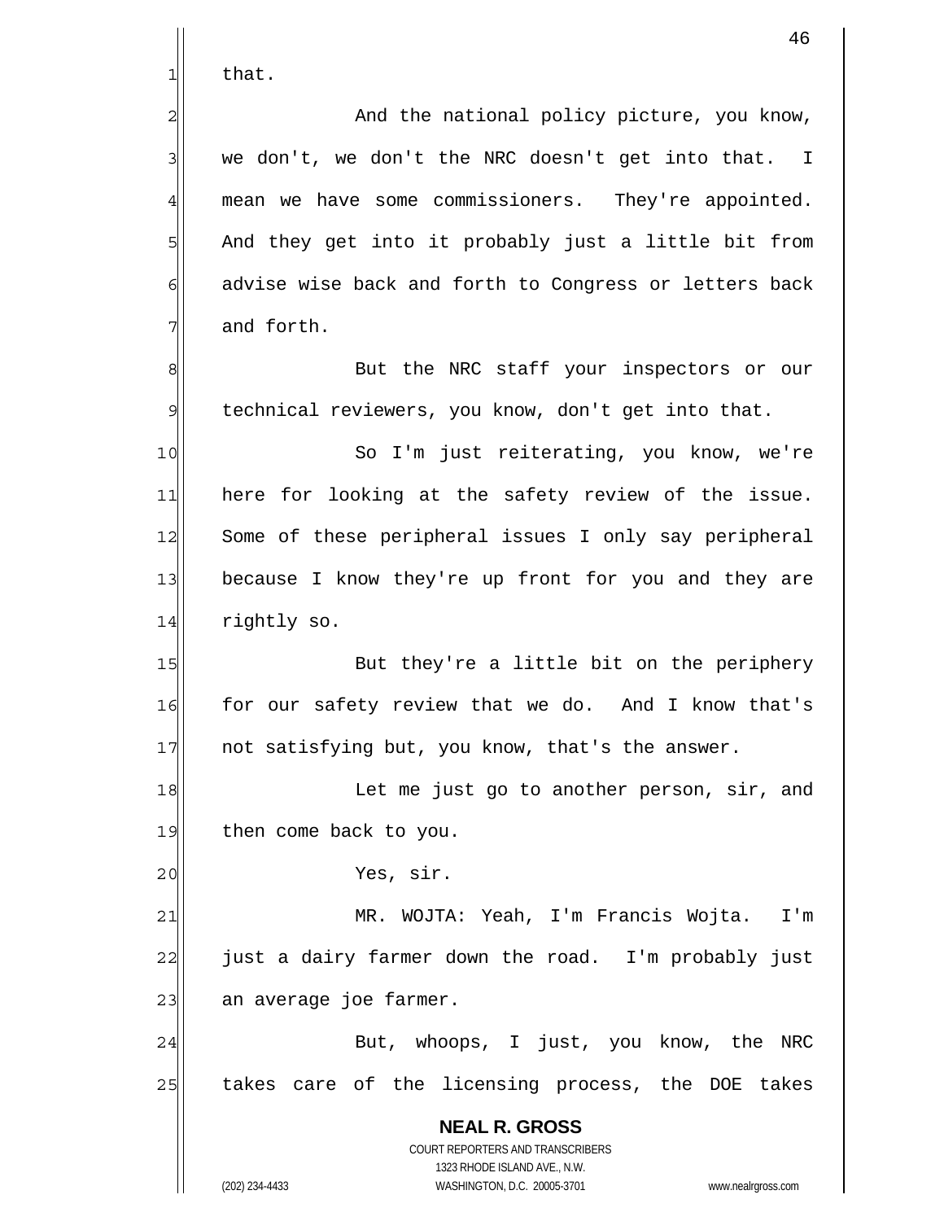that.

And the national policy picture, you know, we don't, we don't the NRC doesn't get into that. I mean we have some commissioners. They're appointed. And they get into it probably just a little bit from advise wise back and forth to Congress or letters back and forth.

But the NRC staff your inspectors or our technical reviewers, you know, don't get into that.

So I'm just reiterating, you know, we're here for looking at the safety review of the issue. Some of these peripheral issues I only say peripheral because I know they're up front for you and they are rightly so.

But they're a little bit on the periphery for our safety review that we do. And I know that's not satisfying but, you know, that's the answer.

Let me just go to another person, sir, and then come back to you.

Yes, sir.

MR. WOJTA: Yeah, I'm Francis Wojta. I'm just a dairy farmer down the road. I'm probably just an average joe farmer.

But, whoops, I just, you know, the NRC takes care of the licensing process, the DOE takes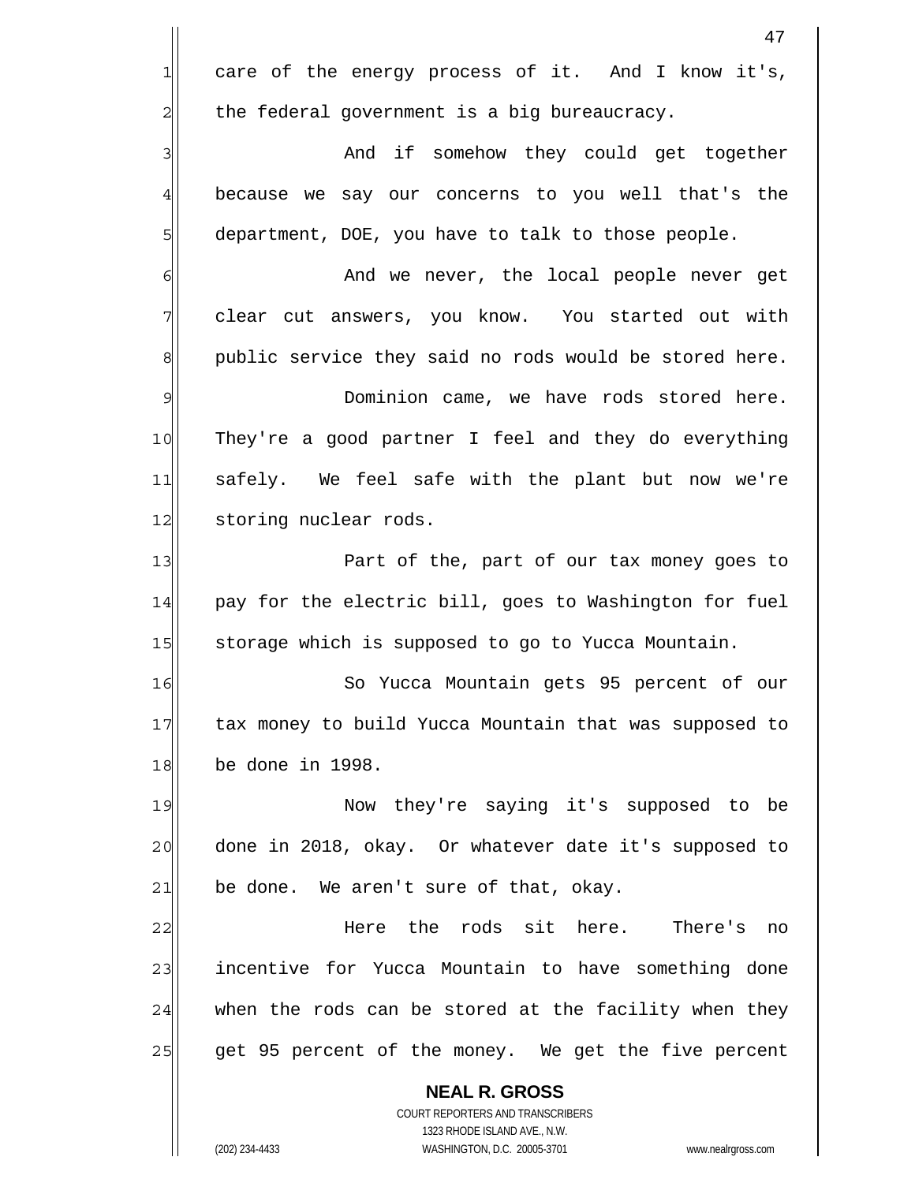care of the energy process of it. And I know it's, the federal government is a big bureaucracy.

And if somehow they could get together because we say our concerns to you well that's the department, DOE, you have to talk to those people.

And we never, the local people never get clear cut answers, you know. You started out with public service they said no rods would be stored here.

Dominion came, we have rods stored here. They're a good partner I feel and they do everything safely. We feel safe with the plant but now we're storing nuclear rods.

Part of the, part of our tax money goes to pay for the electric bill, goes to Washington for fuel storage which is supposed to go to Yucca Mountain.

So Yucca Mountain gets 95 percent of our tax money to build Yucca Mountain that was supposed to be done in 1998.

Now they're saying it's supposed to be done in 2018, okay. Or whatever date it's supposed to be done. We aren't sure of that, okay.

Here the rods sit here. There's no incentive for Yucca Mountain to have something done when the rods can be stored at the facility when they get 95 percent of the money. We get the five percent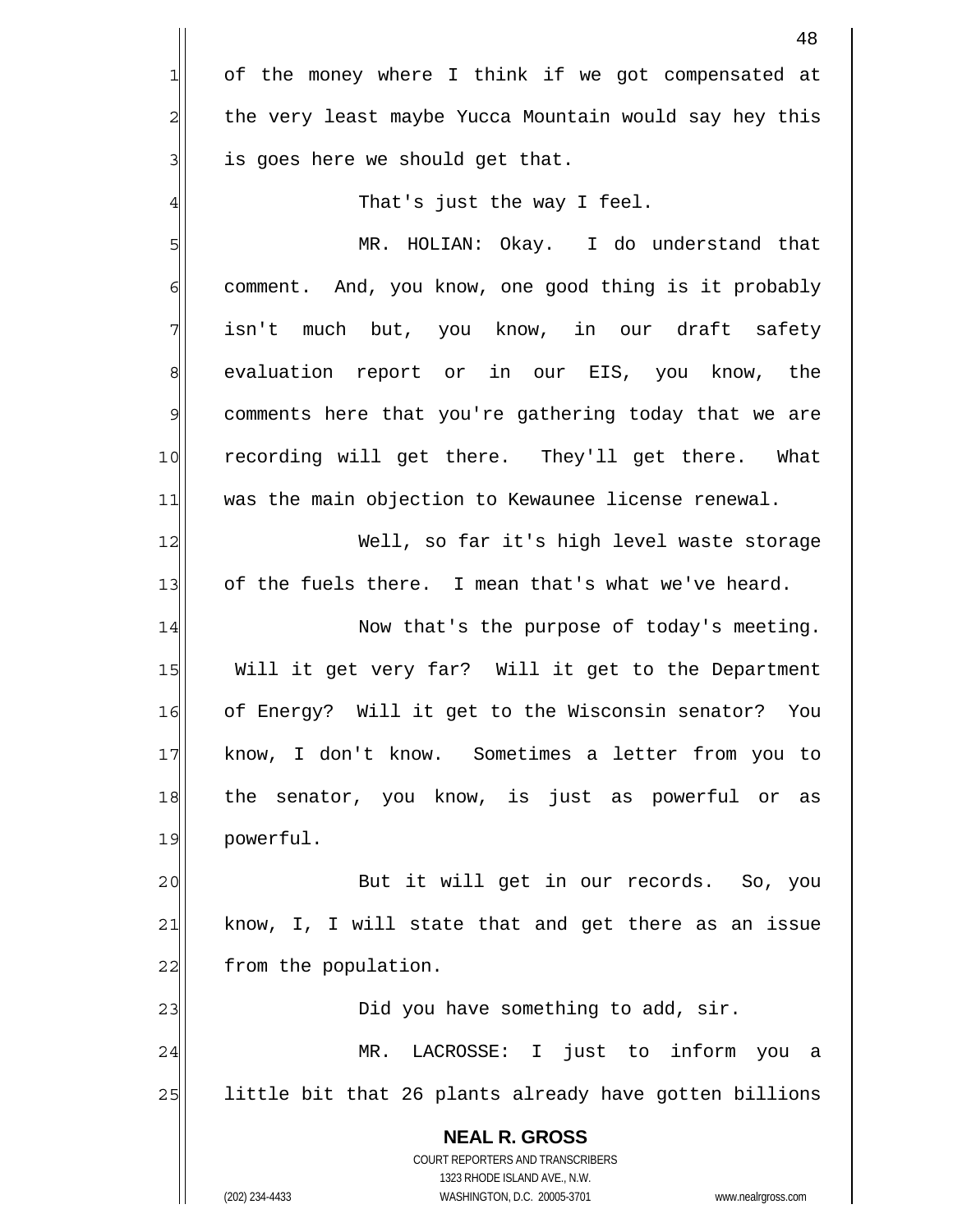of the money where I think if we got compensated at the very least maybe Yucca Mountain would say hey this is goes here we should get that.

That's just the way I feel.

MR. HOLIAN: Okay. I do understand that comment. And, you know, one good thing is it probably isn't much but, you know, in our draft safety evaluation report or in our EIS, you know, the comments here that you're gathering today that we are recording will get there. They'll get there. What was the main objection to Kewaunee license renewal.

Well, so far it's high level waste storage of the fuels there. I mean that's what we've heard.

Now that's the purpose of today's meeting. Will it get very far? Will it get to the Department of Energy? Will it get to the Wisconsin senator? You know, I don't know. Sometimes a letter from you to the senator, you know, is just as powerful or as powerful.

But it will get in our records. So, you know, I, I will state that and get there as an issue from the population.

Did you have something to add, sir.

MR. LACROSSE: I just to inform you a little bit that 26 plants already have gotten billions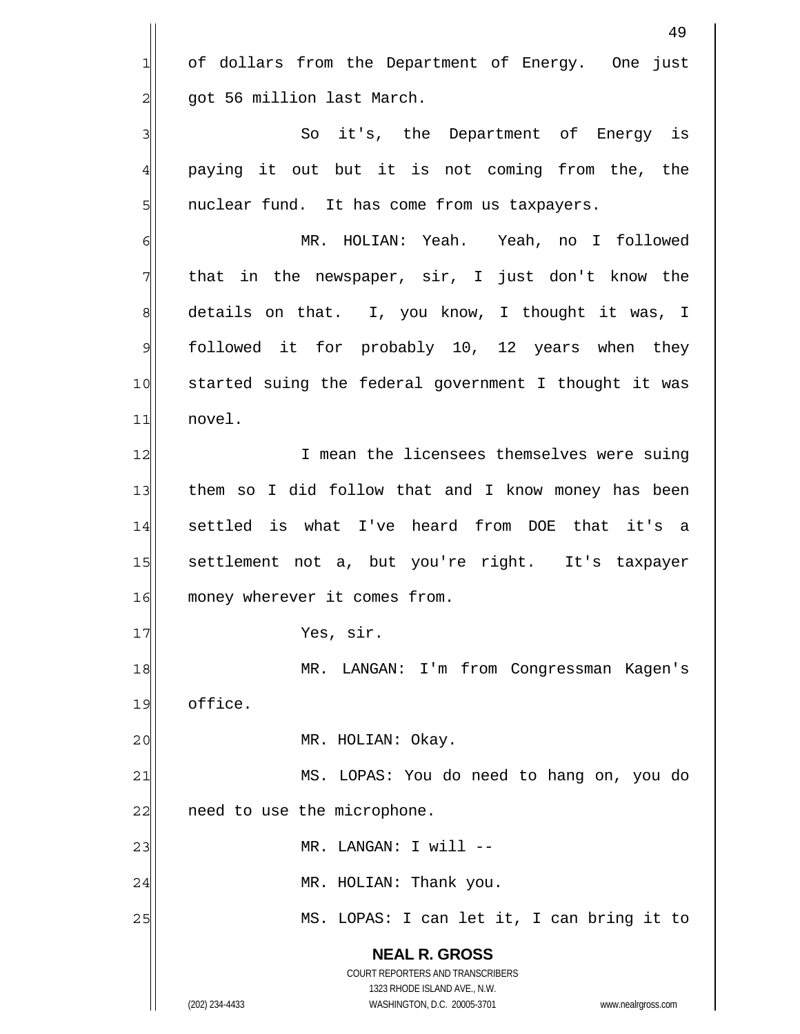of dollars from the Department of Energy. One just got 56 million last March.

So it's, the Department of Energy is paying it out but it is not coming from the, the nuclear fund. It has come from us taxpayers.

MR. HOLIAN: Yeah. Yeah, no I followed that in the newspaper, sir, I just don't know the details on that. I, you know, I thought it was, I followed it for probably 10, 12 years when they started suing the federal government I thought it was novel.

I mean the licensees themselves were suing them so I did follow that and I know money has been settled is what I've heard from DOE that it's a settlement not a, but you're right. It's taxpayer money wherever it comes from.

Yes, sir.

MR. LANGAN: I'm from Congressman Kagen's office.

MR. HOLIAN: Okay.

MS. LOPAS: You do need to hang on, you do need to use the microphone.

MR. LANGAN: I will --

MR. HOLIAN: Thank you.

MS. LOPAS: I can let it, I can bring it to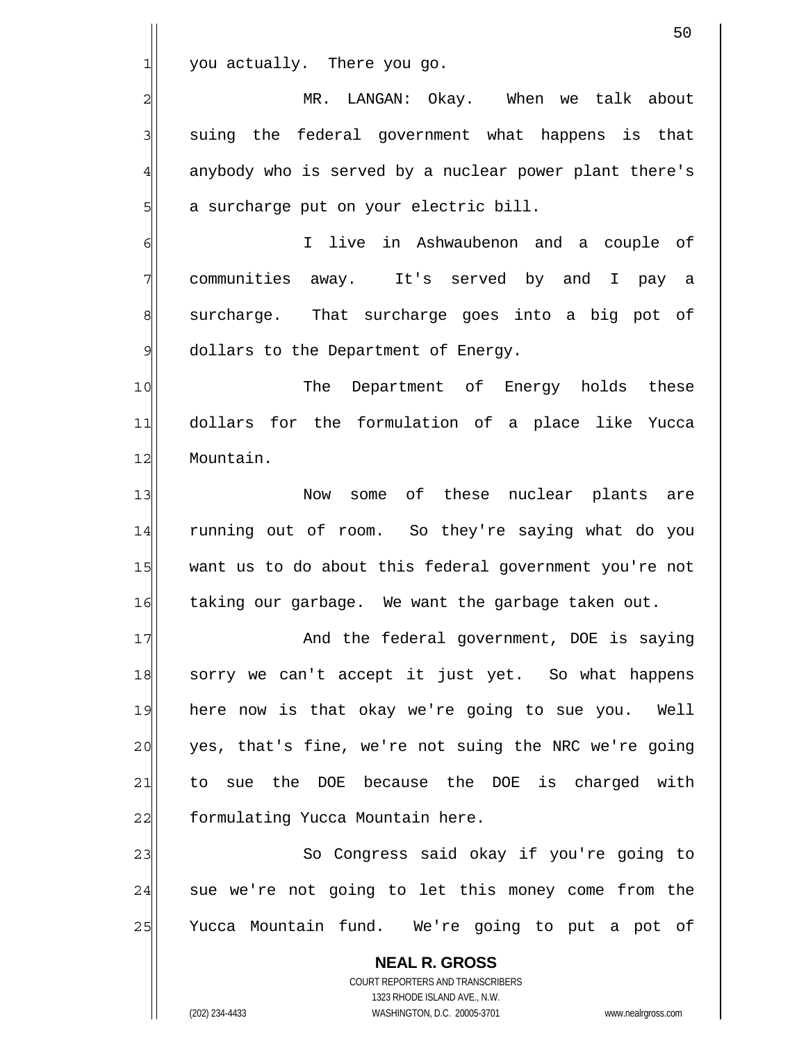you actually. There you go.

MR. LANGAN: Okay. When we talk about suing the federal government what happens is that anybody who is served by a nuclear power plant there's a surcharge put on your electric bill.

I live in Ashwaubenon and a couple of communities away. It's served by and I pay a surcharge. That surcharge goes into a big pot of dollars to the Department of Energy.

The Department of Energy holds these dollars for the formulation of a place like Yucca Mountain.

Now some of these nuclear plants are running out of room. So they're saying what do you want us to do about this federal government you're not taking our garbage. We want the garbage taken out.

And the federal government, DOE is saying sorry we can't accept it just yet. So what happens here now is that okay we're going to sue you. Well yes, that's fine, we're not suing the NRC we're going to sue the DOE because the DOE is charged with formulating Yucca Mountain here.

So Congress said okay if you're going to sue we're not going to let this money come from the Yucca Mountain fund. We're going to put a pot of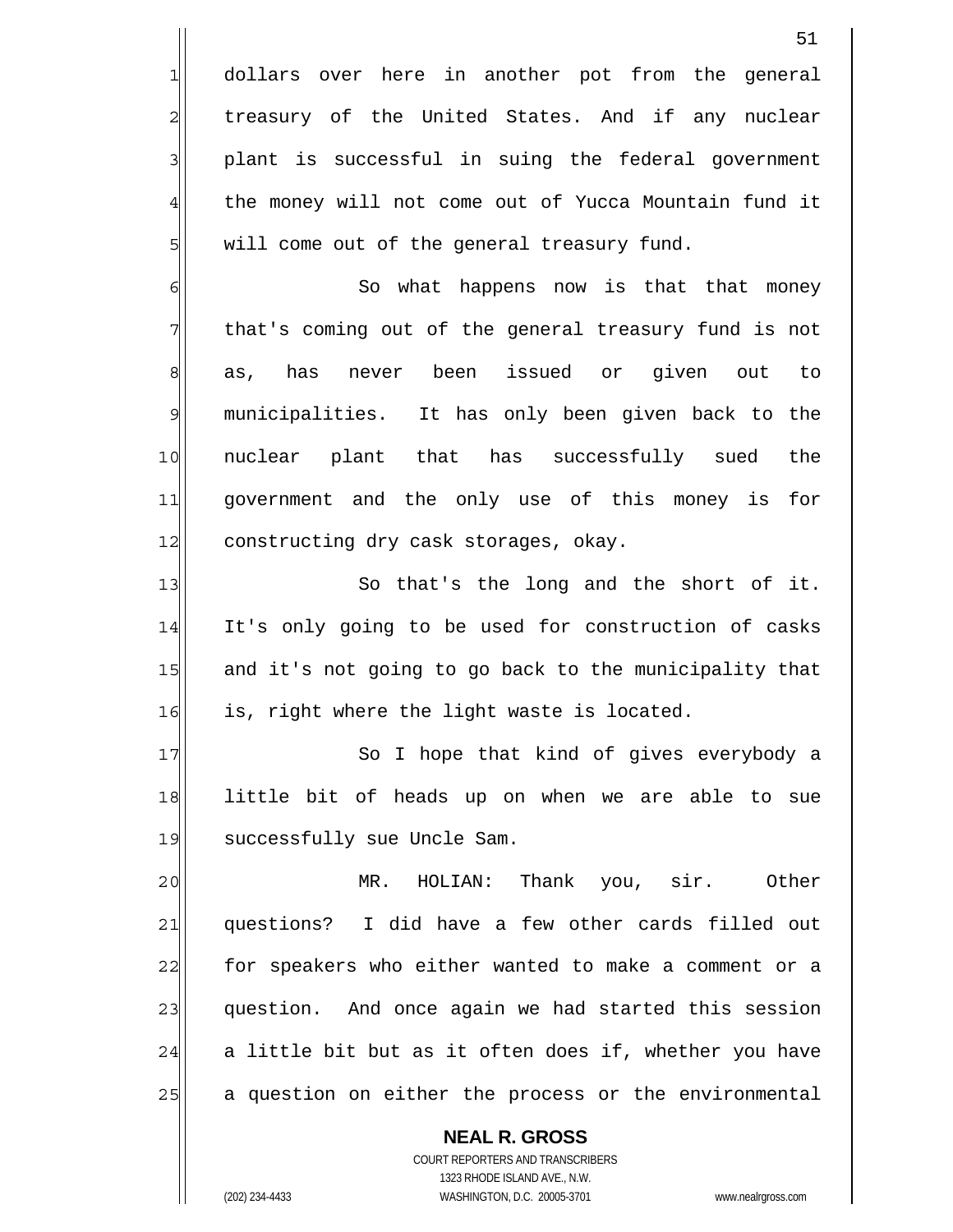dollars over here in another pot from the general treasury of the United States. And if any nuclear plant is successful in suing the federal government the money will not come out of Yucca Mountain fund it will come out of the general treasury fund.

So what happens now is that that money that's coming out of the general treasury fund is not as, has never been issued or given out to municipalities. It has only been given back to the nuclear plant that has successfully sued the government and the only use of this money is for constructing dry cask storages, okay.

So that's the long and the short of it. It's only going to be used for construction of casks and it's not going to go back to the municipality that is, right where the light waste is located.

So I hope that kind of gives everybody a little bit of heads up on when we are able to sue successfully sue Uncle Sam.

MR. HOLIAN: Thank you, sir. Other questions? I did have a few other cards filled out for speakers who either wanted to make a comment or a question. And once again we had started this session a little bit but as it often does if, whether you have a question on either the process or the environmental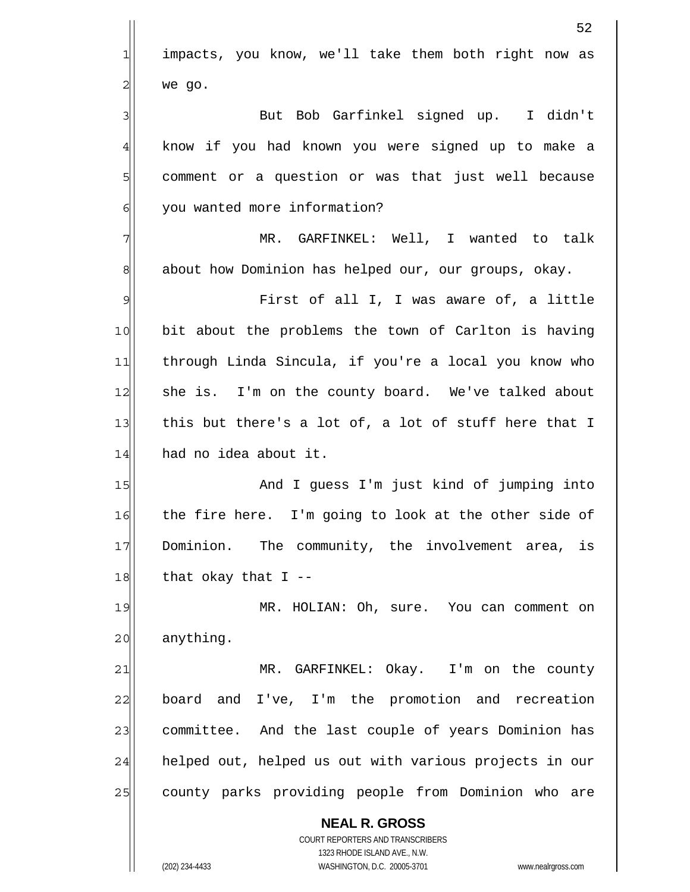impacts, you know, we'll take them both right now as we go.

But Bob Garfinkel signed up. I didn't know if you had known you were signed up to make a comment or a question or was that just well because you wanted more information?

MR. GARFINKEL: Well, I wanted to talk about how Dominion has helped our, our groups, okay.

First of all I, I was aware of, a little bit about the problems the town of Carlton is having through Linda Sincula, if you're a local you know who she is. I'm on the county board. We've talked about this but there's a lot of, a lot of stuff here that I had no idea about it.

And I guess I'm just kind of jumping into the fire here. I'm going to look at the other side of Dominion. The community, the involvement area, is that okay that I --

MR. HOLIAN: Oh, sure. You can comment on anything.

MR. GARFINKEL: Okay. I'm on the county board and I've, I'm the promotion and recreation committee. And the last couple of years Dominion has helped out, helped us out with various projects in our county parks providing people from Dominion who are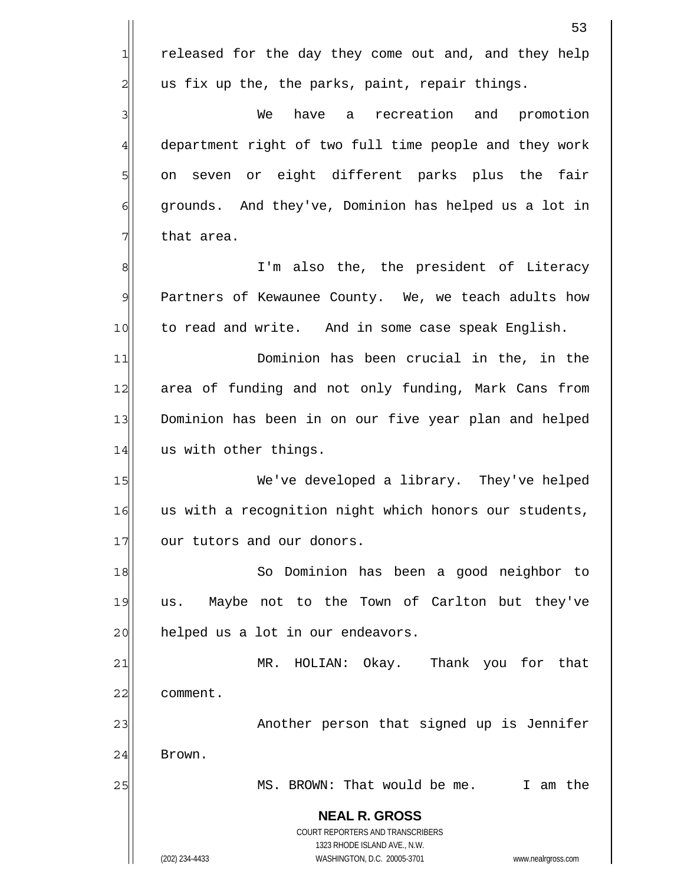released for the day they come out and, and they help us fix up the, the parks, paint, repair things.

We have a recreation and promotion department right of two full time people and they work on seven or eight different parks plus the fair grounds. And they've, Dominion has helped us a lot in that area.

I'm also the, the president of Literacy Partners of Kewaunee County. We, we teach adults how to read and write. And in some case speak English.

Dominion has been crucial in the, in the area of funding and not only funding, Mark Cans from Dominion has been in on our five year plan and helped us with other things.

We've developed a library. They've helped us with a recognition night which honors our students, our tutors and our donors.

So Dominion has been a good neighbor to us. Maybe not to the Town of Carlton but they've helped us a lot in our endeavors.

MR. HOLIAN: Okay. Thank you for that comment.

Another person that signed up is Jennifer Brown.

MS. BROWN: That would be me. I am the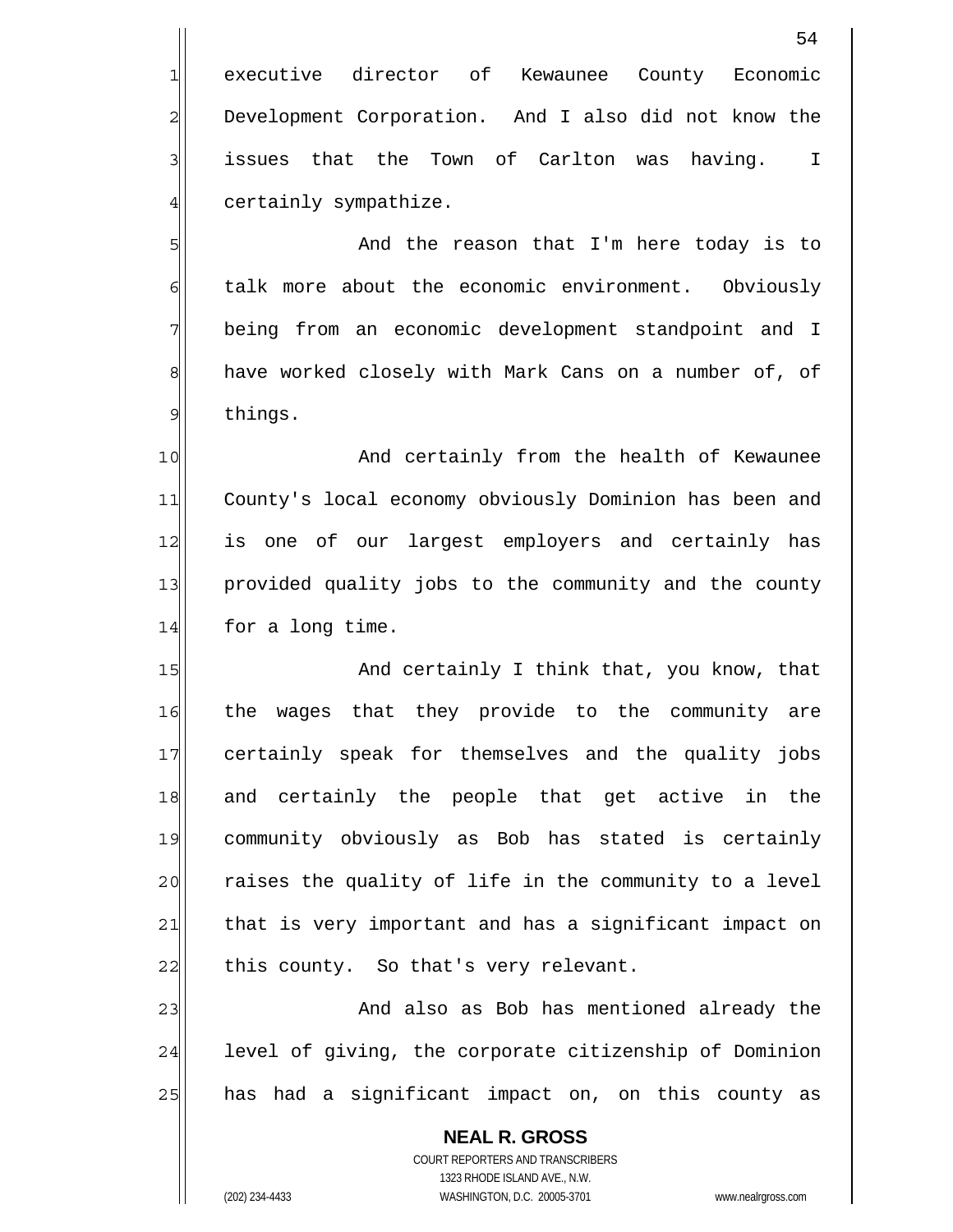executive director of Kewaunee County Economic Development Corporation. And I also did not know the issues that the Town of Carlton was having. I certainly sympathize.

And the reason that I'm here today is to talk more about the economic environment. Obviously being from an economic development standpoint and I have worked closely with Mark Cans on a number of, of things.

And certainly from the health of Kewaunee County's local economy obviously Dominion has been and is one of our largest employers and certainly has provided quality jobs to the community and the county for a long time.

And certainly I think that, you know, that the wages that they provide to the community are certainly speak for themselves and the quality jobs and certainly the people that get active in the community obviously as Bob has stated is certainly raises the quality of life in the community to a level that is very important and has a significant impact on this county. So that's very relevant.

And also as Bob has mentioned already the level of giving, the corporate citizenship of Dominion has had a significant impact on, on this county as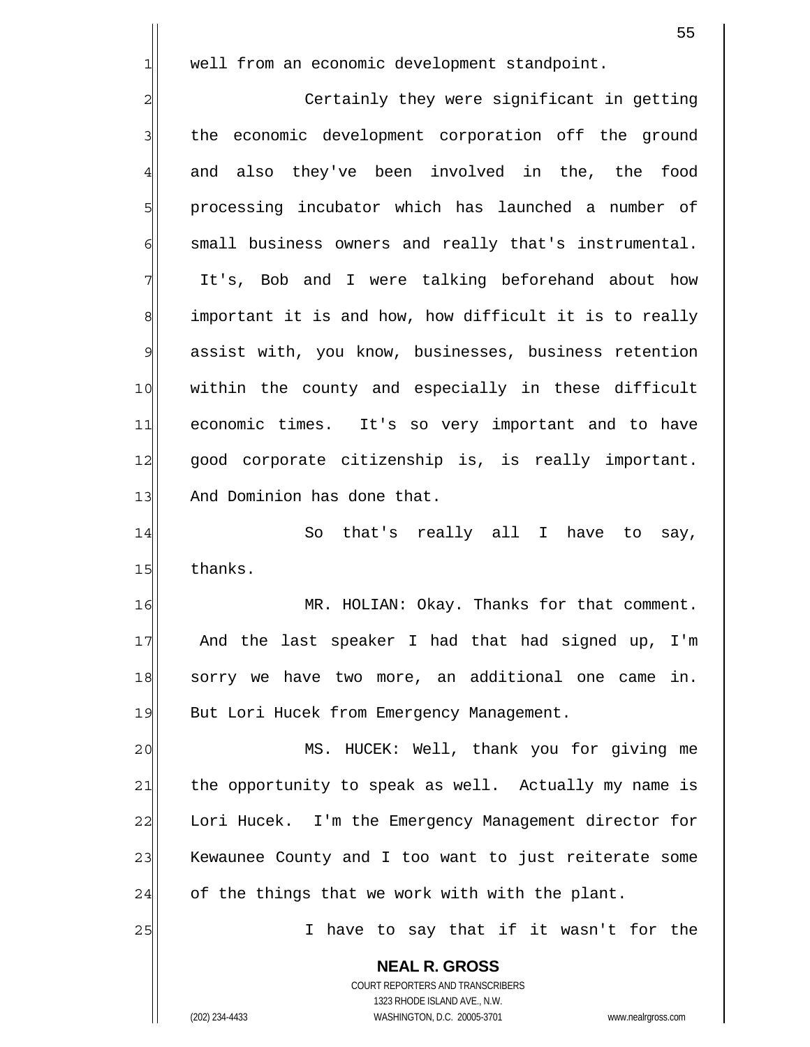well from an economic development standpoint.

Certainly they were significant in getting the economic development corporation off the ground and also they've been involved in the, the food processing incubator which has launched a number of small business owners and really that's instrumental. It's, Bob and I were talking beforehand about how important it is and how, how difficult it is to really assist with, you know, businesses, business retention within the county and especially in these difficult economic times. It's so very important and to have good corporate citizenship is, is really important. And Dominion has done that.

So that's really all I have to say, thanks.

MR. HOLIAN: Okay. Thanks for that comment. And the last speaker I had that had signed up, I'm sorry we have two more, an additional one came in. But Lori Hucek from Emergency Management.

MS. HUCEK: Well, thank you for giving me the opportunity to speak as well. Actually my name is Lori Hucek. I'm the Emergency Management director for Kewaunee County and I too want to just reiterate some of the things that we work with with the plant.

I have to say that if it wasn't for the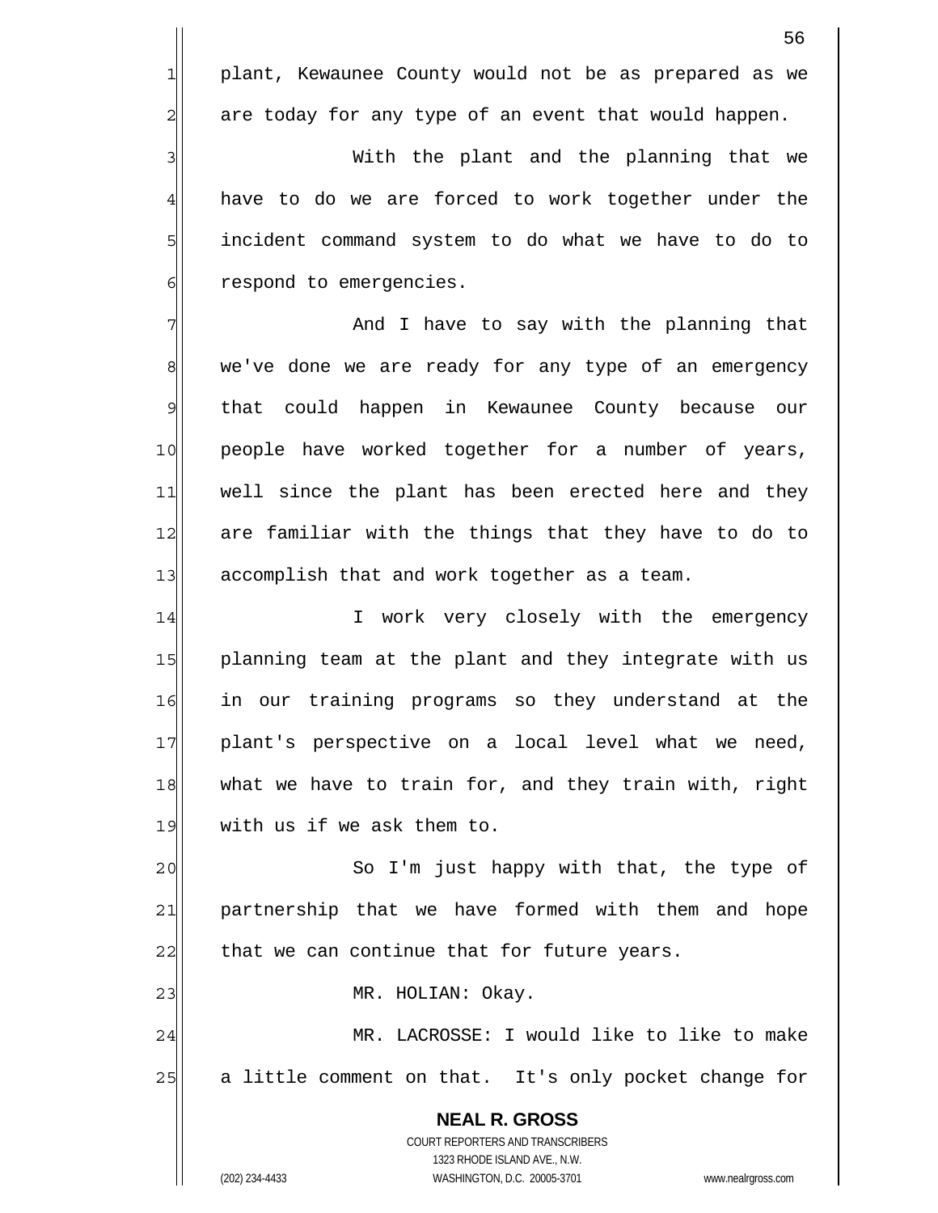plant, Kewaunee County would not be as prepared as we are today for any type of an event that would happen.

With the plant and the planning that we have to do we are forced to work together under the incident command system to do what we have to do to respond to emergencies.

And I have to say with the planning that we've done we are ready for any type of an emergency that could happen in Kewaunee County because our people have worked together for a number of years, well since the plant has been erected here and they are familiar with the things that they have to do to accomplish that and work together as a team.

I work very closely with the emergency planning team at the plant and they integrate with us in our training programs so they understand at the plant's perspective on a local level what we need, what we have to train for, and they train with, right with us if we ask them to.

So I'm just happy with that, the type of partnership that we have formed with them and hope that we can continue that for future years.

MR. HOLIAN: Okay.

MR. LACROSSE: I would like to like to make a little comment on that. It's only pocket change for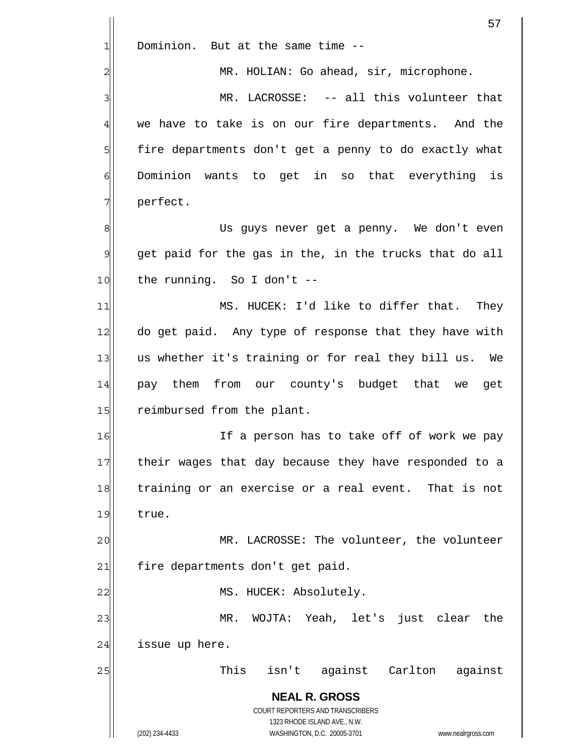Dominion. But at the same time --

MR. HOLIAN: Go ahead, sir, microphone.

MR. LACROSSE: -- all this volunteer that we have to take is on our fire departments. And the fire departments don't get a penny to do exactly what Dominion wants to get in so that everything is perfect.

Us guys never get a penny. We don't even get paid for the gas in the, in the trucks that do all the running. So I don't --

MS. HUCEK: I'd like to differ that. They do get paid. Any type of response that they have with us whether it's training or for real they bill us. We pay them from our county's budget that we get reimbursed from the plant.

If a person has to take off of work we pay their wages that day because they have responded to a training or an exercise or a real event. That is not true.

MR. LACROSSE: The volunteer, the volunteer fire departments don't get paid.

MS. HUCEK: Absolutely.

MR. WOJTA: Yeah, let's just clear the issue up here.

This isn't against Carlton against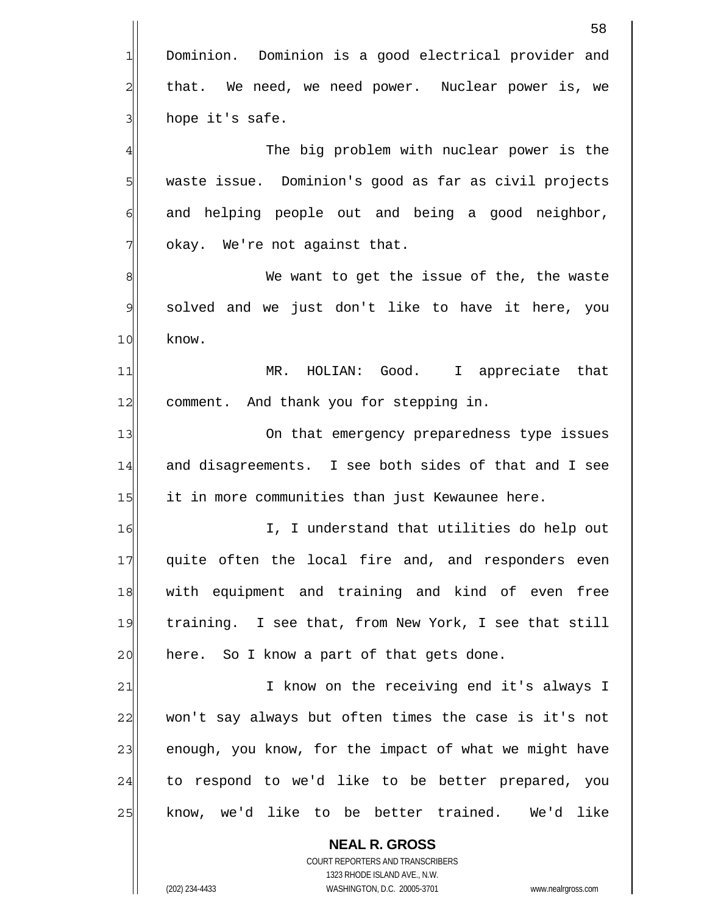Dominion. Dominion is a good electrical provider and that. We need, we need power. Nuclear power is, we hope it's safe.

The big problem with nuclear power is the waste issue. Dominion's good as far as civil projects and helping people out and being a good neighbor, okay. We're not against that.

We want to get the issue of the, the waste solved and we just don't like to have it here, you know.

MR. HOLIAN: Good. I appreciate that comment. And thank you for stepping in.

On that emergency preparedness type issues and disagreements. I see both sides of that and I see it in more communities than just Kewaunee here.

I, I understand that utilities do help out quite often the local fire and, and responders even with equipment and training and kind of even free training. I see that, from New York, I see that still here. So I know a part of that gets done.

I know on the receiving end it's always I won't say always but often times the case is it's not enough, you know, for the impact of what we might have to respond to we'd like to be better prepared, you know, we'd like to be better trained. We'd like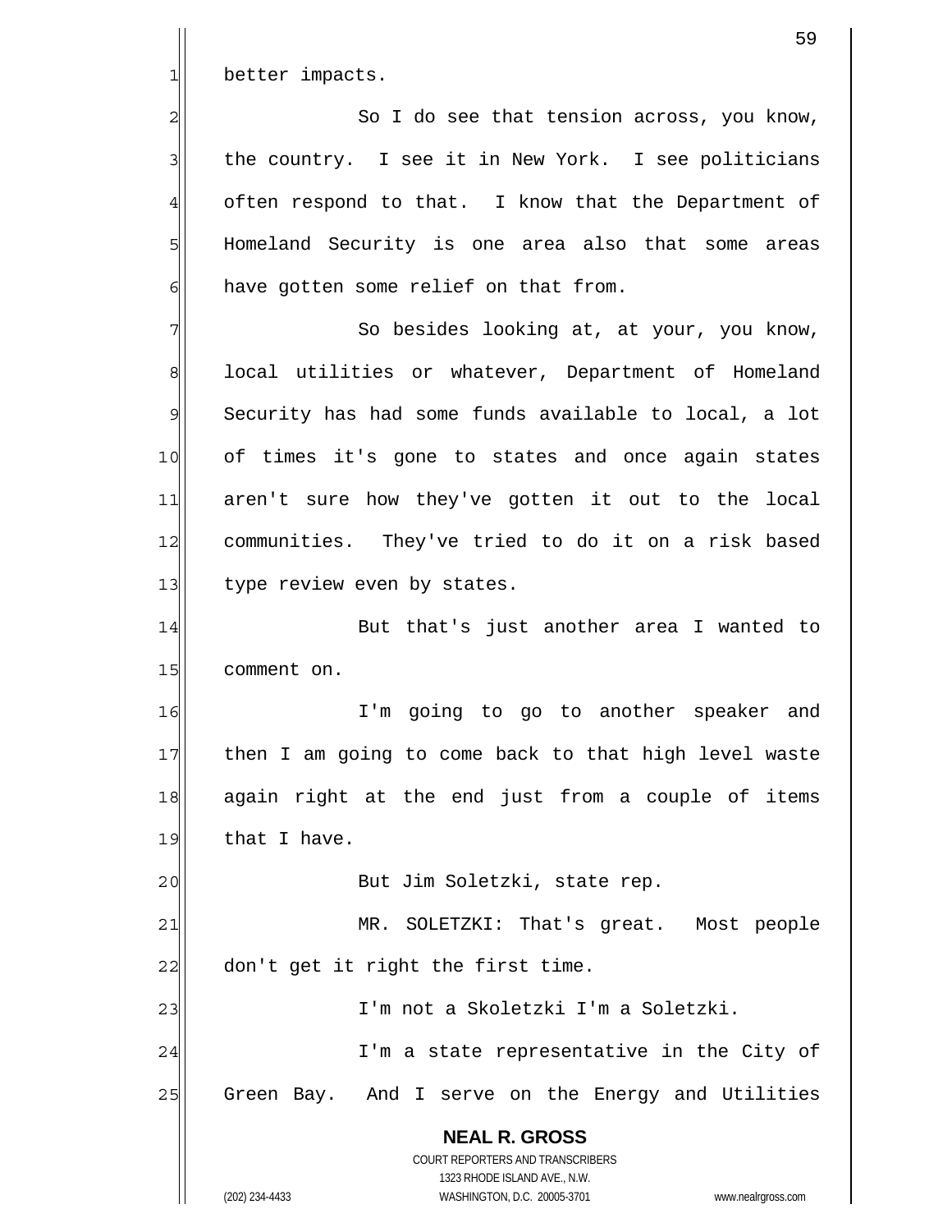better impacts.

So I do see that tension across, you know, the country. I see it in New York. I see politicians often respond to that. I know that the Department of Homeland Security is one area also that some areas have gotten some relief on that from.

So besides looking at, at your, you know, local utilities or whatever, Department of Homeland Security has had some funds available to local, a lot of times it's gone to states and once again states aren't sure how they've gotten it out to the local communities. They've tried to do it on a risk based type review even by states.

But that's just another area I wanted to comment on.

I'm going to go to another speaker and then I am going to come back to that high level waste again right at the end just from a couple of items that I have.

But Jim Soletzki, state rep.

MR. SOLETZKI: That's great. Most people don't get it right the first time.

I'm not a Skoletzki I'm a Soletzki.

I'm a state representative in the City of Green Bay. And I serve on the Energy and Utilities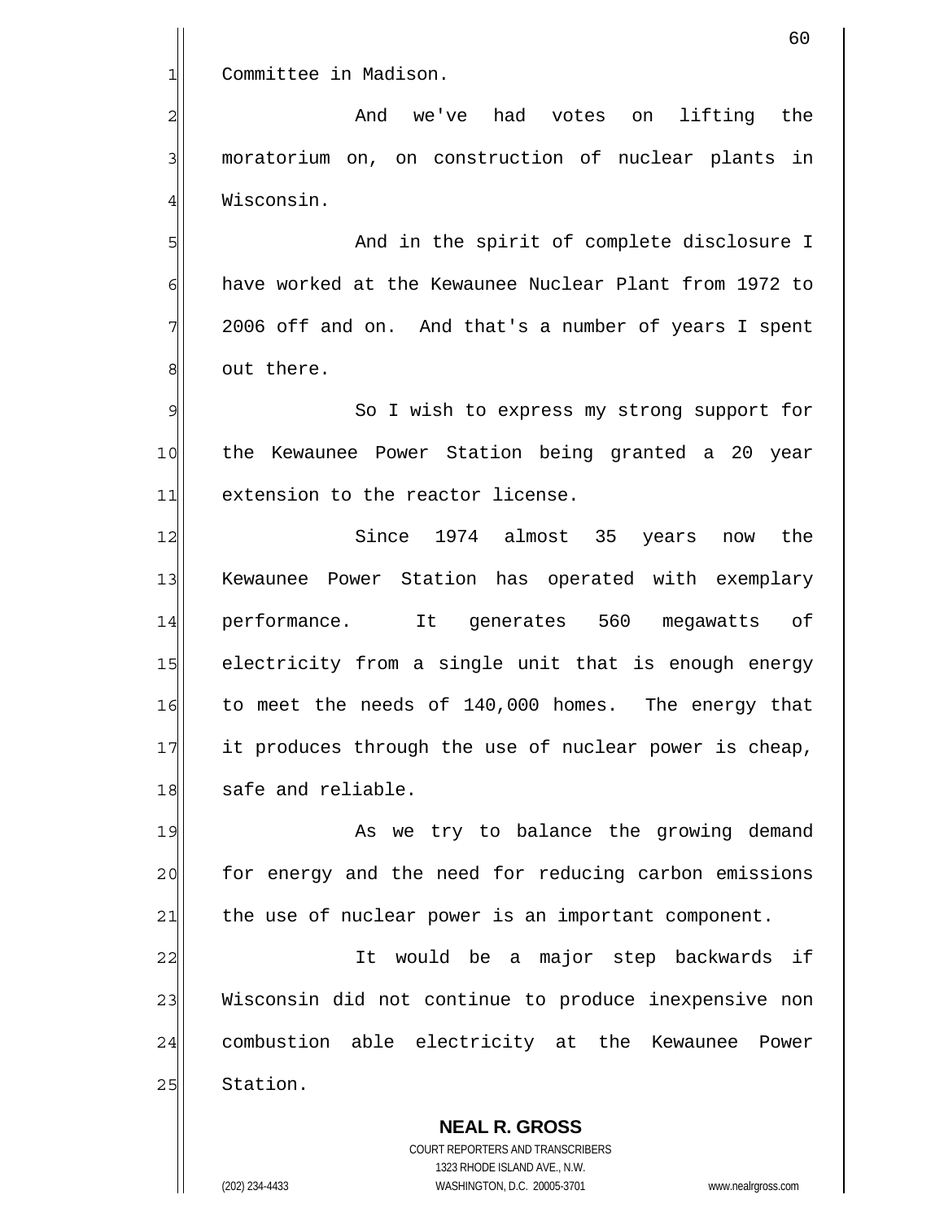Committee in Madison.

And we've had votes on lifting the moratorium on, on construction of nuclear plants in Wisconsin.

And in the spirit of complete disclosure I have worked at the Kewaunee Nuclear Plant from 1972 to 2006 off and on. And that's a number of years I spent out there.

So I wish to express my strong support for the Kewaunee Power Station being granted a 20 year extension to the reactor license.

Since 1974 almost 35 years now the Kewaunee Power Station has operated with exemplary performance. It generates 560 megawatts of electricity from a single unit that is enough energy to meet the needs of 140,000 homes. The energy that it produces through the use of nuclear power is cheap, safe and reliable.

As we try to balance the growing demand for energy and the need for reducing carbon emissions the use of nuclear power is an important component.

It would be a major step backwards if Wisconsin did not continue to produce inexpensive non combustion able electricity at the Kewaunee Power Station.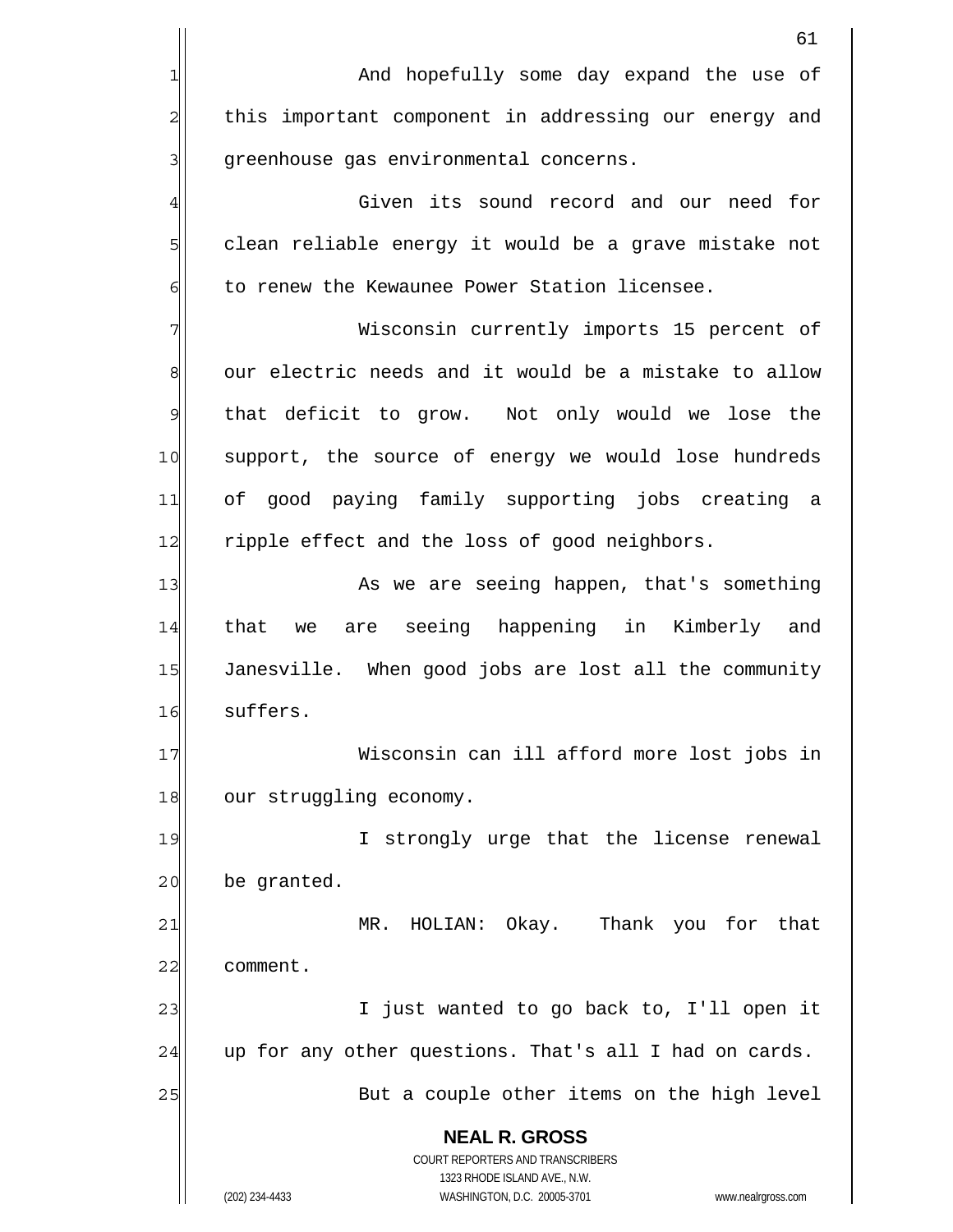And hopefully some day expand the use of this important component in addressing our energy and greenhouse gas environmental concerns.

Given its sound record and our need for clean reliable energy it would be a grave mistake not to renew the Kewaunee Power Station licensee.

Wisconsin currently imports 15 percent of our electric needs and it would be a mistake to allow that deficit to grow. Not only would we lose the support, the source of energy we would lose hundreds of good paying family supporting jobs creating a ripple effect and the loss of good neighbors.

As we are seeing happen, that's something that we are seeing happening in Kimberly and Janesville. When good jobs are lost all the community suffers.

Wisconsin can ill afford more lost jobs in our struggling economy.

I strongly urge that the license renewal be granted.

MR. HOLIAN: Okay. Thank you for that comment.

I just wanted to go back to, I'll open it up for any other questions. That's all I had on cards.

But a couple other items on the high level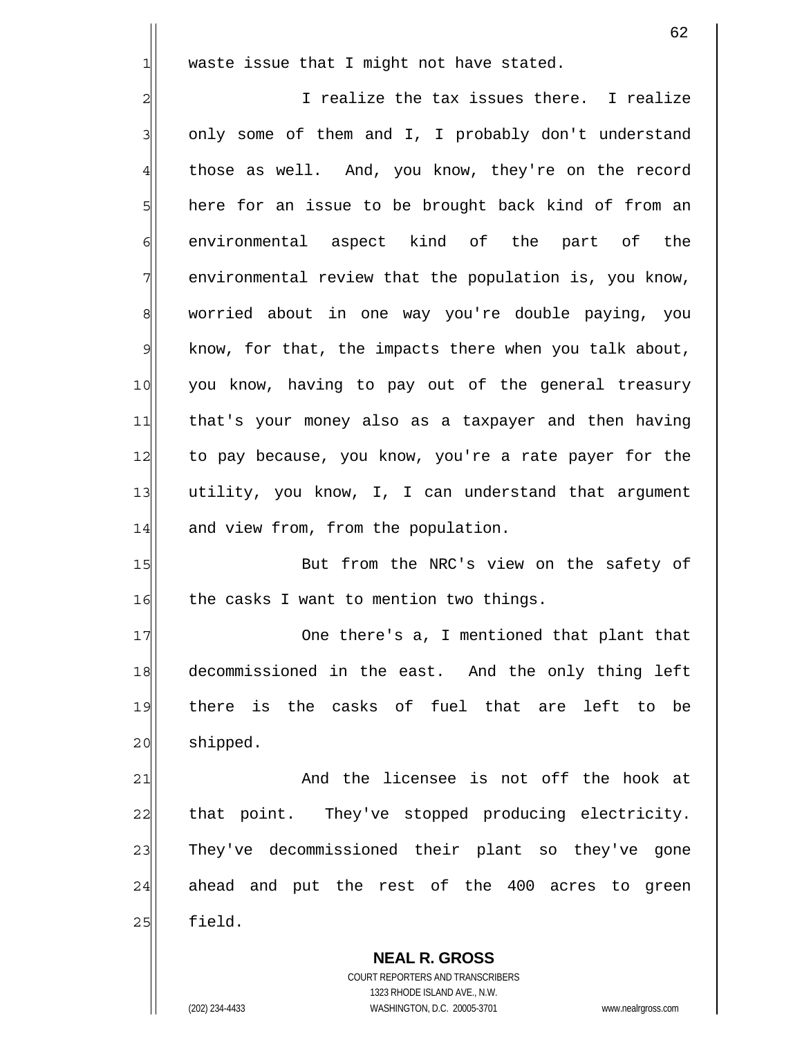waste issue that I might not have stated.

I realize the tax issues there. I realize only some of them and I, I probably don't understand those as well. And, you know, they're on the record here for an issue to be brought back kind of from an environmental aspect kind of the part of the environmental review that the population is, you know, worried about in one way you're double paying, you know, for that, the impacts there when you talk about, you know, having to pay out of the general treasury that's your money also as a taxpayer and then having to pay because, you know, you're a rate payer for the utility, you know, I, I can understand that argument and view from, from the population.

But from the NRC's view on the safety of the casks I want to mention two things.

One there's a, I mentioned that plant that decommissioned in the east. And the only thing left there is the casks of fuel that are left to be shipped.

And the licensee is not off the hook at that point. They've stopped producing electricity. They've decommissioned their plant so they've gone ahead and put the rest of the 400 acres to green field.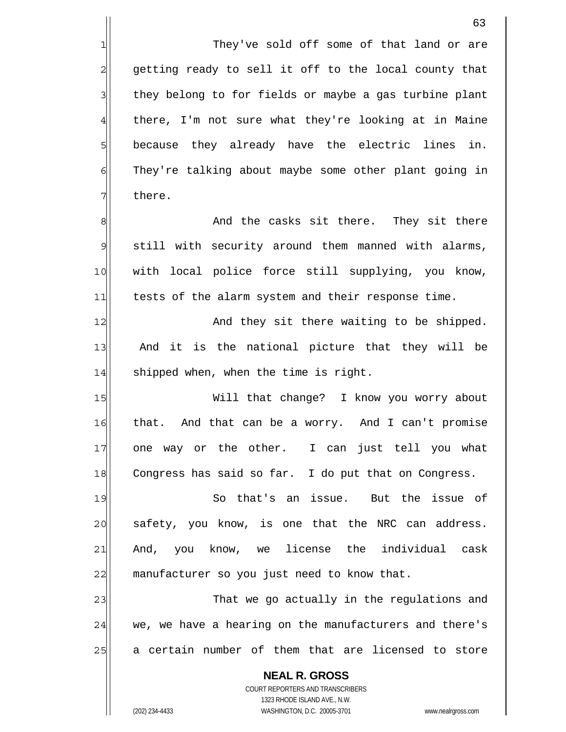They've sold off some of that land or are getting ready to sell it off to the local county that they belong to for fields or maybe a gas turbine plant there, I'm not sure what they're looking at in Maine because they already have the electric lines in. They're talking about maybe some other plant going in there.

And the casks sit there. They sit there still with security around them manned with alarms, with local police force still supplying, you know, tests of the alarm system and their response time.

And they sit there waiting to be shipped. And it is the national picture that they will be shipped when, when the time is right.

Will that change? I know you worry about that. And that can be a worry. And I can't promise one way or the other. I can just tell you what Congress has said so far. I do put that on Congress.

So that's an issue. But the issue of safety, you know, is one that the NRC can address. And, you know, we license the individual cask manufacturer so you just need to know that.

That we go actually in the regulations and we, we have a hearing on the manufacturers and there's a certain number of them that are licensed to store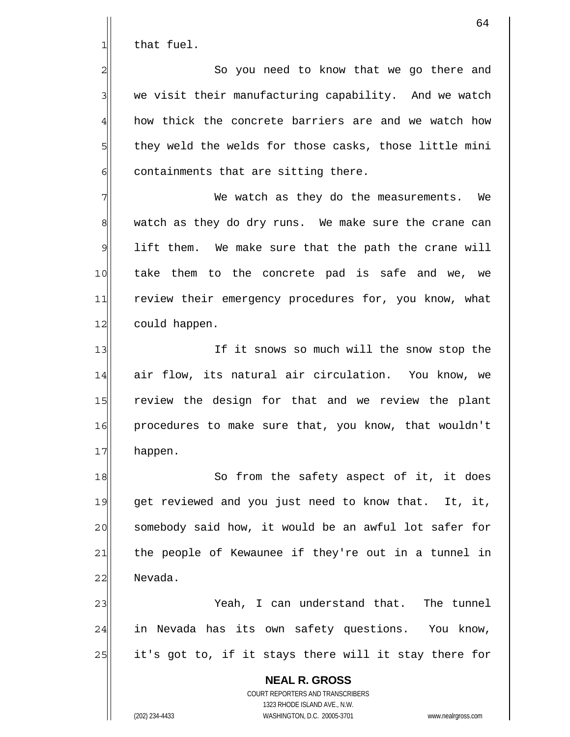that fuel.

So you need to know that we go there and we visit their manufacturing capability. And we watch how thick the concrete barriers are and we watch how they weld the welds for those casks, those little mini containments that are sitting there.

We watch as they do the measurements. We watch as they do dry runs. We make sure the crane can lift them. We make sure that the path the crane will take them to the concrete pad is safe and we, we review their emergency procedures for, you know, what could happen.

If it snows so much will the snow stop the air flow, its natural air circulation. You know, we review the design for that and we review the plant procedures to make sure that, you know, that wouldn't happen.

So from the safety aspect of it, it does get reviewed and you just need to know that. It, it, somebody said how, it would be an awful lot safer for the people of Kewaunee if they're out in a tunnel in Nevada.

Yeah, I can understand that. The tunnel in Nevada has its own safety questions. You know, it's got to, if it stays there will it stay there for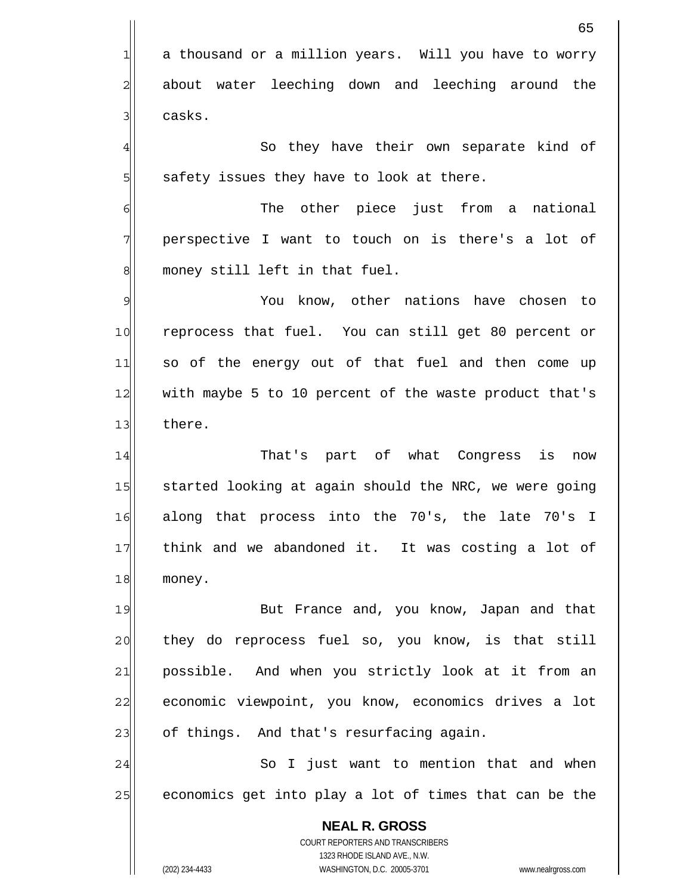a thousand or a million years. Will you have to worry about water leeching down and leeching around the casks.

So they have their own separate kind of safety issues they have to look at there.

The other piece just from a national perspective I want to touch on is there's a lot of money still left in that fuel.

You know, other nations have chosen to reprocess that fuel. You can still get 80 percent or so of the energy out of that fuel and then come up with maybe 5 to 10 percent of the waste product that's there.

That's part of what Congress is now started looking at again should the NRC, we were going along that process into the 70's, the late 70's I think and we abandoned it. It was costing a lot of money.

But France and, you know, Japan and that they do reprocess fuel so, you know, is that still possible. And when you strictly look at it from an economic viewpoint, you know, economics drives a lot of things. And that's resurfacing again.

So I just want to mention that and when economics get into play a lot of times that can be the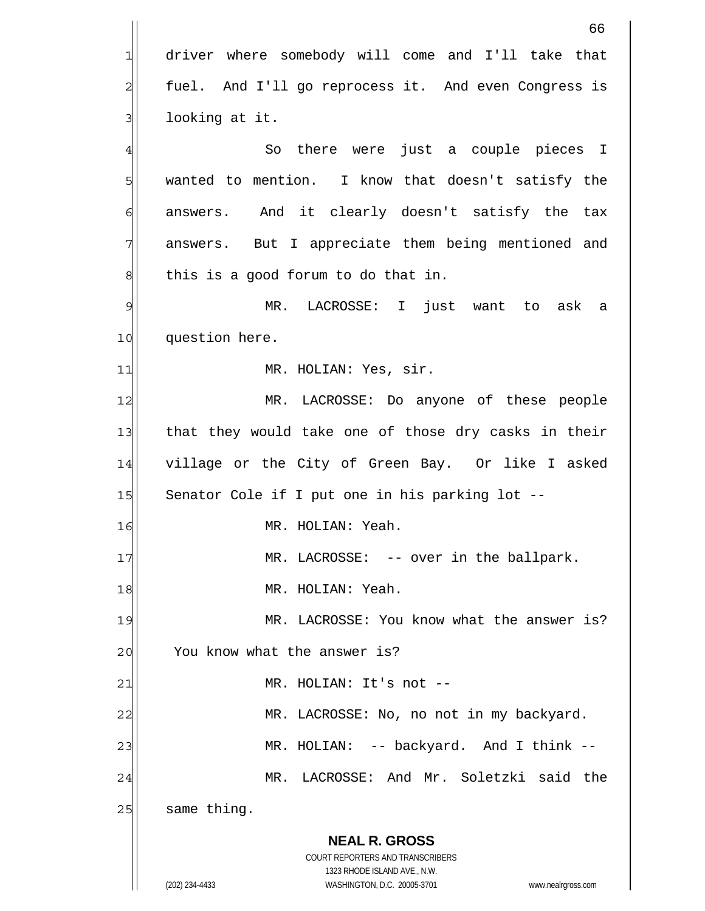driver where somebody will come and I'll take that fuel. And I'll go reprocess it. And even Congress is looking at it.

So there were just a couple pieces I wanted to mention. I know that doesn't satisfy the answers. And it clearly doesn't satisfy the tax answers. But I appreciate them being mentioned and this is a good forum to do that in.

MR. LACROSSE: I just want to ask a question here.

MR. HOLIAN: Yes, sir.

MR. LACROSSE: Do anyone of these people that they would take one of those dry casks in their village or the City of Green Bay. Or like I asked Senator Cole if I put one in his parking lot --

MR. HOLIAN: Yeah.

MR. LACROSSE: -- over in the ballpark.

MR. HOLIAN: Yeah.

MR. LACROSSE: You know what the answer is? You know what the answer is?

MR. HOLIAN: It's not --

MR. LACROSSE: No, no not in my backyard.

MR. HOLIAN: -- backyard. And I think --

MR. LACROSSE: And Mr. Soletzki said the same thing.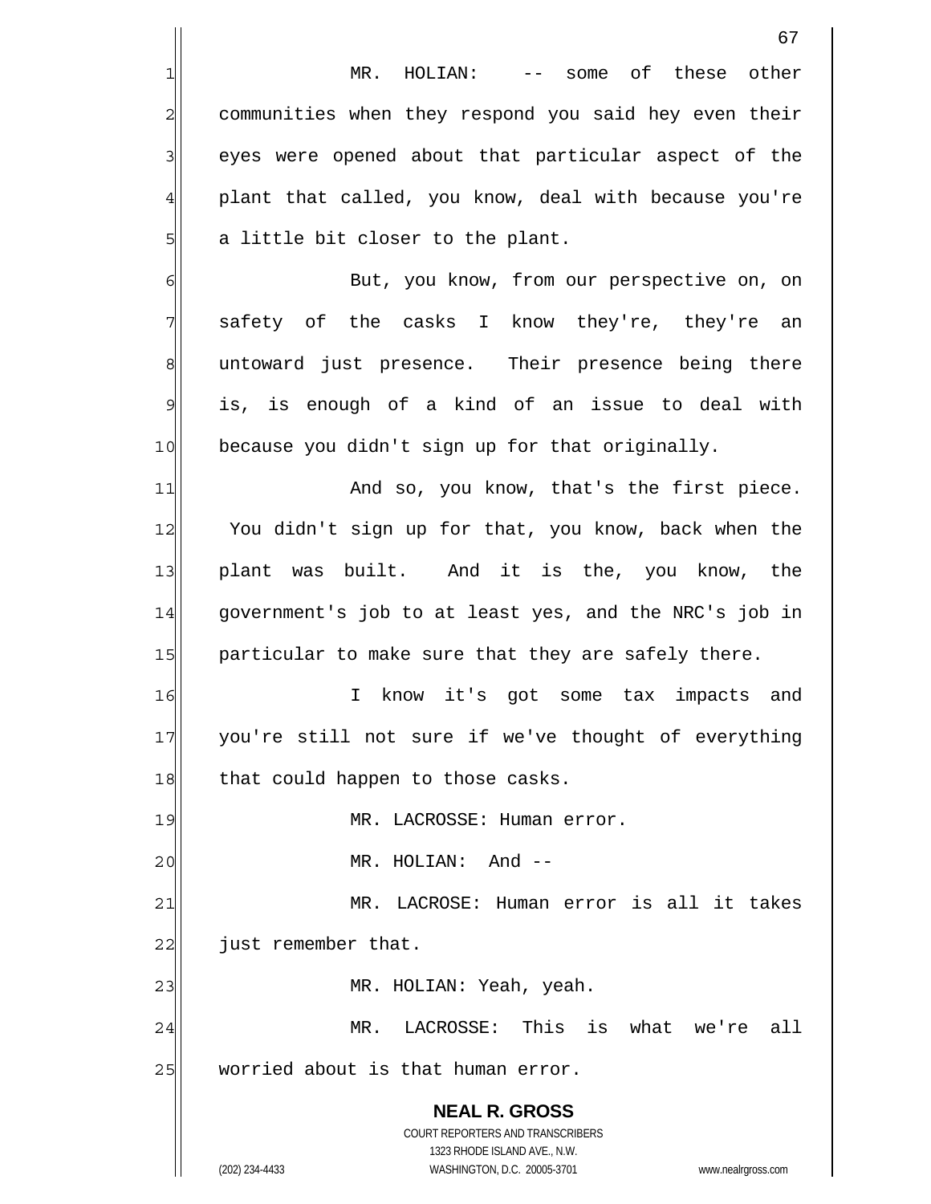MR. HOLIAN: -- some of these other communities when they respond you said hey even their eyes were opened about that particular aspect of the plant that called, you know, deal with because you're a little bit closer to the plant.

But, you know, from our perspective on, on safety of the casks I know they're, they're an untoward just presence. Their presence being there is, is enough of a kind of an issue to deal with because you didn't sign up for that originally.

And so, you know, that's the first piece. You didn't sign up for that, you know, back when the plant was built. And it is the, you know, the government's job to at least yes, and the NRC's job in particular to make sure that they are safely there.

I know it's got some tax impacts and you're still not sure if we've thought of everything that could happen to those casks.

MR. LACROSSE: Human error.

MR. HOLIAN: And --

MR. LACROSE: Human error is all it takes just remember that.

MR. HOLIAN: Yeah, yeah.

MR. LACROSSE: This is what we're all worried about is that human error.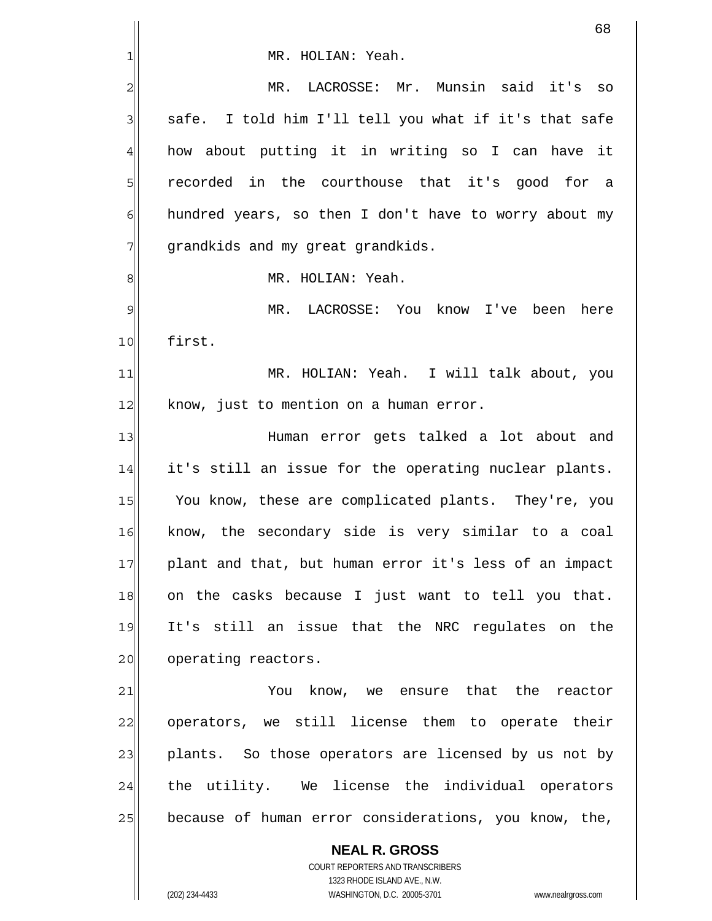MR. HOLIAN: Yeah.

MR. LACROSSE: Mr. Munsin said it's so safe. I told him I'll tell you what if it's that safe how about putting it in writing so I can have it recorded in the courthouse that it's good for a hundred years, so then I don't have to worry about my grandkids and my great grandkids.

MR. HOLIAN: Yeah.

MR. LACROSSE: You know I've been here first.

MR. HOLIAN: Yeah. I will talk about, you know, just to mention on a human error.

Human error gets talked a lot about and it's still an issue for the operating nuclear plants. You know, these are complicated plants. They're, you know, the secondary side is very similar to a coal plant and that, but human error it's less of an impact on the casks because I just want to tell you that. It's still an issue that the NRC regulates on the operating reactors.

You know, we ensure that the reactor operators, we still license them to operate their plants. So those operators are licensed by us not by the utility. We license the individual operators because of human error considerations, you know, the,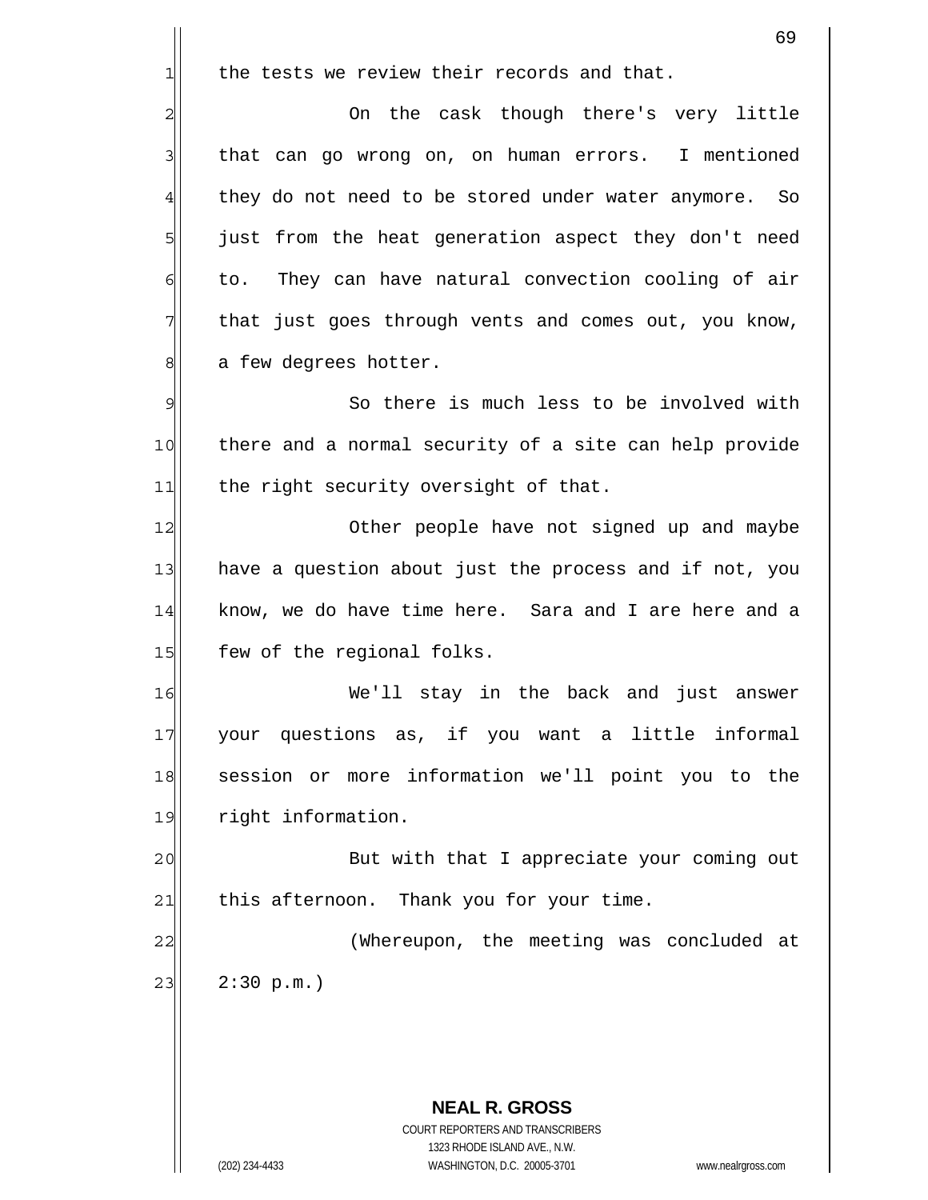the tests we review their records and that.

On the cask though there's very little that can go wrong on, on human errors. I mentioned they do not need to be stored under water anymore. So just from the heat generation aspect they don't need to. They can have natural convection cooling of air that just goes through vents and comes out, you know, a few degrees hotter.

So there is much less to be involved with there and a normal security of a site can help provide the right security oversight of that.

Other people have not signed up and maybe have a question about just the process and if not, you know, we do have time here. Sara and I are here and a few of the regional folks.

We'll stay in the back and just answer your questions as, if you want a little informal session or more information we'll point you to the right information.

But with that I appreciate your coming out this afternoon. Thank you for your time.

(Whereupon, the meeting was concluded at 2:30 p.m.)